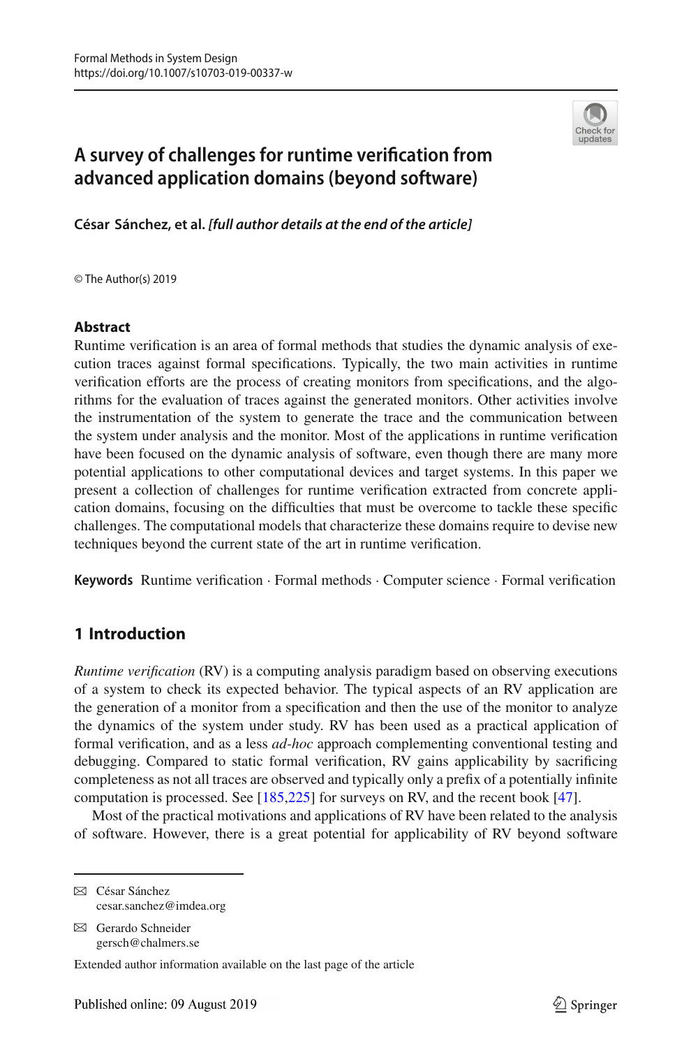# A survey of challenges for runtime verification from advanced application domains (beyond software)

**César Sánchez, et al.** ***[full author details at the end of the article]***

© The Author(s) 2019

## Abstract

Runtime verification is an area of formal methods that studies the dynamic analysis of execution traces against formal specifications. Typically, the two main activities in runtime verification efforts are the process of creating monitors from specifications, and the algorithms for the evaluation of traces against the generated monitors. Other activities involve the instrumentation of the system to generate the trace and the communication between the system under analysis and the monitor. Most of the applications in runtime verification have been focused on the dynamic analysis of software, even though there are many more potential applications to other computational devices and target systems. In this paper we present a collection of challenges for runtime verification extracted from concrete application domains, focusing on the difficulties that must be overcome to tackle these specific challenges. The computational models that characterize these domains require to devise new techniques beyond the current state of the art in runtime verification.

**Keywords** Runtime verification · Formal methods · Computer science · Formal verification

## 1 Introduction

*Runtime verification* (RV) is a computing analysis paradigm based on observing executions of a system to check its expected behavior. The typical aspects of an RV application are the generation of a monitor from a specification and then the use of the monitor to analyze the dynamics of the system under study. RV has been used as a practical application of formal verification, and as a less *ad-hoc* approach complementing conventional testing and debugging. Compared to static formal verification, RV gains applicability by sacrificing completeness as not all traces are observed and typically only a prefix of a potentially infinite computation is processed. See [185,225] for surveys on RV, and the recent book [47].

Most of the practical motivations and applications of RV have been related to the analysis of software. However, there is a great potential for applicability of RV beyond software

---

✉ César Sánchez
cesar.sanchez@imdea.org

✉ Gerardo Schneider
gersch@chalmers.se

Extended author information available on the last page of the article

Published online: 09 August 2019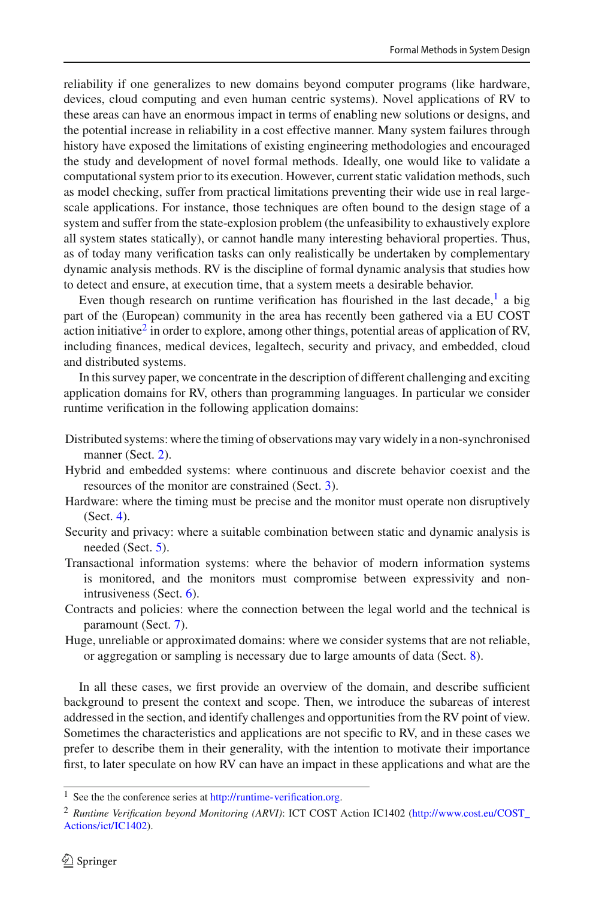reliability if one generalizes to new domains beyond computer programs (like hardware, devices, cloud computing and even human centric systems). Novel applications of RV to these areas can have an enormous impact in terms of enabling new solutions or designs, and the potential increase in reliability in a cost effective manner. Many system failures through history have exposed the limitations of existing engineering methodologies and encouraged the study and development of novel formal methods. Ideally, one would like to validate a computational system prior to its execution. However, current static validation methods, such as model checking, suffer from practical limitations preventing their wide use in real large-scale applications. For instance, those techniques are often bound to the design stage of a system and suffer from the state-explosion problem (the unfeasibility to exhaustively explore all system states statically), or cannot handle many interesting behavioral properties. Thus, as of today many verification tasks can only realistically be undertaken by complementary dynamic analysis methods. RV is the discipline of formal dynamic analysis that studies how to detect and ensure, at execution time, that a system meets a desirable behavior.

Even though research on runtime verification has flourished in the last decade,[1] a big part of the (European) community in the area has recently been gathered via a EU COST action initiative[2] in order to explore, among other things, potential areas of application of RV, including finances, medical devices, legaltech, security and privacy, and embedded, cloud and distributed systems.

In this survey paper, we concentrate in the description of different challenging and exciting application domains for RV, others than programming languages. In particular we consider runtime verification in the following application domains:

- Distributed systems: where the timing of observations may vary widely in a non-synchronised manner (Sect. 2).
- Hybrid and embedded systems: where continuous and discrete behavior coexist and the resources of the monitor are constrained (Sect. 3).
- Hardware: where the timing must be precise and the monitor must operate non disruptively (Sect. 4).
- Security and privacy: where a suitable combination between static and dynamic analysis is needed (Sect. 5).
- Transactional information systems: where the behavior of modern information systems is monitored, and the monitors must compromise between expressivity and non-intrusiveness (Sect. 6).
- Contracts and policies: where the connection between the legal world and the technical is paramount (Sect. 7).
- Huge, unreliable or approximated domains: where we consider systems that are not reliable, or aggregation or sampling is necessary due to large amounts of data (Sect. 8).

In all these cases, we first provide an overview of the domain, and describe sufficient background to present the context and scope. Then, we introduce the subareas of interest addressed in the section, and identify challenges and opportunities from the RV point of view. Sometimes the characteristics and applications are not specific to RV, and in these cases we prefer to describe them in their generality, with the intention to motivate their importance first, to later speculate on how RV can have an impact in these applications and what are the

---

[1] See the the conference series at http://runtime-verification.org.

[2] *Runtime Verification beyond Monitoring (ARVI)*: ICT COST Action IC1402 (http://www.cost.eu/COST_Actions/ict/IC1402).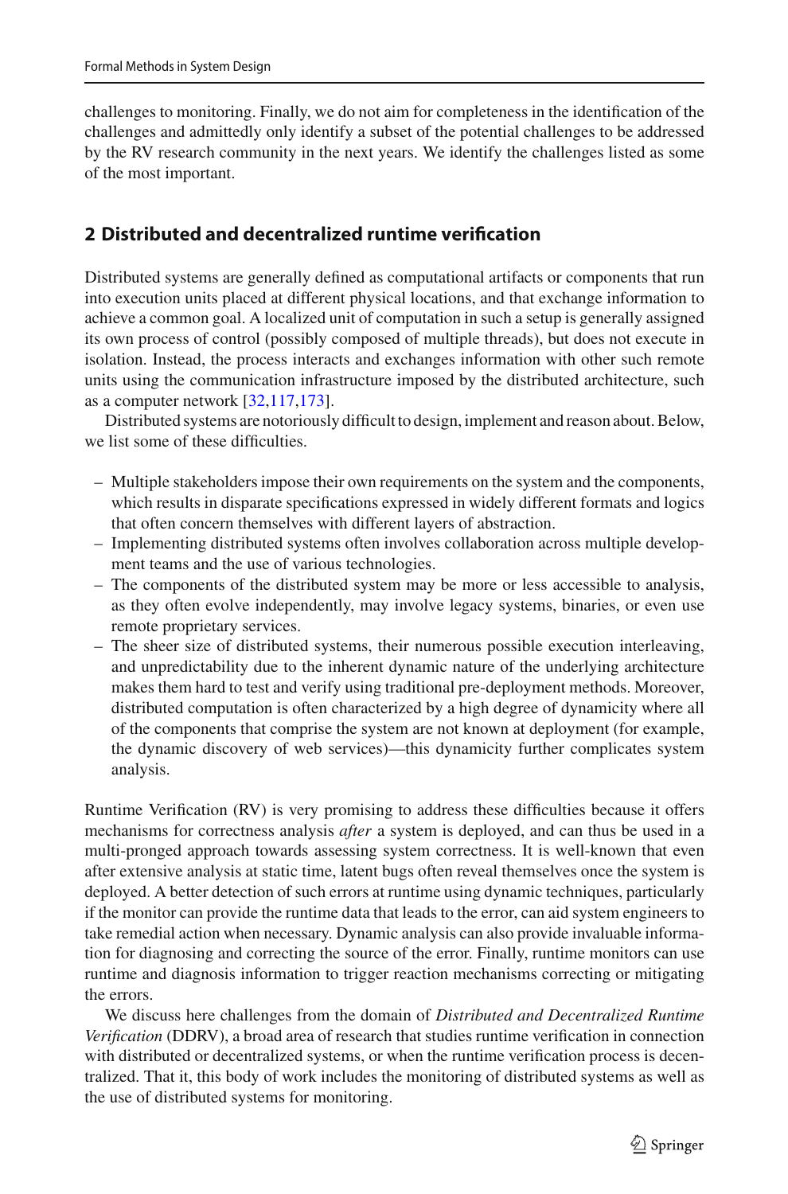challenges to monitoring. Finally, we do not aim for completeness in the identification of the challenges and admittedly only identify a subset of the potential challenges to be addressed by the RV research community in the next years. We identify the challenges listed as some of the most important.

## 2 Distributed and decentralized runtime verification

Distributed systems are generally defined as computational artifacts or components that run into execution units placed at different physical locations, and that exchange information to achieve a common goal. A localized unit of computation in such a setup is generally assigned its own process of control (possibly composed of multiple threads), but does not execute in isolation. Instead, the process interacts and exchanges information with other such remote units using the communication infrastructure imposed by the distributed architecture, such as a computer network [32,117,173].

Distributed systems are notoriously difficult to design, implement and reason about. Below, we list some of these difficulties.

– Multiple stakeholders impose their own requirements on the system and the components, which results in disparate specifications expressed in widely different formats and logics that often concern themselves with different layers of abstraction.
– Implementing distributed systems often involves collaboration across multiple development teams and the use of various technologies.
– The components of the distributed system may be more or less accessible to analysis, as they often evolve independently, may involve legacy systems, binaries, or even use remote proprietary services.
– The sheer size of distributed systems, their numerous possible execution interleaving, and unpredictability due to the inherent dynamic nature of the underlying architecture makes them hard to test and verify using traditional pre-deployment methods. Moreover, distributed computation is often characterized by a high degree of dynamicity where all of the components that comprise the system are not known at deployment (for example, the dynamic discovery of web services)—this dynamicity further complicates system analysis.

Runtime Verification (RV) is very promising to address these difficulties because it offers mechanisms for correctness analysis *after* a system is deployed, and can thus be used in a multi-pronged approach towards assessing system correctness. It is well-known that even after extensive analysis at static time, latent bugs often reveal themselves once the system is deployed. A better detection of such errors at runtime using dynamic techniques, particularly if the monitor can provide the runtime data that leads to the error, can aid system engineers to take remedial action when necessary. Dynamic analysis can also provide invaluable information for diagnosing and correcting the source of the error. Finally, runtime monitors can use runtime and diagnosis information to trigger reaction mechanisms correcting or mitigating the errors.

We discuss here challenges from the domain of *Distributed and Decentralized Runtime Verification* (DDRV), a broad area of research that studies runtime verification in connection with distributed or decentralized systems, or when the runtime verification process is decentralized. That it, this body of work includes the monitoring of distributed systems as well as the use of distributed systems for monitoring.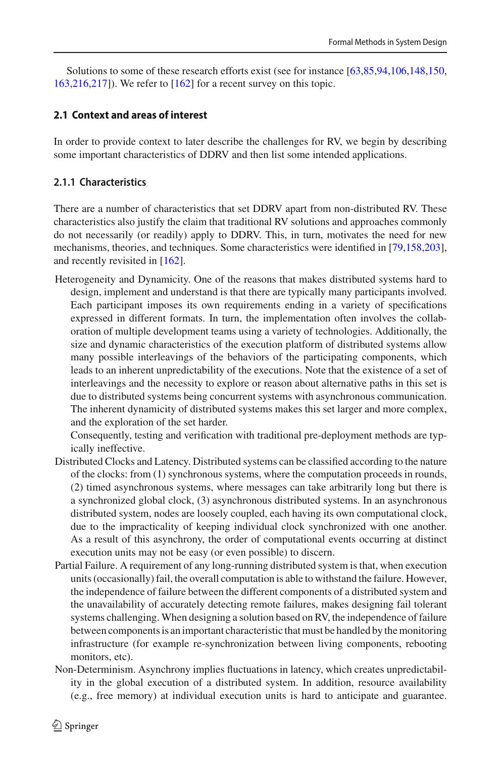Solutions to some of these research efforts exist (see for instance [63,85,94,106,148,150,163,216,217]). We refer to [162] for a recent survey on this topic.

### 2.1 Context and areas of interest

In order to provide context to later describe the challenges for RV, we begin by describing some important characteristics of DDRV and then list some intended applications.

#### 2.1.1 Characteristics

There are a number of characteristics that set DDRV apart from non-distributed RV. These characteristics also justify the claim that traditional RV solutions and approaches commonly do not necessarily (or readily) apply to DDRV. This, in turn, motivates the need for new mechanisms, theories, and techniques. Some characteristics were identified in [79,158,203], and recently revisited in [162].

Heterogeneity and Dynamicity. One of the reasons that makes distributed systems hard to design, implement and understand is that there are typically many participants involved. Each participant imposes its own requirements ending in a variety of specifications expressed in different formats. In turn, the implementation often involves the collaboration of multiple development teams using a variety of technologies. Additionally, the size and dynamic characteristics of the execution platform of distributed systems allow many possible interleavings of the behaviors of the participating components, which leads to an inherent unpredictability of the executions. Note that the existence of a set of interleavings and the necessity to explore or reason about alternative paths in this set is due to distributed systems being concurrent systems with asynchronous communication. The inherent dynamicity of distributed systems makes this set larger and more complex, and the exploration of the set harder.

Consequently, testing and verification with traditional pre-deployment methods are typically ineffective.

Distributed Clocks and Latency. Distributed systems can be classified according to the nature of the clocks: from (1) synchronous systems, where the computation proceeds in rounds, (2) timed asynchronous systems, where messages can take arbitrarily long but there is a synchronized global clock, (3) asynchronous distributed systems. In an asynchronous distributed system, nodes are loosely coupled, each having its own computational clock, due to the impracticality of keeping individual clock synchronized with one another. As a result of this asynchrony, the order of computational events occurring at distinct execution units may not be easy (or even possible) to discern.

Partial Failure. A requirement of any long-running distributed system is that, when execution units (occasionally) fail, the overall computation is able to withstand the failure. However, the independence of failure between the different components of a distributed system and the unavailability of accurately detecting remote failures, makes designing fail tolerant systems challenging. When designing a solution based on RV, the independence of failure between components is an important characteristic that must be handled by the monitoring infrastructure (for example re-synchronization between living components, rebooting monitors, etc).

Non-Determinism. Asynchrony implies fluctuations in latency, which creates unpredictability in the global execution of a distributed system. In addition, resource availability (e.g., free memory) at individual execution units is hard to anticipate and guarantee.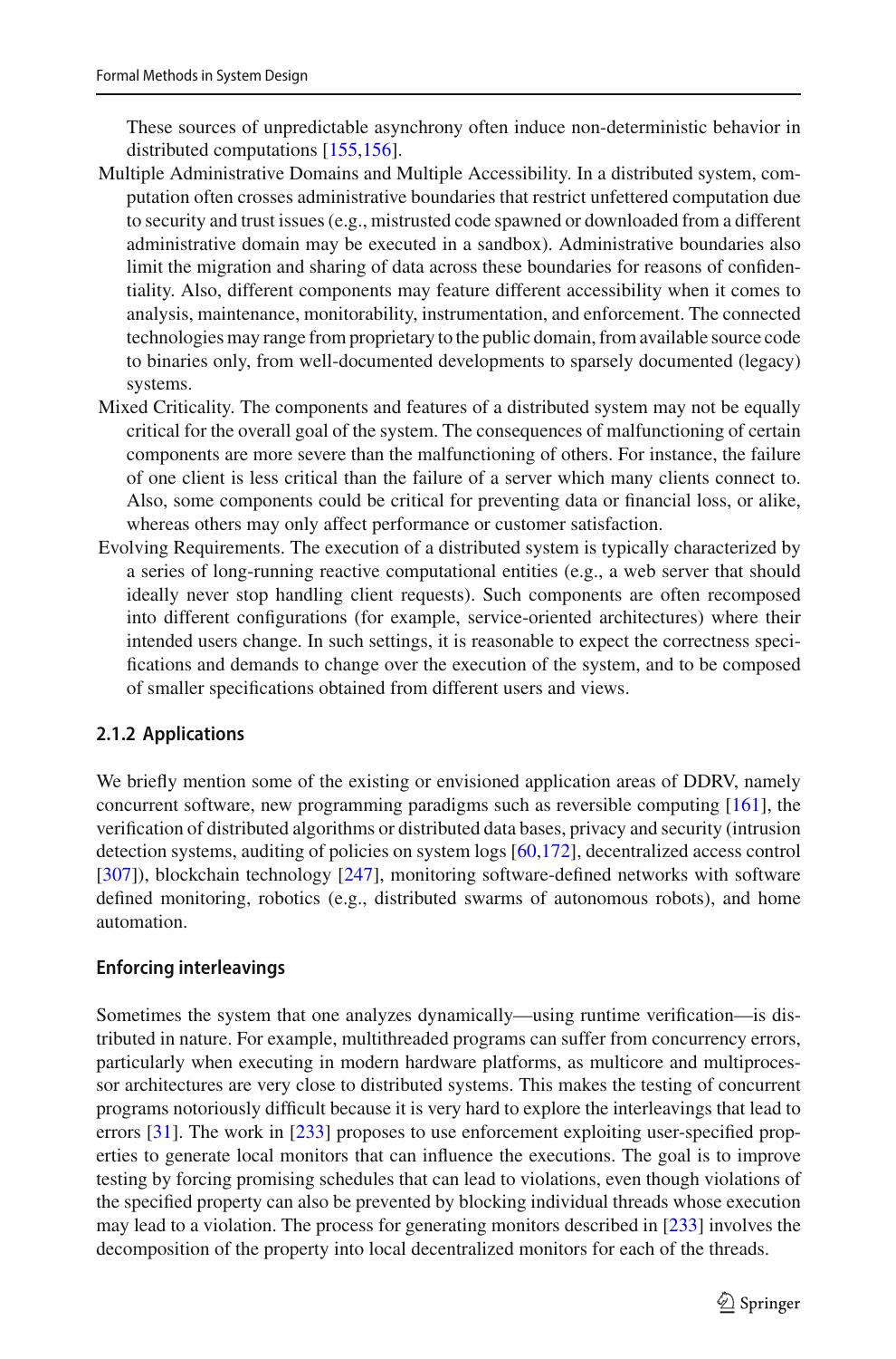These sources of unpredictable asynchrony often induce non-deterministic behavior in distributed computations [155,156].

Multiple Administrative Domains and Multiple Accessibility. In a distributed system, computation often crosses administrative boundaries that restrict unfettered computation due to security and trust issues (e.g., mistrusted code spawned or downloaded from a different administrative domain may be executed in a sandbox). Administrative boundaries also limit the migration and sharing of data across these boundaries for reasons of confidentiality. Also, different components may feature different accessibility when it comes to analysis, maintenance, monitorability, instrumentation, and enforcement. The connected technologies may range from proprietary to the public domain, from available source code to binaries only, from well-documented developments to sparsely documented (legacy) systems.

Mixed Criticality. The components and features of a distributed system may not be equally critical for the overall goal of the system. The consequences of malfunctioning of certain components are more severe than the malfunctioning of others. For instance, the failure of one client is less critical than the failure of a server which many clients connect to. Also, some components could be critical for preventing data or financial loss, or alike, whereas others may only affect performance or customer satisfaction.

Evolving Requirements. The execution of a distributed system is typically characterized by a series of long-running reactive computational entities (e.g., a web server that should ideally never stop handling client requests). Such components are often recomposed into different configurations (for example, service-oriented architectures) where their intended users change. In such settings, it is reasonable to expect the correctness specifications and demands to change over the execution of the system, and to be composed of smaller specifications obtained from different users and views.

### 2.1.2 Applications

We briefly mention some of the existing or envisioned application areas of DDRV, namely concurrent software, new programming paradigms such as reversible computing [161], the verification of distributed algorithms or distributed data bases, privacy and security (intrusion detection systems, auditing of policies on system logs [60,172], decentralized access control [307]), blockchain technology [247], monitoring software-defined networks with software defined monitoring, robotics (e.g., distributed swarms of autonomous robots), and home automation.

#### Enforcing interleavings

Sometimes the system that one analyzes dynamically—using runtime verification—is distributed in nature. For example, multithreaded programs can suffer from concurrency errors, particularly when executing in modern hardware platforms, as multicore and multiprocessor architectures are very close to distributed systems. This makes the testing of concurrent programs notoriously difficult because it is very hard to explore the interleavings that lead to errors [31]. The work in [233] proposes to use enforcement exploiting user-specified properties to generate local monitors that can influence the executions. The goal is to improve testing by forcing promising schedules that can lead to violations, even though violations of the specified property can also be prevented by blocking individual threads whose execution may lead to a violation. The process for generating monitors described in [233] involves the decomposition of the property into local decentralized monitors for each of the threads.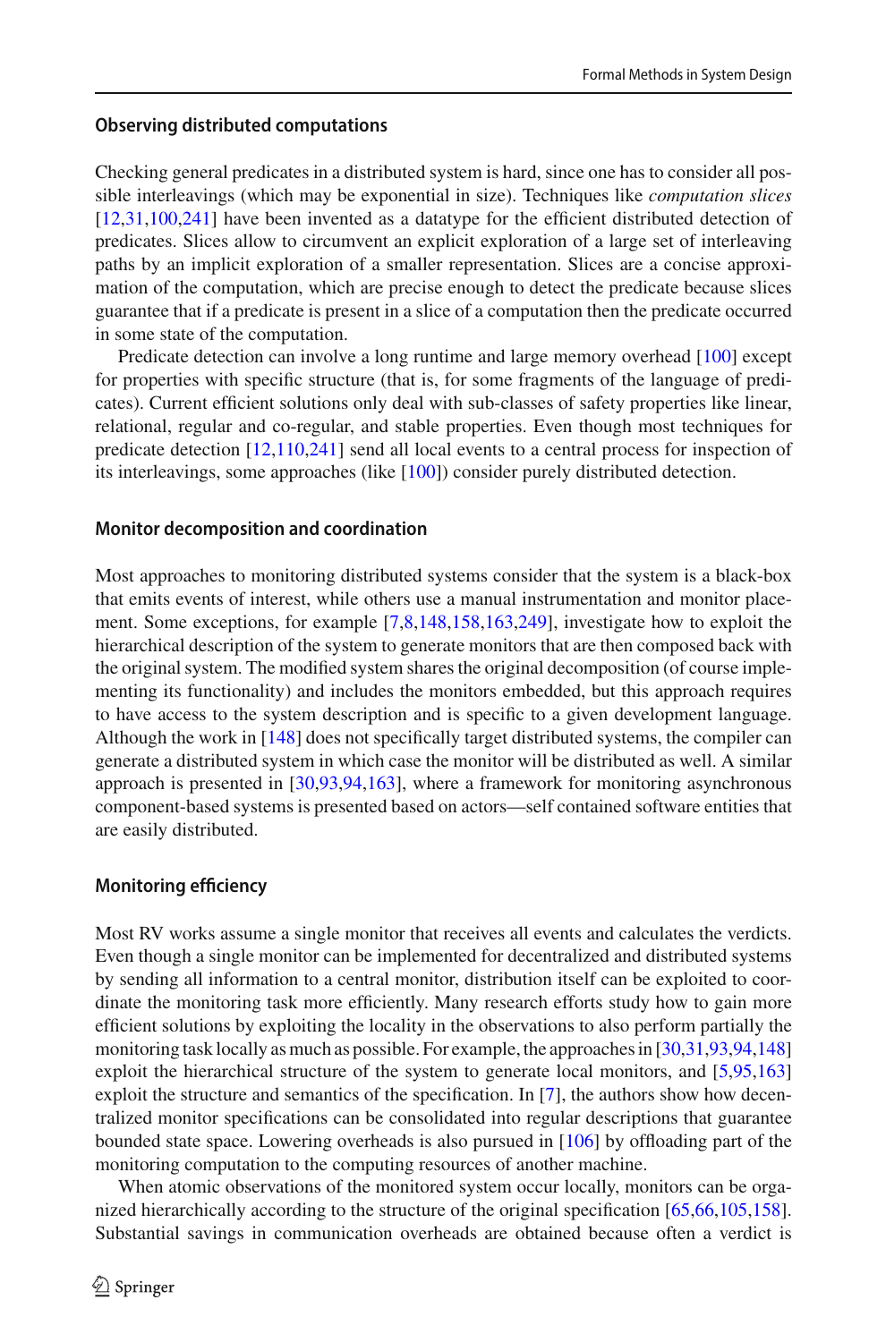#### Observing distributed computations

Checking general predicates in a distributed system is hard, since one has to consider all possible interleavings (which may be exponential in size). Techniques like *computation slices* [12,31,100,241] have been invented as a datatype for the efficient distributed detection of predicates. Slices allow to circumvent an explicit exploration of a large set of interleaving paths by an implicit exploration of a smaller representation. Slices are a concise approximation of the computation, which are precise enough to detect the predicate because slices guarantee that if a predicate is present in a slice of a computation then the predicate occurred in some state of the computation.

Predicate detection can involve a long runtime and large memory overhead [100] except for properties with specific structure (that is, for some fragments of the language of predicates). Current efficient solutions only deal with sub-classes of safety properties like linear, relational, regular and co-regular, and stable properties. Even though most techniques for predicate detection [12,110,241] send all local events to a central process for inspection of its interleavings, some approaches (like [100]) consider purely distributed detection.

#### Monitor decomposition and coordination

Most approaches to monitoring distributed systems consider that the system is a black-box that emits events of interest, while others use a manual instrumentation and monitor placement. Some exceptions, for example [7,8,148,158,163,249], investigate how to exploit the hierarchical description of the system to generate monitors that are then composed back with the original system. The modified system shares the original decomposition (of course implementing its functionality) and includes the monitors embedded, but this approach requires to have access to the system description and is specific to a given development language. Although the work in [148] does not specifically target distributed systems, the compiler can generate a distributed system in which case the monitor will be distributed as well. A similar approach is presented in [30,93,94,163], where a framework for monitoring asynchronous component-based systems is presented based on actors—self contained software entities that are easily distributed.

#### Monitoring efficiency

Most RV works assume a single monitor that receives all events and calculates the verdicts. Even though a single monitor can be implemented for decentralized and distributed systems by sending all information to a central monitor, distribution itself can be exploited to coordinate the monitoring task more efficiently. Many research efforts study how to gain more efficient solutions by exploiting the locality in the observations to also perform partially the monitoring task locally as much as possible. For example, the approaches in [30,31,93,94,148] exploit the hierarchical structure of the system to generate local monitors, and [5,95,163] exploit the structure and semantics of the specification. In [7], the authors show how decentralized monitor specifications can be consolidated into regular descriptions that guarantee bounded state space. Lowering overheads is also pursued in [106] by offloading part of the monitoring computation to the computing resources of another machine.

When atomic observations of the monitored system occur locally, monitors can be organized hierarchically according to the structure of the original specification [65,66,105,158]. Substantial savings in communication overheads are obtained because often a verdict is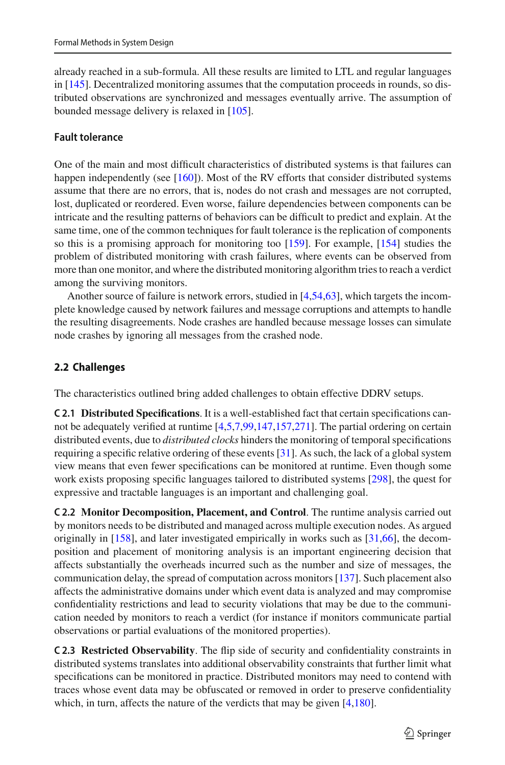already reached in a sub-formula. All these results are limited to LTL and regular languages in [145]. Decentralized monitoring assumes that the computation proceeds in rounds, so distributed observations are synchronized and messages eventually arrive. The assumption of bounded message delivery is relaxed in [105].

#### Fault tolerance

One of the main and most difficult characteristics of distributed systems is that failures can happen independently (see [160]). Most of the RV efforts that consider distributed systems assume that there are no errors, that is, nodes do not crash and messages are not corrupted, lost, duplicated or reordered. Even worse, failure dependencies between components can be intricate and the resulting patterns of behaviors can be difficult to predict and explain. At the same time, one of the common techniques for fault tolerance is the replication of components so this is a promising approach for monitoring too [159]. For example, [154] studies the problem of distributed monitoring with crash failures, where events can be observed from more than one monitor, and where the distributed monitoring algorithm tries to reach a verdict among the surviving monitors.

Another source of failure is network errors, studied in [4,54,63], which targets the incomplete knowledge caused by network failures and message corruptions and attempts to handle the resulting disagreements. Node crashes are handled because message losses can simulate node crashes by ignoring all messages from the crashed node.

### 2.2 Challenges

The characteristics outlined bring added challenges to obtain effective DDRV setups.

**C 2.1 Distributed Specifications**. It is a well-established fact that certain specifications cannot be adequately verified at runtime [4,5,7,99,147,157,271]. The partial ordering on certain distributed events, due to *distributed clocks* hinders the monitoring of temporal specifications requiring a specific relative ordering of these events [31]. As such, the lack of a global system view means that even fewer specifications can be monitored at runtime. Even though some work exists proposing specific languages tailored to distributed systems [298], the quest for expressive and tractable languages is an important and challenging goal.

**C 2.2 Monitor Decomposition, Placement, and Control**. The runtime analysis carried out by monitors needs to be distributed and managed across multiple execution nodes. As argued originally in [158], and later investigated empirically in works such as [31,66], the decomposition and placement of monitoring analysis is an important engineering decision that affects substantially the overheads incurred such as the number and size of messages, the communication delay, the spread of computation across monitors [137]. Such placement also affects the administrative domains under which event data is analyzed and may compromise confidentiality restrictions and lead to security violations that may be due to the communication needed by monitors to reach a verdict (for instance if monitors communicate partial observations or partial evaluations of the monitored properties).

**C 2.3 Restricted Observability**. The flip side of security and confidentiality constraints in distributed systems translates into additional observability constraints that further limit what specifications can be monitored in practice. Distributed monitors may need to contend with traces whose event data may be obfuscated or removed in order to preserve confidentiality which, in turn, affects the nature of the verdicts that may be given [4,180].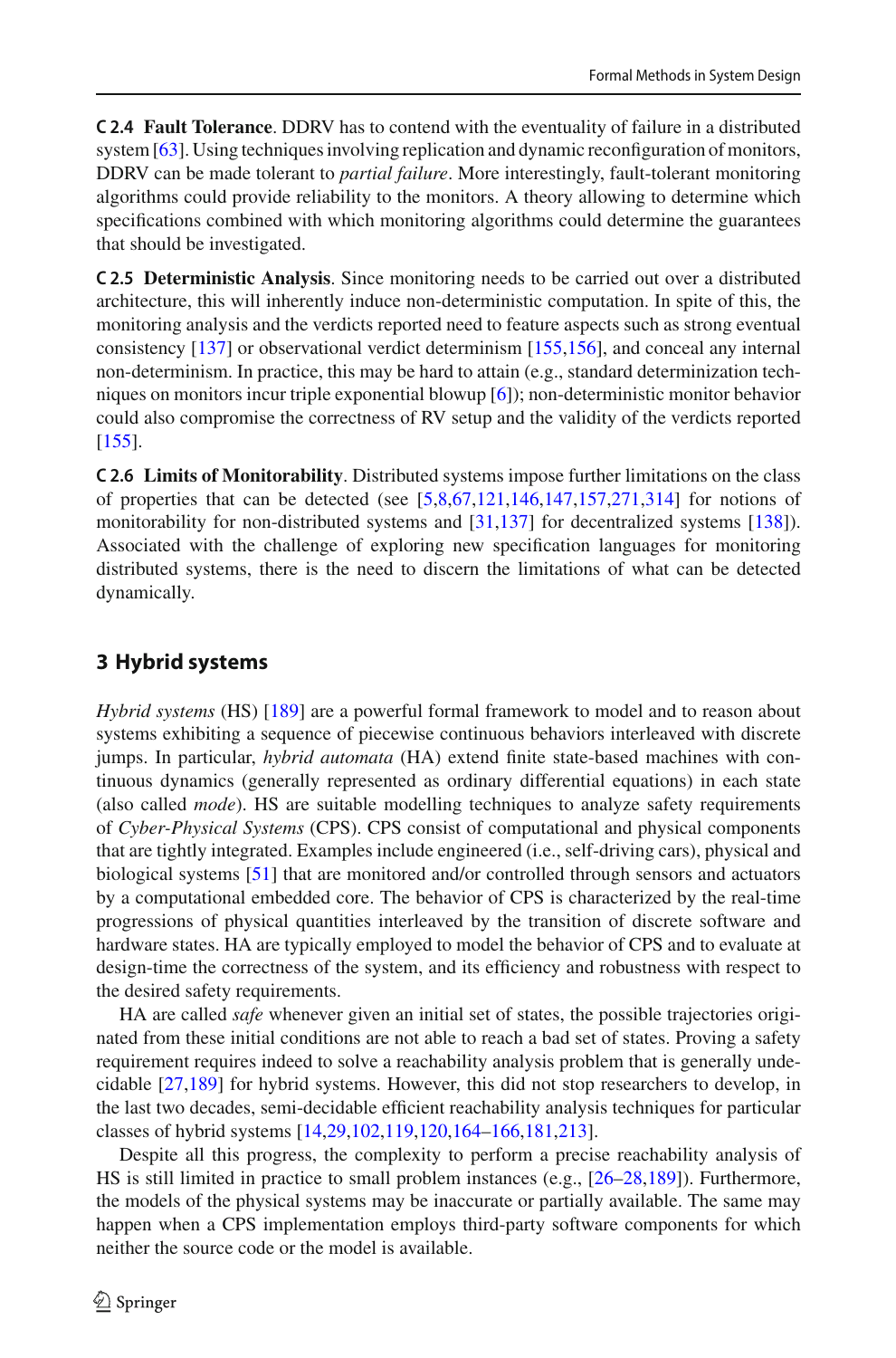**C 2.4 Fault Tolerance**. DDRV has to contend with the eventuality of failure in a distributed system [63]. Using techniques involving replication and dynamic reconfiguration of monitors, DDRV can be made tolerant to *partial failure*. More interestingly, fault-tolerant monitoring algorithms could provide reliability to the monitors. A theory allowing to determine which specifications combined with which monitoring algorithms could determine the guarantees that should be investigated.

**C 2.5 Deterministic Analysis**. Since monitoring needs to be carried out over a distributed architecture, this will inherently induce non-deterministic computation. In spite of this, the monitoring analysis and the verdicts reported need to feature aspects such as strong eventual consistency [137] or observational verdict determinism [155,156], and conceal any internal non-determinism. In practice, this may be hard to attain (e.g., standard determinization techniques on monitors incur triple exponential blowup [6]); non-deterministic monitor behavior could also compromise the correctness of RV setup and the validity of the verdicts reported [155].

**C 2.6 Limits of Monitorability**. Distributed systems impose further limitations on the class of properties that can be detected (see [5,8,67,121,146,147,157,271,314] for notions of monitorability for non-distributed systems and [31,137] for decentralized systems [138]). Associated with the challenge of exploring new specification languages for monitoring distributed systems, there is the need to discern the limitations of what can be detected dynamically.

## 3 Hybrid systems

*Hybrid systems* (HS) [189] are a powerful formal framework to model and to reason about systems exhibiting a sequence of piecewise continuous behaviors interleaved with discrete jumps. In particular, *hybrid automata* (HA) extend finite state-based machines with continuous dynamics (generally represented as ordinary differential equations) in each state (also called *mode*). HS are suitable modelling techniques to analyze safety requirements of *Cyber-Physical Systems* (CPS). CPS consist of computational and physical components that are tightly integrated. Examples include engineered (i.e., self-driving cars), physical and biological systems [51] that are monitored and/or controlled through sensors and actuators by a computational embedded core. The behavior of CPS is characterized by the real-time progressions of physical quantities interleaved by the transition of discrete software and hardware states. HA are typically employed to model the behavior of CPS and to evaluate at design-time the correctness of the system, and its efficiency and robustness with respect to the desired safety requirements.

HA are called *safe* whenever given an initial set of states, the possible trajectories originated from these initial conditions are not able to reach a bad set of states. Proving a safety requirement requires indeed to solve a reachability analysis problem that is generally undecidable [27,189] for hybrid systems. However, this did not stop researchers to develop, in the last two decades, semi-decidable efficient reachability analysis techniques for particular classes of hybrid systems [14,29,102,119,120,164–166,181,213].

Despite all this progress, the complexity to perform a precise reachability analysis of HS is still limited in practice to small problem instances (e.g., [26–28,189]). Furthermore, the models of the physical systems may be inaccurate or partially available. The same may happen when a CPS implementation employs third-party software components for which neither the source code or the model is available.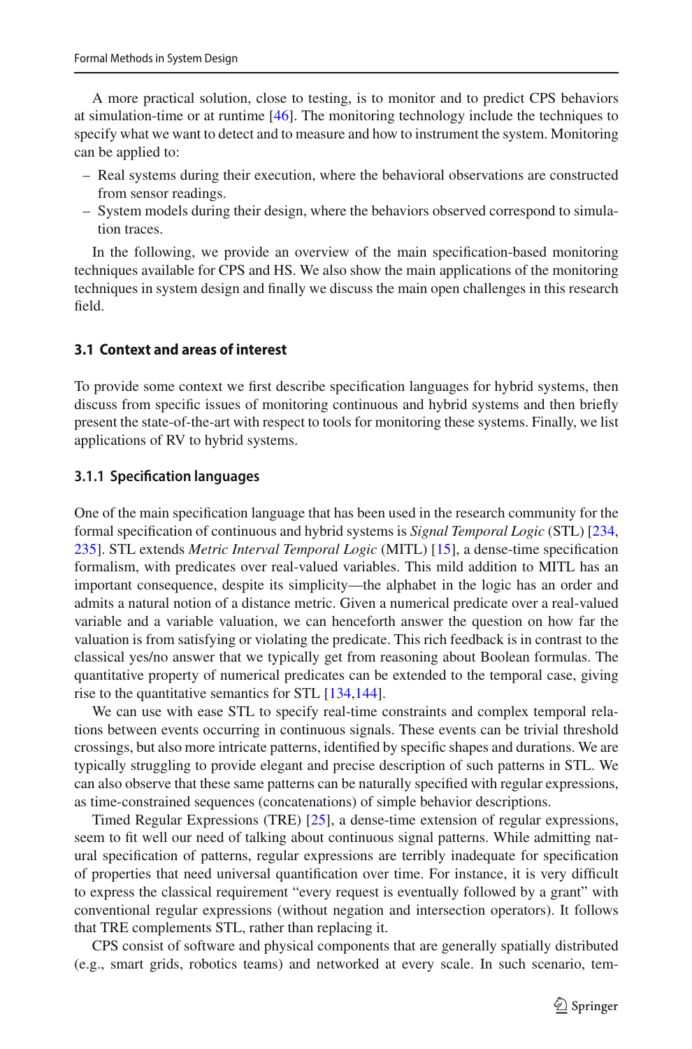A more practical solution, close to testing, is to monitor and to predict CPS behaviors at simulation-time or at runtime [46]. The monitoring technology include the techniques to specify what we want to detect and to measure and how to instrument the system. Monitoring can be applied to:

- Real systems during their execution, where the behavioral observations are constructed from sensor readings.
- System models during their design, where the behaviors observed correspond to simulation traces.

In the following, we provide an overview of the main specification-based monitoring techniques available for CPS and HS. We also show the main applications of the monitoring techniques in system design and finally we discuss the main open challenges in this research field.

### 3.1 Context and areas of interest

To provide some context we first describe specification languages for hybrid systems, then discuss from specific issues of monitoring continuous and hybrid systems and then briefly present the state-of-the-art with respect to tools for monitoring these systems. Finally, we list applications of RV to hybrid systems.

#### 3.1.1 Specification languages

One of the main specification language that has been used in the research community for the formal specification of continuous and hybrid systems is *Signal Temporal Logic* (STL) [234, 235]. STL extends *Metric Interval Temporal Logic* (MITL) [15], a dense-time specification formalism, with predicates over real-valued variables. This mild addition to MITL has an important consequence, despite its simplicity—the alphabet in the logic has an order and admits a natural notion of a distance metric. Given a numerical predicate over a real-valued variable and a variable valuation, we can henceforth answer the question on how far the valuation is from satisfying or violating the predicate. This rich feedback is in contrast to the classical yes/no answer that we typically get from reasoning about Boolean formulas. The quantitative property of numerical predicates can be extended to the temporal case, giving rise to the quantitative semantics for STL [134,144].

We can use with ease STL to specify real-time constraints and complex temporal relations between events occurring in continuous signals. These events can be trivial threshold crossings, but also more intricate patterns, identified by specific shapes and durations. We are typically struggling to provide elegant and precise description of such patterns in STL. We can also observe that these same patterns can be naturally specified with regular expressions, as time-constrained sequences (concatenations) of simple behavior descriptions.

Timed Regular Expressions (TRE) [25], a dense-time extension of regular expressions, seem to fit well our need of talking about continuous signal patterns. While admitting natural specification of patterns, regular expressions are terribly inadequate for specification of properties that need universal quantification over time. For instance, it is very difficult to express the classical requirement "every request is eventually followed by a grant" with conventional regular expressions (without negation and intersection operators). It follows that TRE complements STL, rather than replacing it.

CPS consist of software and physical components that are generally spatially distributed (e.g., smart grids, robotics teams) and networked at every scale. In such scenario, tem-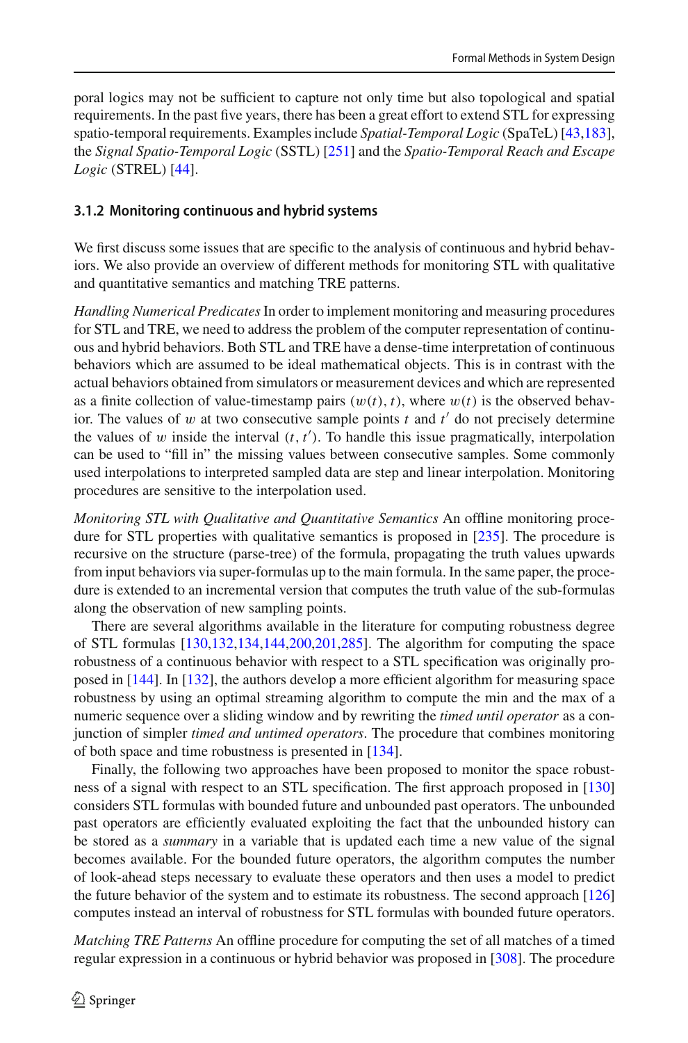poral logics may not be sufficient to capture not only time but also topological and spatial requirements. In the past five years, there has been a great effort to extend STL for expressing spatio-temporal requirements. Examples include *Spatial-Temporal Logic* (SpaTeL) [43,183], the *Signal Spatio-Temporal Logic* (SSTL) [251] and the *Spatio-Temporal Reach and Escape Logic* (STREL) [44].

### 3.1.2 Monitoring continuous and hybrid systems

We first discuss some issues that are specific to the analysis of continuous and hybrid behaviors. We also provide an overview of different methods for monitoring STL with qualitative and quantitative semantics and matching TRE patterns.

*Handling Numerical Predicates* In order to implement monitoring and measuring procedures for STL and TRE, we need to address the problem of the computer representation of continuous and hybrid behaviors. Both STL and TRE have a dense-time interpretation of continuous behaviors which are assumed to be ideal mathematical objects. This is in contrast with the actual behaviors obtained from simulators or measurement devices and which are represented as a finite collection of value-timestamp pairs $(w(t), t)$, where $w(t)$ is the observed behavior. The values of $w$ at two consecutive sample points $t$ and $t'$ do not precisely determine the values of $w$ inside the interval $(t, t')$. To handle this issue pragmatically, interpolation can be used to "fill in" the missing values between consecutive samples. Some commonly used interpolations to interpreted sampled data are step and linear interpolation. Monitoring procedures are sensitive to the interpolation used.

*Monitoring STL with Qualitative and Quantitative Semantics* An offline monitoring procedure for STL properties with qualitative semantics is proposed in [235]. The procedure is recursive on the structure (parse-tree) of the formula, propagating the truth values upwards from input behaviors via super-formulas up to the main formula. In the same paper, the procedure is extended to an incremental version that computes the truth value of the sub-formulas along the observation of new sampling points.

There are several algorithms available in the literature for computing robustness degree of STL formulas [130,132,134,144,200,201,285]. The algorithm for computing the space robustness of a continuous behavior with respect to a STL specification was originally proposed in [144]. In [132], the authors develop a more efficient algorithm for measuring space robustness by using an optimal streaming algorithm to compute the min and the max of a numeric sequence over a sliding window and by rewriting the *timed until operator* as a conjunction of simpler *timed and untimed operators*. The procedure that combines monitoring of both space and time robustness is presented in [134].

Finally, the following two approaches have been proposed to monitor the space robustness of a signal with respect to an STL specification. The first approach proposed in [130] considers STL formulas with bounded future and unbounded past operators. The unbounded past operators are efficiently evaluated exploiting the fact that the unbounded history can be stored as a *summary* in a variable that is updated each time a new value of the signal becomes available. For the bounded future operators, the algorithm computes the number of look-ahead steps necessary to evaluate these operators and then uses a model to predict the future behavior of the system and to estimate its robustness. The second approach [126] computes instead an interval of robustness for STL formulas with bounded future operators.

*Matching TRE Patterns* An offline procedure for computing the set of all matches of a timed regular expression in a continuous or hybrid behavior was proposed in [308]. The procedure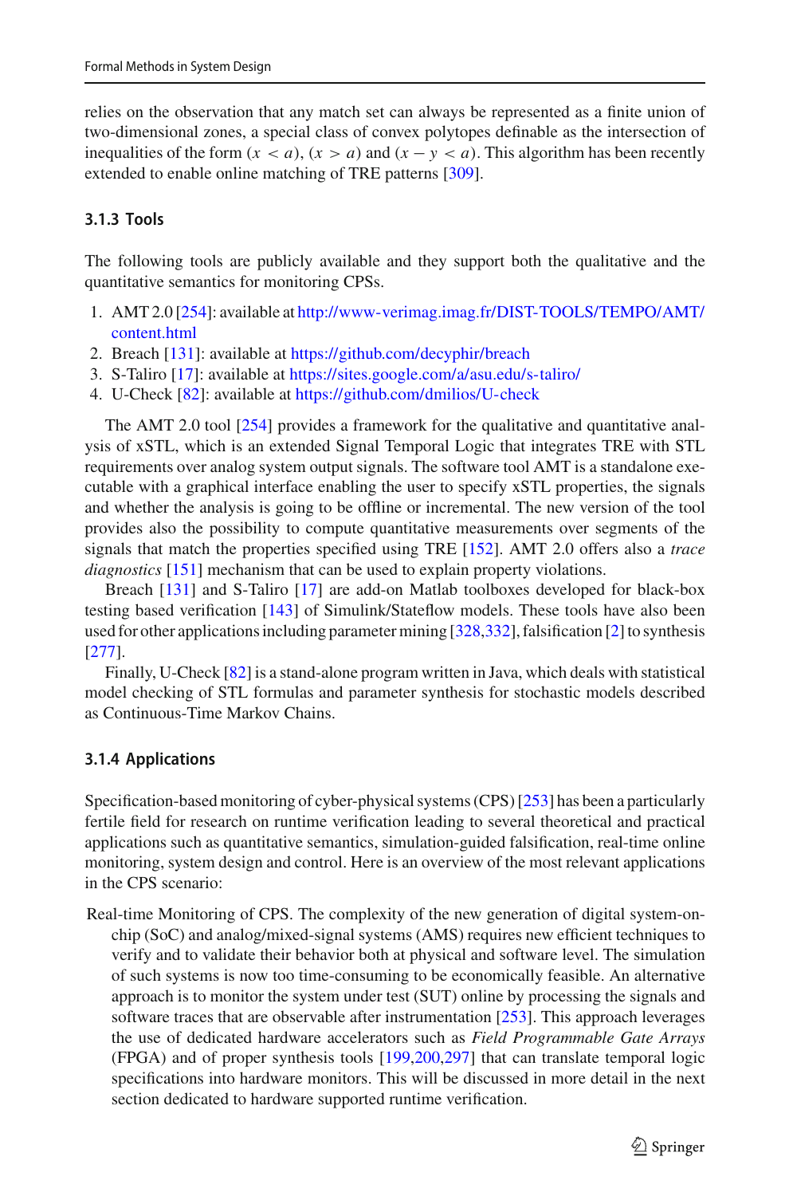relies on the observation that any match set can always be represented as a finite union of two-dimensional zones, a special class of convex polytopes definable as the intersection of inequalities of the form $(x < a)$, $(x > a)$ and $(x - y < a)$. This algorithm has been recently extended to enable online matching of TRE patterns [309].

### 3.1.3 Tools

The following tools are publicly available and they support both the qualitative and the quantitative semantics for monitoring CPSs.

1. AMT 2.0 [254]: available at http://www-verimag.imag.fr/DIST-TOOLS/TEMPO/AMT/content.html
2. Breach [131]: available at https://github.com/decyphir/breach
3. S-Taliro [17]: available at https://sites.google.com/a/asu.edu/s-taliro/
4. U-Check [82]: available at https://github.com/dmilios/U-check

The AMT 2.0 tool [254] provides a framework for the qualitative and quantitative analysis of xSTL, which is an extended Signal Temporal Logic that integrates TRE with STL requirements over analog system output signals. The software tool AMT is a standalone executable with a graphical interface enabling the user to specify xSTL properties, the signals and whether the analysis is going to be offline or incremental. The new version of the tool provides also the possibility to compute quantitative measurements over segments of the signals that match the properties specified using TRE [152]. AMT 2.0 offers also a *trace diagnostics* [151] mechanism that can be used to explain property violations.

Breach [131] and S-Taliro [17] are add-on Matlab toolboxes developed for black-box testing based verification [143] of Simulink/Stateflow models. These tools have also been used for other applications including parameter mining [328,332], falsification [2] to synthesis [277].

Finally, U-Check [82] is a stand-alone program written in Java, which deals with statistical model checking of STL formulas and parameter synthesis for stochastic models described as Continuous-Time Markov Chains.

### 3.1.4 Applications

Specification-based monitoring of cyber-physical systems (CPS) [253] has been a particularly fertile field for research on runtime verification leading to several theoretical and practical applications such as quantitative semantics, simulation-guided falsification, real-time online monitoring, system design and control. Here is an overview of the most relevant applications in the CPS scenario:

Real-time Monitoring of CPS. The complexity of the new generation of digital system-on-chip (SoC) and analog/mixed-signal systems (AMS) requires new efficient techniques to verify and to validate their behavior both at physical and software level. The simulation of such systems is now too time-consuming to be economically feasible. An alternative approach is to monitor the system under test (SUT) online by processing the signals and software traces that are observable after instrumentation [253]. This approach leverages the use of dedicated hardware accelerators such as *Field Programmable Gate Arrays* (FPGA) and of proper synthesis tools [199,200,297] that can translate temporal logic specifications into hardware monitors. This will be discussed in more detail in the next section dedicated to hardware supported runtime verification.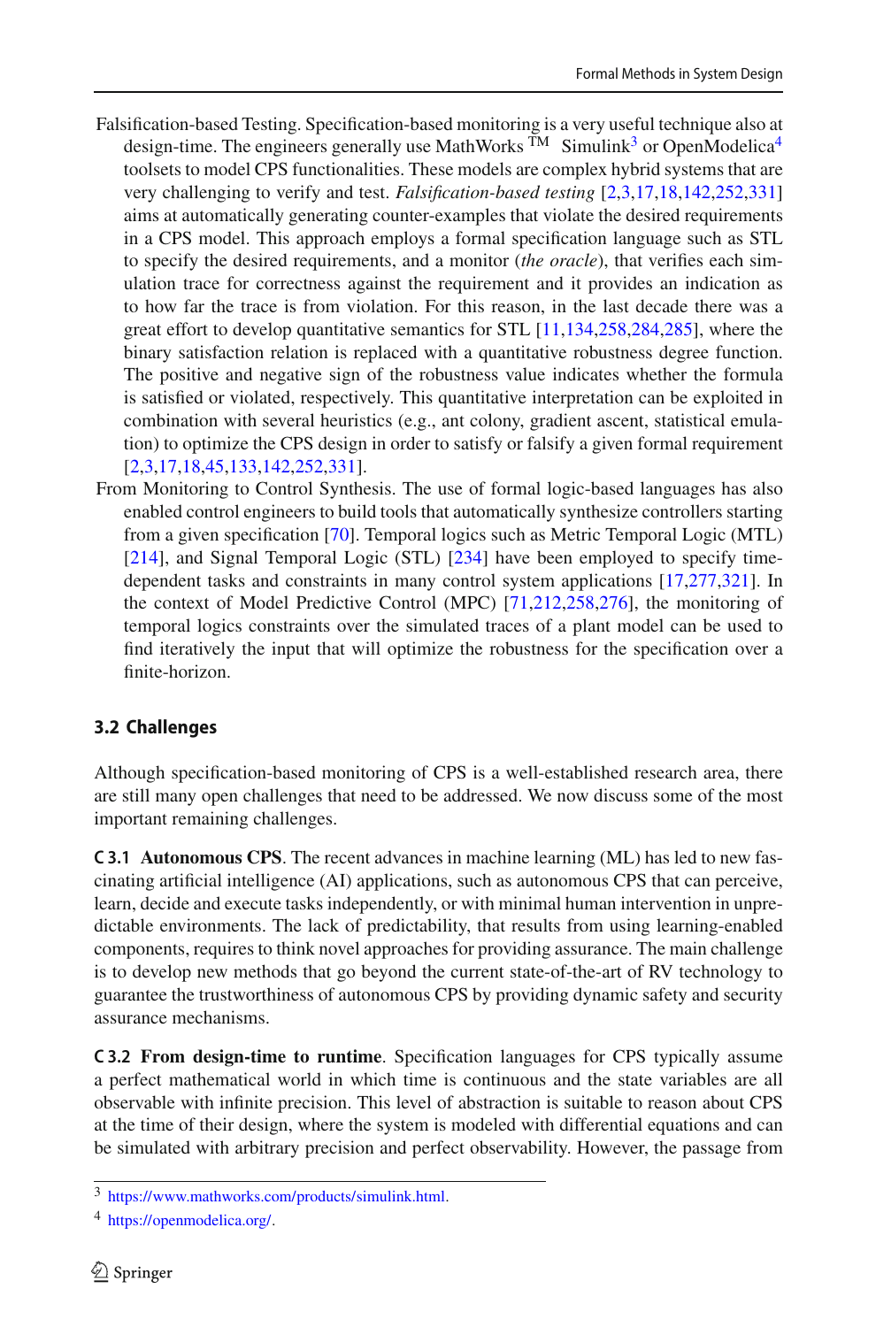- Falsification-based Testing. Specification-based monitoring is a very useful technique also at design-time. The engineers generally use MathWorks ™ Simulink[3] or OpenModelica[4] toolsets to model CPS functionalities. These models are complex hybrid systems that are very challenging to verify and test. *Falsification-based testing* [2,3,17,18,142,252,331] aims at automatically generating counter-examples that violate the desired requirements in a CPS model. This approach employs a formal specification language such as STL to specify the desired requirements, and a monitor (*the oracle*), that verifies each simulation trace for correctness against the requirement and it provides an indication as to how far the trace is from violation. For this reason, in the last decade there was a great effort to develop quantitative semantics for STL [11,134,258,284,285], where the binary satisfaction relation is replaced with a quantitative robustness degree function. The positive and negative sign of the robustness value indicates whether the formula is satisfied or violated, respectively. This quantitative interpretation can be exploited in combination with several heuristics (e.g., ant colony, gradient ascent, statistical emulation) to optimize the CPS design in order to satisfy or falsify a given formal requirement [2,3,17,18,45,133,142,252,331].
- From Monitoring to Control Synthesis. The use of formal logic-based languages has also enabled control engineers to build tools that automatically synthesize controllers starting from a given specification [70]. Temporal logics such as Metric Temporal Logic (MTL) [214], and Signal Temporal Logic (STL) [234] have been employed to specify time-dependent tasks and constraints in many control system applications [17,277,321]. In the context of Model Predictive Control (MPC) [71,212,258,276], the monitoring of temporal logics constraints over the simulated traces of a plant model can be used to find iteratively the input that will optimize the robustness for the specification over a finite-horizon.

### 3.2 Challenges

Although specification-based monitoring of CPS is a well-established research area, there are still many open challenges that need to be addressed. We now discuss some of the most important remaining challenges.

**C 3.1 Autonomous CPS**. The recent advances in machine learning (ML) has led to new fascinating artificial intelligence (AI) applications, such as autonomous CPS that can perceive, learn, decide and execute tasks independently, or with minimal human intervention in unpredictable environments. The lack of predictability, that results from using learning-enabled components, requires to think novel approaches for providing assurance. The main challenge is to develop new methods that go beyond the current state-of-the-art of RV technology to guarantee the trustworthiness of autonomous CPS by providing dynamic safety and security assurance mechanisms.

**C 3.2 From design-time to runtime**. Specification languages for CPS typically assume a perfect mathematical world in which time is continuous and the state variables are all observable with infinite precision. This level of abstraction is suitable to reason about CPS at the time of their design, where the system is modeled with differential equations and can be simulated with arbitrary precision and perfect observability. However, the passage from

[3] https://www.mathworks.com/products/simulink.html.

[4] https://openmodelica.org/.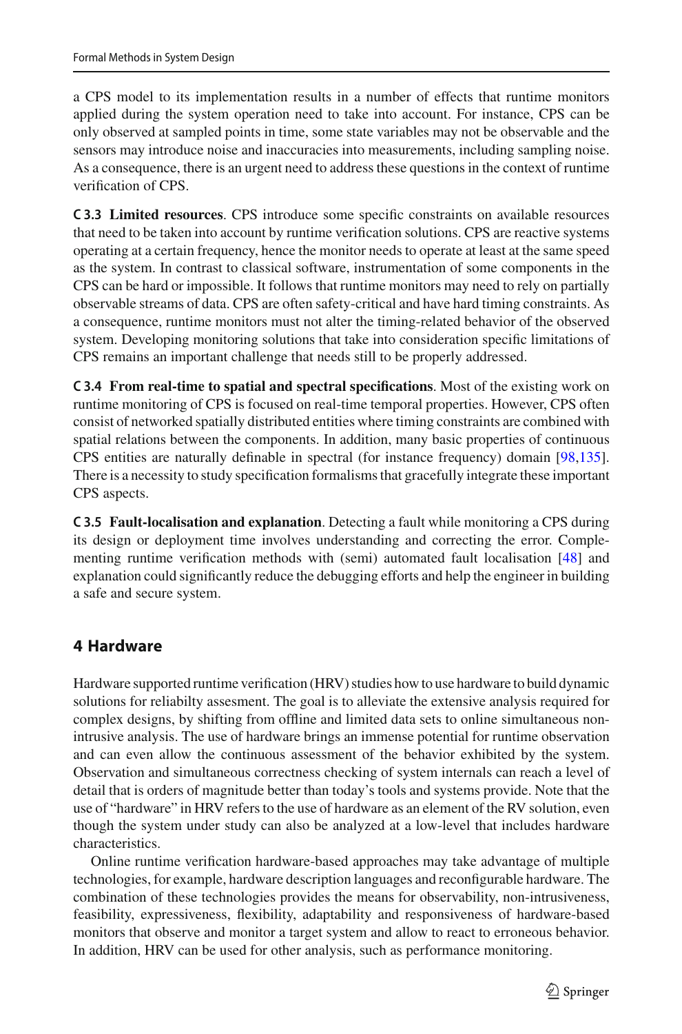a CPS model to its implementation results in a number of effects that runtime monitors applied during the system operation need to take into account. For instance, CPS can be only observed at sampled points in time, some state variables may not be observable and the sensors may introduce noise and inaccuracies into measurements, including sampling noise. As a consequence, there is an urgent need to address these questions in the context of runtime verification of CPS.

**C 3.3 Limited resources**. CPS introduce some specific constraints on available resources that need to be taken into account by runtime verification solutions. CPS are reactive systems operating at a certain frequency, hence the monitor needs to operate at least at the same speed as the system. In contrast to classical software, instrumentation of some components in the CPS can be hard or impossible. It follows that runtime monitors may need to rely on partially observable streams of data. CPS are often safety-critical and have hard timing constraints. As a consequence, runtime monitors must not alter the timing-related behavior of the observed system. Developing monitoring solutions that take into consideration specific limitations of CPS remains an important challenge that needs still to be properly addressed.

**C 3.4 From real-time to spatial and spectral specifications**. Most of the existing work on runtime monitoring of CPS is focused on real-time temporal properties. However, CPS often consist of networked spatially distributed entities where timing constraints are combined with spatial relations between the components. In addition, many basic properties of continuous CPS entities are naturally definable in spectral (for instance frequency) domain [98,135]. There is a necessity to study specification formalisms that gracefully integrate these important CPS aspects.

**C 3.5 Fault-localisation and explanation**. Detecting a fault while monitoring a CPS during its design or deployment time involves understanding and correcting the error. Complementing runtime verification methods with (semi) automated fault localisation [48] and explanation could significantly reduce the debugging efforts and help the engineer in building a safe and secure system.

## 4 Hardware

Hardware supported runtime verification (HRV) studies how to use hardware to build dynamic solutions for reliabilty assesment. The goal is to alleviate the extensive analysis required for complex designs, by shifting from offline and limited data sets to online simultaneous non-intrusive analysis. The use of hardware brings an immense potential for runtime observation and can even allow the continuous assessment of the behavior exhibited by the system. Observation and simultaneous correctness checking of system internals can reach a level of detail that is orders of magnitude better than today's tools and systems provide. Note that the use of "hardware" in HRV refers to the use of hardware as an element of the RV solution, even though the system under study can also be analyzed at a low-level that includes hardware characteristics.

Online runtime verification hardware-based approaches may take advantage of multiple technologies, for example, hardware description languages and reconfigurable hardware. The combination of these technologies provides the means for observability, non-intrusiveness, feasibility, expressiveness, flexibility, adaptability and responsiveness of hardware-based monitors that observe and monitor a target system and allow to react to erroneous behavior. In addition, HRV can be used for other analysis, such as performance monitoring.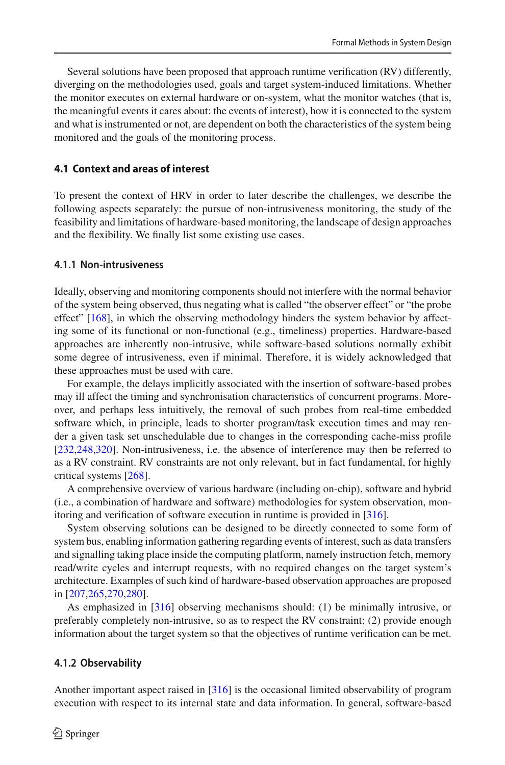Several solutions have been proposed that approach runtime verification (RV) differently, diverging on the methodologies used, goals and target system-induced limitations. Whether the monitor executes on external hardware or on-system, what the monitor watches (that is, the meaningful events it cares about: the events of interest), how it is connected to the system and what is instrumented or not, are dependent on both the characteristics of the system being monitored and the goals of the monitoring process.

### 4.1 Context and areas of interest

To present the context of HRV in order to later describe the challenges, we describe the following aspects separately: the pursue of non-intrusiveness monitoring, the study of the feasibility and limitations of hardware-based monitoring, the landscape of design approaches and the flexibility. We finally list some existing use cases.

#### 4.1.1 Non-intrusiveness

Ideally, observing and monitoring components should not interfere with the normal behavior of the system being observed, thus negating what is called "the observer effect" or "the probe effect" [168], in which the observing methodology hinders the system behavior by affecting some of its functional or non-functional (e.g., timeliness) properties. Hardware-based approaches are inherently non-intrusive, while software-based solutions normally exhibit some degree of intrusiveness, even if minimal. Therefore, it is widely acknowledged that these approaches must be used with care.

For example, the delays implicitly associated with the insertion of software-based probes may ill affect the timing and synchronisation characteristics of concurrent programs. Moreover, and perhaps less intuitively, the removal of such probes from real-time embedded software which, in principle, leads to shorter program/task execution times and may render a given task set unschedulable due to changes in the corresponding cache-miss profile [232,248,320]. Non-intrusiveness, i.e. the absence of interference may then be referred to as a RV constraint. RV constraints are not only relevant, but in fact fundamental, for highly critical systems [268].

A comprehensive overview of various hardware (including on-chip), software and hybrid (i.e., a combination of hardware and software) methodologies for system observation, monitoring and verification of software execution in runtime is provided in [316].

System observing solutions can be designed to be directly connected to some form of system bus, enabling information gathering regarding events of interest, such as data transfers and signalling taking place inside the computing platform, namely instruction fetch, memory read/write cycles and interrupt requests, with no required changes on the target system's architecture. Examples of such kind of hardware-based observation approaches are proposed in [207,265,270,280].

As emphasized in [316] observing mechanisms should: (1) be minimally intrusive, or preferably completely non-intrusive, so as to respect the RV constraint; (2) provide enough information about the target system so that the objectives of runtime verification can be met.

#### 4.1.2 Observability

Another important aspect raised in [316] is the occasional limited observability of program execution with respect to its internal state and data information. In general, software-based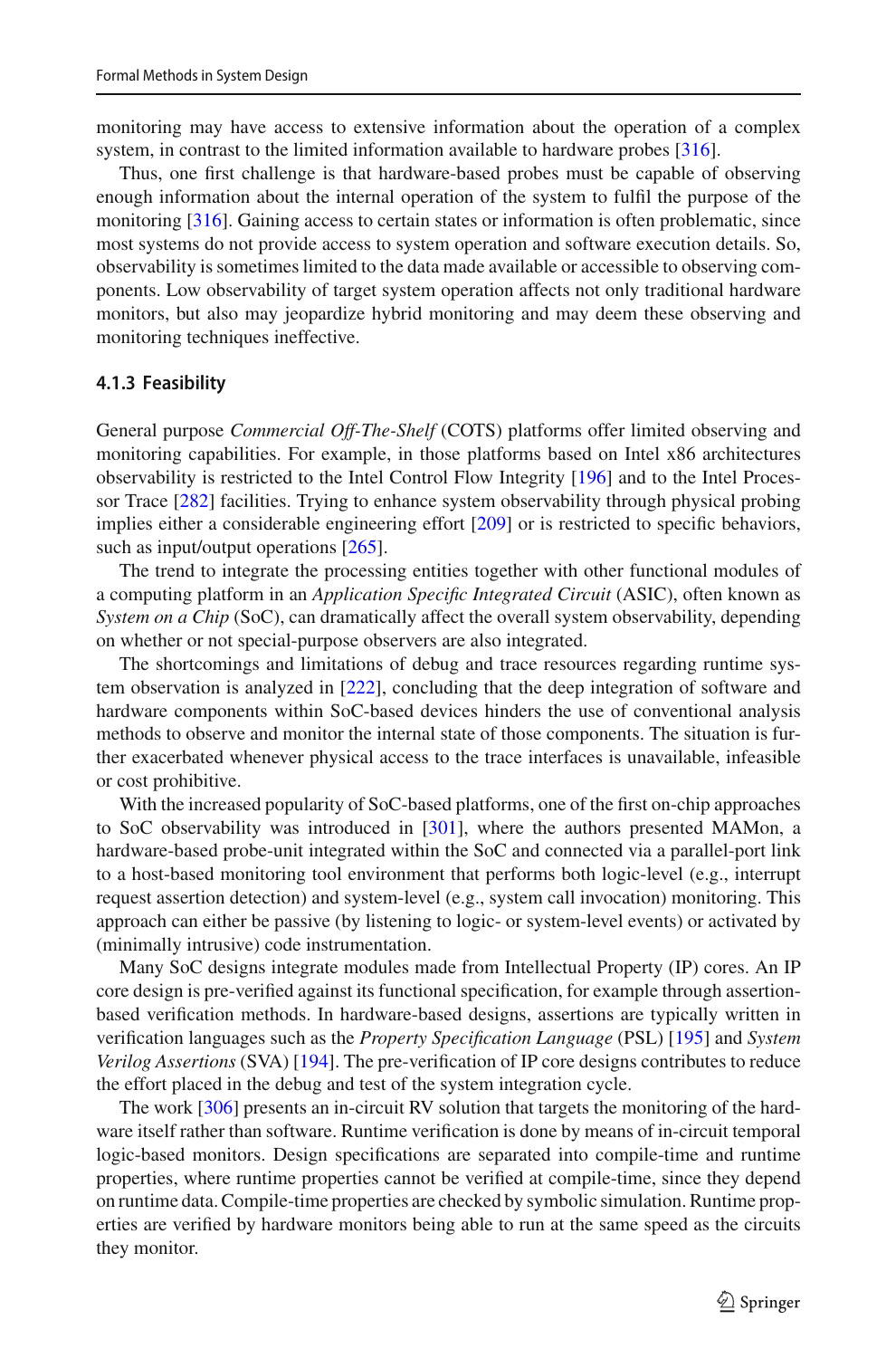monitoring may have access to extensive information about the operation of a complex system, in contrast to the limited information available to hardware probes [316].

Thus, one first challenge is that hardware-based probes must be capable of observing enough information about the internal operation of the system to fulfil the purpose of the monitoring [316]. Gaining access to certain states or information is often problematic, since most systems do not provide access to system operation and software execution details. So, observability is sometimes limited to the data made available or accessible to observing components. Low observability of target system operation affects not only traditional hardware monitors, but also may jeopardize hybrid monitoring and may deem these observing and monitoring techniques ineffective.

### 4.1.3 Feasibility

General purpose *Commercial Off-The-Shelf* (COTS) platforms offer limited observing and monitoring capabilities. For example, in those platforms based on Intel x86 architectures observability is restricted to the Intel Control Flow Integrity [196] and to the Intel Processor Trace [282] facilities. Trying to enhance system observability through physical probing implies either a considerable engineering effort [209] or is restricted to specific behaviors, such as input/output operations [265].

The trend to integrate the processing entities together with other functional modules of a computing platform in an *Application Specific Integrated Circuit* (ASIC), often known as *System on a Chip* (SoC), can dramatically affect the overall system observability, depending on whether or not special-purpose observers are also integrated.

The shortcomings and limitations of debug and trace resources regarding runtime system observation is analyzed in [222], concluding that the deep integration of software and hardware components within SoC-based devices hinders the use of conventional analysis methods to observe and monitor the internal state of those components. The situation is further exacerbated whenever physical access to the trace interfaces is unavailable, infeasible or cost prohibitive.

With the increased popularity of SoC-based platforms, one of the first on-chip approaches to SoC observability was introduced in [301], where the authors presented MAMon, a hardware-based probe-unit integrated within the SoC and connected via a parallel-port link to a host-based monitoring tool environment that performs both logic-level (e.g., interrupt request assertion detection) and system-level (e.g., system call invocation) monitoring. This approach can either be passive (by listening to logic- or system-level events) or activated by (minimally intrusive) code instrumentation.

Many SoC designs integrate modules made from Intellectual Property (IP) cores. An IP core design is pre-verified against its functional specification, for example through assertion-based verification methods. In hardware-based designs, assertions are typically written in verification languages such as the *Property Specification Language* (PSL) [195] and *System Verilog Assertions* (SVA) [194]. The pre-verification of IP core designs contributes to reduce the effort placed in the debug and test of the system integration cycle.

The work [306] presents an in-circuit RV solution that targets the monitoring of the hardware itself rather than software. Runtime verification is done by means of in-circuit temporal logic-based monitors. Design specifications are separated into compile-time and runtime properties, where runtime properties cannot be verified at compile-time, since they depend on runtime data. Compile-time properties are checked by symbolic simulation. Runtime properties are verified by hardware monitors being able to run at the same speed as the circuits they monitor.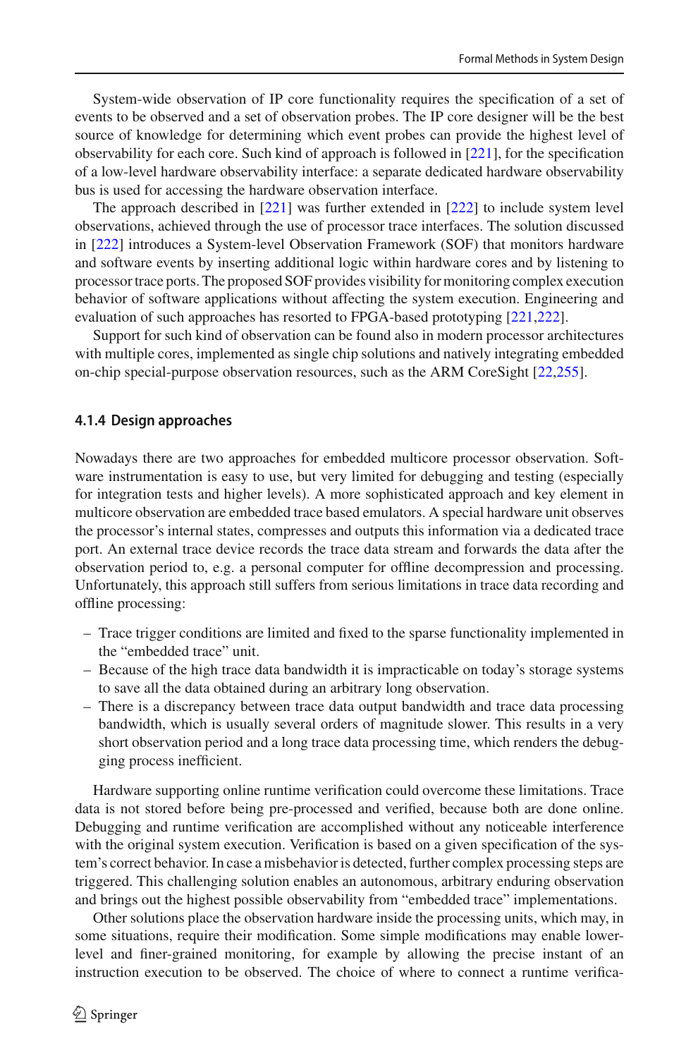System-wide observation of IP core functionality requires the specification of a set of events to be observed and a set of observation probes. The IP core designer will be the best source of knowledge for determining which event probes can provide the highest level of observability for each core. Such kind of approach is followed in [221], for the specification of a low-level hardware observability interface: a separate dedicated hardware observability bus is used for accessing the hardware observation interface.

The approach described in [221] was further extended in [222] to include system level observations, achieved through the use of processor trace interfaces. The solution discussed in [222] introduces a System-level Observation Framework (SOF) that monitors hardware and software events by inserting additional logic within hardware cores and by listening to processor trace ports. The proposed SOF provides visibility for monitoring complex execution behavior of software applications without affecting the system execution. Engineering and evaluation of such approaches has resorted to FPGA-based prototyping [221,222].

Support for such kind of observation can be found also in modern processor architectures with multiple cores, implemented as single chip solutions and natively integrating embedded on-chip special-purpose observation resources, such as the ARM CoreSight [22,255].

#### 4.1.4 Design approaches

Nowadays there are two approaches for embedded multicore processor observation. Software instrumentation is easy to use, but very limited for debugging and testing (especially for integration tests and higher levels). A more sophisticated approach and key element in multicore observation are embedded trace based emulators. A special hardware unit observes the processor's internal states, compresses and outputs this information via a dedicated trace port. An external trace device records the trace data stream and forwards the data after the observation period to, e.g. a personal computer for offline decompression and processing. Unfortunately, this approach still suffers from serious limitations in trace data recording and offline processing:

- Trace trigger conditions are limited and fixed to the sparse functionality implemented in the "embedded trace" unit.
- Because of the high trace data bandwidth it is impracticable on today's storage systems to save all the data obtained during an arbitrary long observation.
- There is a discrepancy between trace data output bandwidth and trace data processing bandwidth, which is usually several orders of magnitude slower. This results in a very short observation period and a long trace data processing time, which renders the debugging process inefficient.

Hardware supporting online runtime verification could overcome these limitations. Trace data is not stored before being pre-processed and verified, because both are done online. Debugging and runtime verification are accomplished without any noticeable interference with the original system execution. Verification is based on a given specification of the system's correct behavior. In case a misbehavior is detected, further complex processing steps are triggered. This challenging solution enables an autonomous, arbitrary enduring observation and brings out the highest possible observability from "embedded trace" implementations.

Other solutions place the observation hardware inside the processing units, which may, in some situations, require their modification. Some simple modifications may enable lower-level and finer-grained monitoring, for example by allowing the precise instant of an instruction execution to be observed. The choice of where to connect a runtime verifica-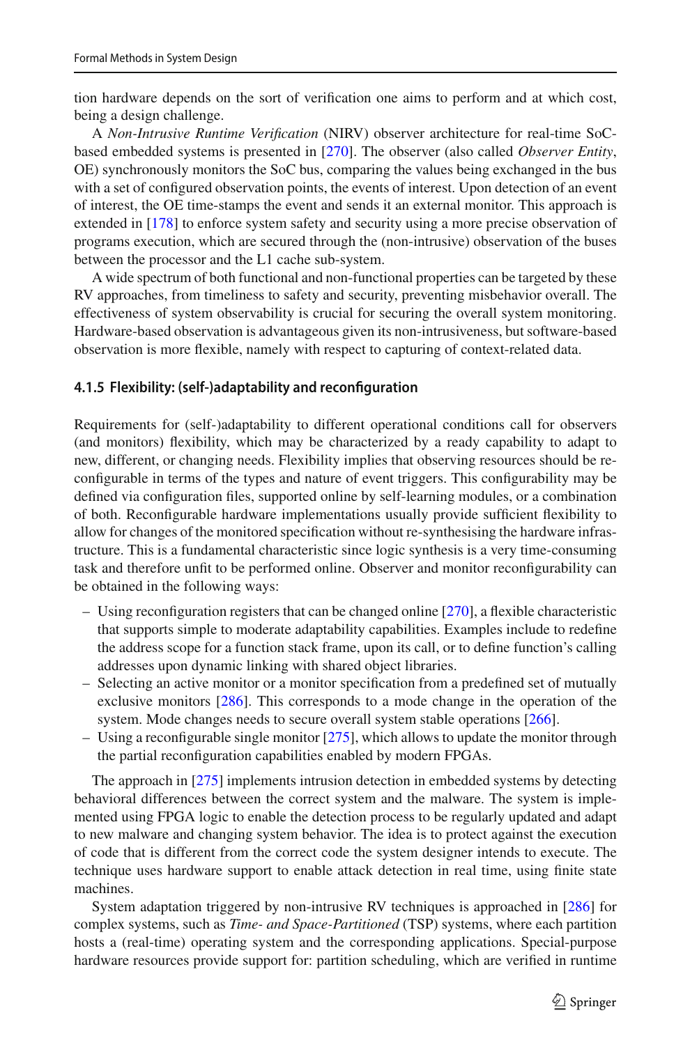tion hardware depends on the sort of verification one aims to perform and at which cost, being a design challenge.

A *Non-Intrusive Runtime Verification* (NIRV) observer architecture for real-time SoC-based embedded systems is presented in [270]. The observer (also called *Observer Entity*, OE) synchronously monitors the SoC bus, comparing the values being exchanged in the bus with a set of configured observation points, the events of interest. Upon detection of an event of interest, the OE time-stamps the event and sends it an external monitor. This approach is extended in [178] to enforce system safety and security using a more precise observation of programs execution, which are secured through the (non-intrusive) observation of the buses between the processor and the L1 cache sub-system.

A wide spectrum of both functional and non-functional properties can be targeted by these RV approaches, from timeliness to safety and security, preventing misbehavior overall. The effectiveness of system observability is crucial for securing the overall system monitoring. Hardware-based observation is advantageous given its non-intrusiveness, but software-based observation is more flexible, namely with respect to capturing of context-related data.

#### 4.1.5 Flexibility: (self-)adaptability and reconfiguration

Requirements for (self-)adaptability to different operational conditions call for observers (and monitors) flexibility, which may be characterized by a ready capability to adapt to new, different, or changing needs. Flexibility implies that observing resources should be re-configurable in terms of the types and nature of event triggers. This configurability may be defined via configuration files, supported online by self-learning modules, or a combination of both. Reconfigurable hardware implementations usually provide sufficient flexibility to allow for changes of the monitored specification without re-synthesising the hardware infrastructure. This is a fundamental characteristic since logic synthesis is a very time-consuming task and therefore unfit to be performed online. Observer and monitor reconfigurability can be obtained in the following ways:

- Using reconfiguration registers that can be changed online [270], a flexible characteristic that supports simple to moderate adaptability capabilities. Examples include to redefine the address scope for a function stack frame, upon its call, or to define function's calling addresses upon dynamic linking with shared object libraries.
- Selecting an active monitor or a monitor specification from a predefined set of mutually exclusive monitors [286]. This corresponds to a mode change in the operation of the system. Mode changes needs to secure overall system stable operations [266].
- Using a reconfigurable single monitor [275], which allows to update the monitor through the partial reconfiguration capabilities enabled by modern FPGAs.

The approach in [275] implements intrusion detection in embedded systems by detecting behavioral differences between the correct system and the malware. The system is implemented using FPGA logic to enable the detection process to be regularly updated and adapt to new malware and changing system behavior. The idea is to protect against the execution of code that is different from the correct code the system designer intends to execute. The technique uses hardware support to enable attack detection in real time, using finite state machines.

System adaptation triggered by non-intrusive RV techniques is approached in [286] for complex systems, such as *Time- and Space-Partitioned* (TSP) systems, where each partition hosts a (real-time) operating system and the corresponding applications. Special-purpose hardware resources provide support for: partition scheduling, which are verified in runtime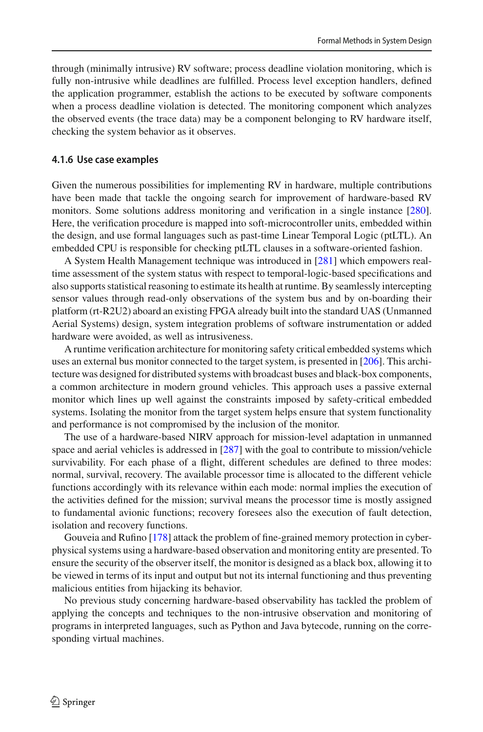through (minimally intrusive) RV software; process deadline violation monitoring, which is fully non-intrusive while deadlines are fulfilled. Process level exception handlers, defined the application programmer, establish the actions to be executed by software components when a process deadline violation is detected. The monitoring component which analyzes the observed events (the trace data) may be a component belonging to RV hardware itself, checking the system behavior as it observes.

### 4.1.6 Use case examples

Given the numerous possibilities for implementing RV in hardware, multiple contributions have been made that tackle the ongoing search for improvement of hardware-based RV monitors. Some solutions address monitoring and verification in a single instance [280]. Here, the verification procedure is mapped into soft-microcontroller units, embedded within the design, and use formal languages such as past-time Linear Temporal Logic (ptLTL). An embedded CPU is responsible for checking ptLTL clauses in a software-oriented fashion.

A System Health Management technique was introduced in [281] which empowers real-time assessment of the system status with respect to temporal-logic-based specifications and also supports statistical reasoning to estimate its health at runtime. By seamlessly intercepting sensor values through read-only observations of the system bus and by on-boarding their platform (rt-R2U2) aboard an existing FPGA already built into the standard UAS (Unmanned Aerial Systems) design, system integration problems of software instrumentation or added hardware were avoided, as well as intrusiveness.

A runtime verification architecture for monitoring safety critical embedded systems which uses an external bus monitor connected to the target system, is presented in [206]. This architecture was designed for distributed systems with broadcast buses and black-box components, a common architecture in modern ground vehicles. This approach uses a passive external monitor which lines up well against the constraints imposed by safety-critical embedded systems. Isolating the monitor from the target system helps ensure that system functionality and performance is not compromised by the inclusion of the monitor.

The use of a hardware-based NIRV approach for mission-level adaptation in unmanned space and aerial vehicles is addressed in [287] with the goal to contribute to mission/vehicle survivability. For each phase of a flight, different schedules are defined to three modes: normal, survival, recovery. The available processor time is allocated to the different vehicle functions accordingly with its relevance within each mode: normal implies the execution of the activities defined for the mission; survival means the processor time is mostly assigned to fundamental avionic functions; recovery foresees also the execution of fault detection, isolation and recovery functions.

Gouveia and Rufino [178] attack the problem of fine-grained memory protection in cyber-physical systems using a hardware-based observation and monitoring entity are presented. To ensure the security of the observer itself, the monitor is designed as a black box, allowing it to be viewed in terms of its input and output but not its internal functioning and thus preventing malicious entities from hijacking its behavior.

No previous study concerning hardware-based observability has tackled the problem of applying the concepts and techniques to the non-intrusive observation and monitoring of programs in interpreted languages, such as Python and Java bytecode, running on the corresponding virtual machines.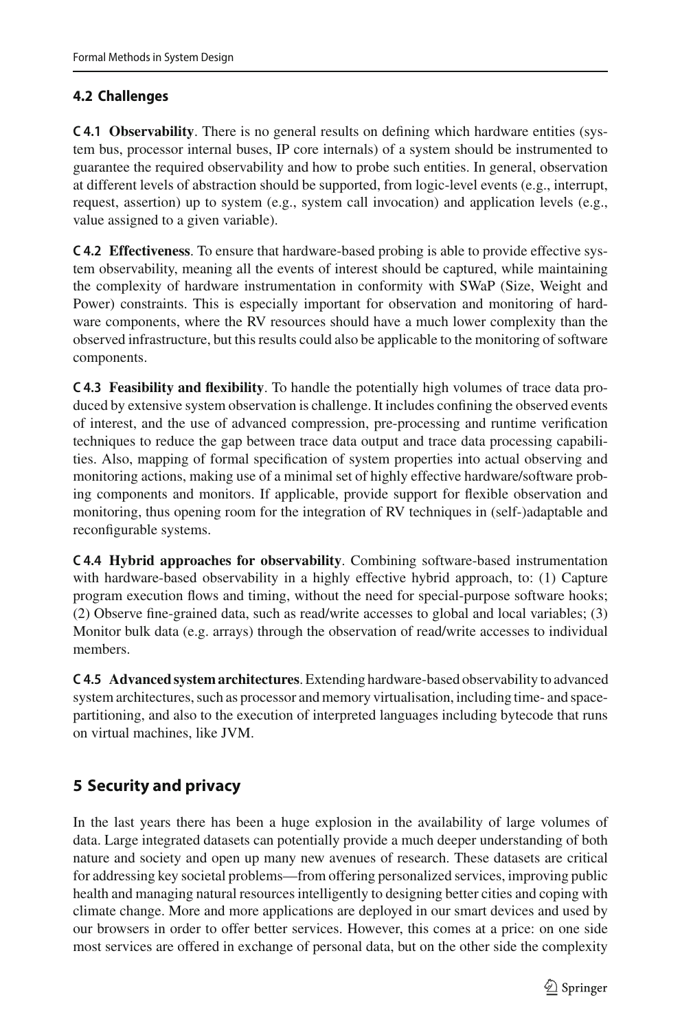### 4.2 Challenges

**C 4.1 Observability**. There is no general results on defining which hardware entities (system bus, processor internal buses, IP core internals) of a system should be instrumented to guarantee the required observability and how to probe such entities. In general, observation at different levels of abstraction should be supported, from logic-level events (e.g., interrupt, request, assertion) up to system (e.g., system call invocation) and application levels (e.g., value assigned to a given variable).

**C 4.2 Effectiveness**. To ensure that hardware-based probing is able to provide effective system observability, meaning all the events of interest should be captured, while maintaining the complexity of hardware instrumentation in conformity with SWaP (Size, Weight and Power) constraints. This is especially important for observation and monitoring of hardware components, where the RV resources should have a much lower complexity than the observed infrastructure, but this results could also be applicable to the monitoring of software components.

**C 4.3 Feasibility and flexibility**. To handle the potentially high volumes of trace data produced by extensive system observation is challenge. It includes confining the observed events of interest, and the use of advanced compression, pre-processing and runtime verification techniques to reduce the gap between trace data output and trace data processing capabilities. Also, mapping of formal specification of system properties into actual observing and monitoring actions, making use of a minimal set of highly effective hardware/software probing components and monitors. If applicable, provide support for flexible observation and monitoring, thus opening room for the integration of RV techniques in (self-)adaptable and reconfigurable systems.

**C 4.4 Hybrid approaches for observability**. Combining software-based instrumentation with hardware-based observability in a highly effective hybrid approach, to: (1) Capture program execution flows and timing, without the need for special-purpose software hooks; (2) Observe fine-grained data, such as read/write accesses to global and local variables; (3) Monitor bulk data (e.g. arrays) through the observation of read/write accesses to individual members.

**C 4.5 Advanced system architectures**. Extending hardware-based observability to advanced system architectures, such as processor and memory virtualisation, including time- and space-partitioning, and also to the execution of interpreted languages including bytecode that runs on virtual machines, like JVM.

## 5 Security and privacy

In the last years there has been a huge explosion in the availability of large volumes of data. Large integrated datasets can potentially provide a much deeper understanding of both nature and society and open up many new avenues of research. These datasets are critical for addressing key societal problems—from offering personalized services, improving public health and managing natural resources intelligently to designing better cities and coping with climate change. More and more applications are deployed in our smart devices and used by our browsers in order to offer better services. However, this comes at a price: on one side most services are offered in exchange of personal data, but on the other side the complexity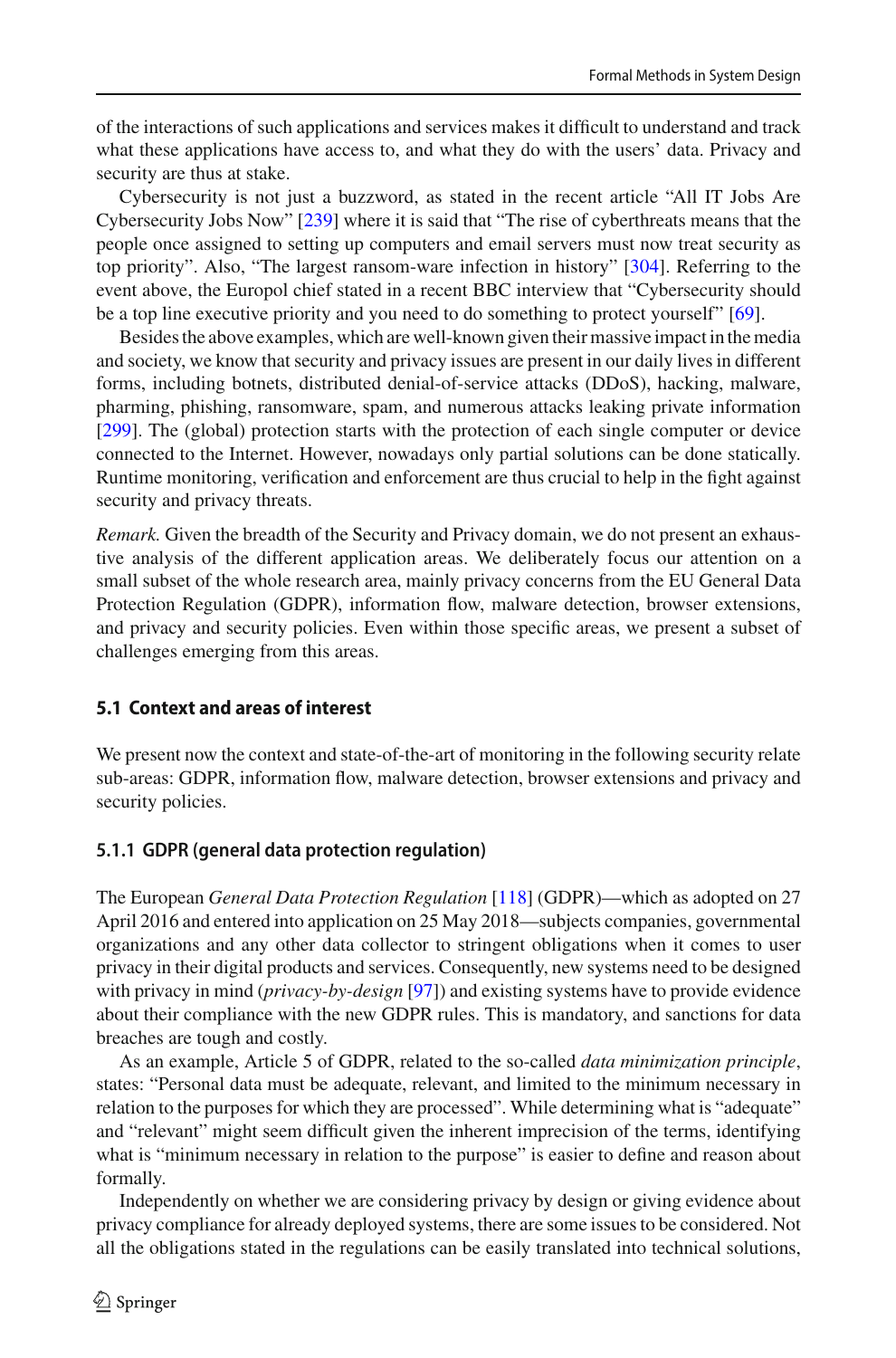of the interactions of such applications and services makes it difficult to understand and track what these applications have access to, and what they do with the users' data. Privacy and security are thus at stake.

Cybersecurity is not just a buzzword, as stated in the recent article "All IT Jobs Are Cybersecurity Jobs Now" [239] where it is said that "The rise of cyberthreats means that the people once assigned to setting up computers and email servers must now treat security as top priority". Also, "The largest ransom-ware infection in history" [304]. Referring to the event above, the Europol chief stated in a recent BBC interview that "Cybersecurity should be a top line executive priority and you need to do something to protect yourself" [69].

Besides the above examples, which are well-known given their massive impact in the media and society, we know that security and privacy issues are present in our daily lives in different forms, including botnets, distributed denial-of-service attacks (DDoS), hacking, malware, pharming, phishing, ransomware, spam, and numerous attacks leaking private information [299]. The (global) protection starts with the protection of each single computer or device connected to the Internet. However, nowadays only partial solutions can be done statically. Runtime monitoring, verification and enforcement are thus crucial to help in the fight against security and privacy threats.

*Remark.* Given the breadth of the Security and Privacy domain, we do not present an exhaustive analysis of the different application areas. We deliberately focus our attention on a small subset of the whole research area, mainly privacy concerns from the EU General Data Protection Regulation (GDPR), information flow, malware detection, browser extensions, and privacy and security policies. Even within those specific areas, we present a subset of challenges emerging from this areas.

### 5.1 Context and areas of interest

We present now the context and state-of-the-art of monitoring in the following security relate sub-areas: GDPR, information flow, malware detection, browser extensions and privacy and security policies.

#### 5.1.1 GDPR (general data protection regulation)

The European *General Data Protection Regulation* [118] (GDPR)—which as adopted on 27 April 2016 and entered into application on 25 May 2018—subjects companies, governmental organizations and any other data collector to stringent obligations when it comes to user privacy in their digital products and services. Consequently, new systems need to be designed with privacy in mind (*privacy-by-design* [97]) and existing systems have to provide evidence about their compliance with the new GDPR rules. This is mandatory, and sanctions for data breaches are tough and costly.

As an example, Article 5 of GDPR, related to the so-called *data minimization principle*, states: "Personal data must be adequate, relevant, and limited to the minimum necessary in relation to the purposes for which they are processed". While determining what is "adequate" and "relevant" might seem difficult given the inherent imprecision of the terms, identifying what is "minimum necessary in relation to the purpose" is easier to define and reason about formally.

Independently on whether we are considering privacy by design or giving evidence about privacy compliance for already deployed systems, there are some issues to be considered. Not all the obligations stated in the regulations can be easily translated into technical solutions,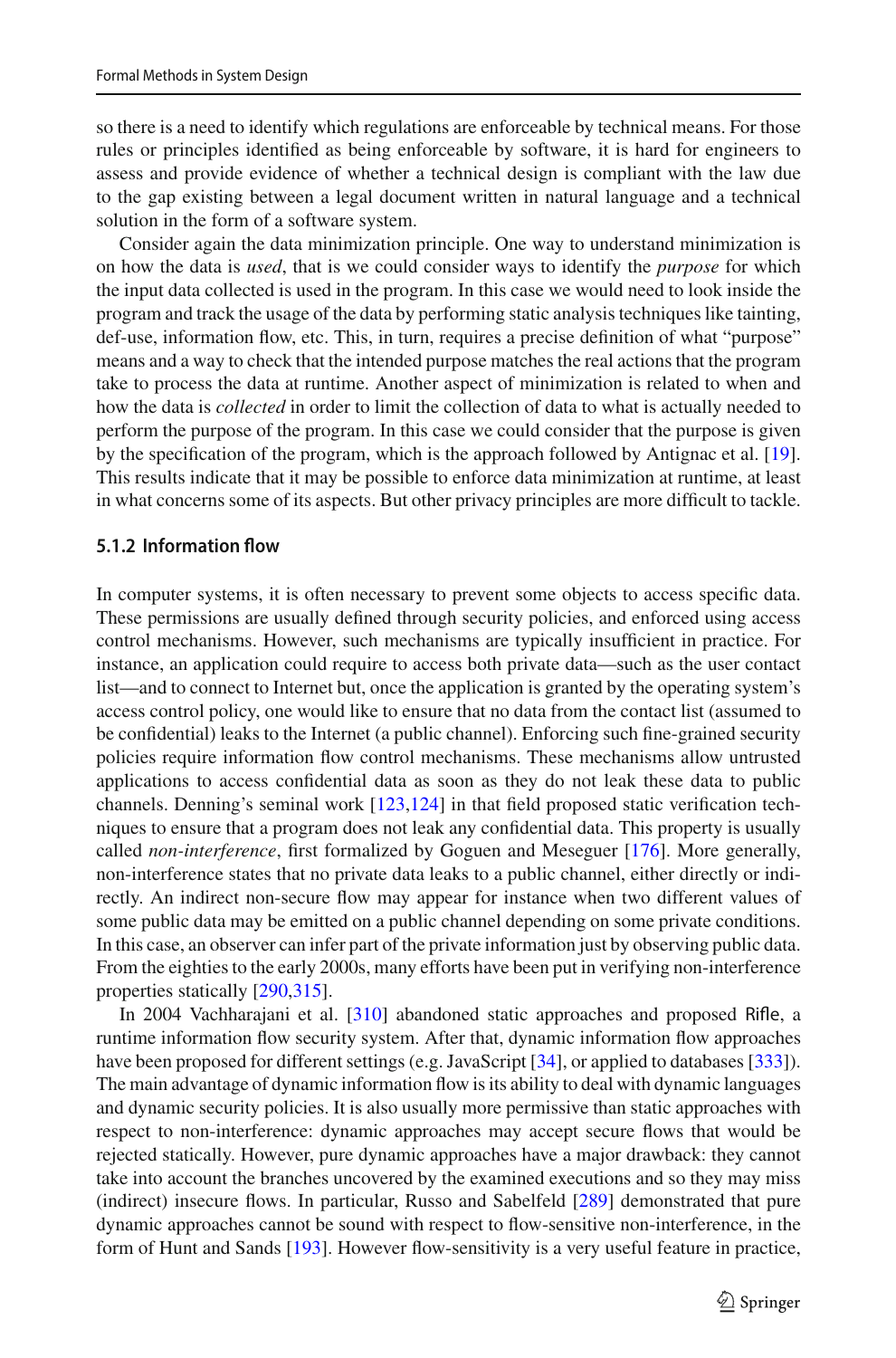so there is a need to identify which regulations are enforceable by technical means. For those rules or principles identified as being enforceable by software, it is hard for engineers to assess and provide evidence of whether a technical design is compliant with the law due to the gap existing between a legal document written in natural language and a technical solution in the form of a software system.

Consider again the data minimization principle. One way to understand minimization is on how the data is *used*, that is we could consider ways to identify the *purpose* for which the input data collected is used in the program. In this case we would need to look inside the program and track the usage of the data by performing static analysis techniques like tainting, def-use, information flow, etc. This, in turn, requires a precise definition of what "purpose" means and a way to check that the intended purpose matches the real actions that the program take to process the data at runtime. Another aspect of minimization is related to when and how the data is *collected* in order to limit the collection of data to what is actually needed to perform the purpose of the program. In this case we could consider that the purpose is given by the specification of the program, which is the approach followed by Antignac et al. [19]. This results indicate that it may be possible to enforce data minimization at runtime, at least in what concerns some of its aspects. But other privacy principles are more difficult to tackle.

### 5.1.2 Information flow

In computer systems, it is often necessary to prevent some objects to access specific data. These permissions are usually defined through security policies, and enforced using access control mechanisms. However, such mechanisms are typically insufficient in practice. For instance, an application could require to access both private data—such as the user contact list—and to connect to Internet but, once the application is granted by the operating system's access control policy, one would like to ensure that no data from the contact list (assumed to be confidential) leaks to the Internet (a public channel). Enforcing such fine-grained security policies require information flow control mechanisms. These mechanisms allow untrusted applications to access confidential data as soon as they do not leak these data to public channels. Denning's seminal work [123,124] in that field proposed static verification techniques to ensure that a program does not leak any confidential data. This property is usually called *non-interference*, first formalized by Goguen and Meseguer [176]. More generally, non-interference states that no private data leaks to a public channel, either directly or indirectly. An indirect non-secure flow may appear for instance when two different values of some public data may be emitted on a public channel depending on some private conditions. In this case, an observer can infer part of the private information just by observing public data. From the eighties to the early 2000s, many efforts have been put in verifying non-interference properties statically [290,315].

In 2004 Vachharajani et al. [310] abandoned static approaches and proposed Rifle, a runtime information flow security system. After that, dynamic information flow approaches have been proposed for different settings (e.g. JavaScript [34], or applied to databases [333]). The main advantage of dynamic information flow is its ability to deal with dynamic languages and dynamic security policies. It is also usually more permissive than static approaches with respect to non-interference: dynamic approaches may accept secure flows that would be rejected statically. However, pure dynamic approaches have a major drawback: they cannot take into account the branches uncovered by the examined executions and so they may miss (indirect) insecure flows. In particular, Russo and Sabelfeld [289] demonstrated that pure dynamic approaches cannot be sound with respect to flow-sensitive non-interference, in the form of Hunt and Sands [193]. However flow-sensitivity is a very useful feature in practice,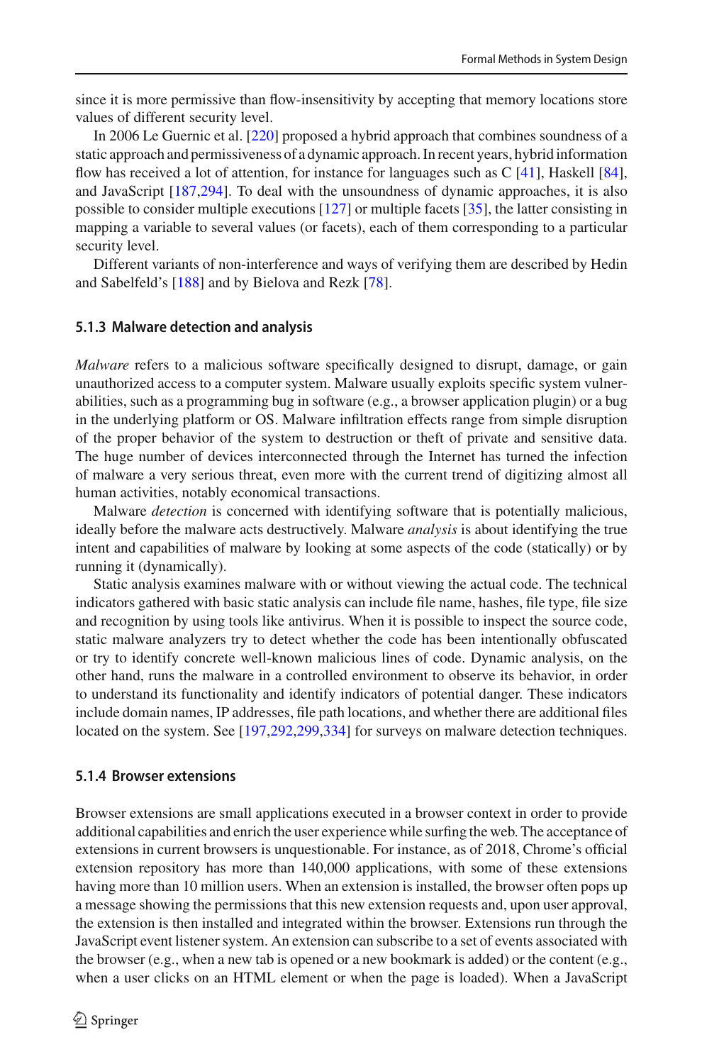since it is more permissive than flow-insensitivity by accepting that memory locations store values of different security level.

In 2006 Le Guernic et al. [220] proposed a hybrid approach that combines soundness of a static approach and permissiveness of a dynamic approach. In recent years, hybrid information flow has received a lot of attention, for instance for languages such as C [41], Haskell [84], and JavaScript [187,294]. To deal with the unsoundness of dynamic approaches, it is also possible to consider multiple executions [127] or multiple facets [35], the latter consisting in mapping a variable to several values (or facets), each of them corresponding to a particular security level.

Different variants of non-interference and ways of verifying them are described by Hedin and Sabelfeld's [188] and by Bielova and Rezk [78].

### 5.1.3 Malware detection and analysis

*Malware* refers to a malicious software specifically designed to disrupt, damage, or gain unauthorized access to a computer system. Malware usually exploits specific system vulnerabilities, such as a programming bug in software (e.g., a browser application plugin) or a bug in the underlying platform or OS. Malware infiltration effects range from simple disruption of the proper behavior of the system to destruction or theft of private and sensitive data. The huge number of devices interconnected through the Internet has turned the infection of malware a very serious threat, even more with the current trend of digitizing almost all human activities, notably economical transactions.

Malware *detection* is concerned with identifying software that is potentially malicious, ideally before the malware acts destructively. Malware *analysis* is about identifying the true intent and capabilities of malware by looking at some aspects of the code (statically) or by running it (dynamically).

Static analysis examines malware with or without viewing the actual code. The technical indicators gathered with basic static analysis can include file name, hashes, file type, file size and recognition by using tools like antivirus. When it is possible to inspect the source code, static malware analyzers try to detect whether the code has been intentionally obfuscated or try to identify concrete well-known malicious lines of code. Dynamic analysis, on the other hand, runs the malware in a controlled environment to observe its behavior, in order to understand its functionality and identify indicators of potential danger. These indicators include domain names, IP addresses, file path locations, and whether there are additional files located on the system. See [197,292,299,334] for surveys on malware detection techniques.

### 5.1.4 Browser extensions

Browser extensions are small applications executed in a browser context in order to provide additional capabilities and enrich the user experience while surfing the web. The acceptance of extensions in current browsers is unquestionable. For instance, as of 2018, Chrome's official extension repository has more than 140,000 applications, with some of these extensions having more than 10 million users. When an extension is installed, the browser often pops up a message showing the permissions that this new extension requests and, upon user approval, the extension is then installed and integrated within the browser. Extensions run through the JavaScript event listener system. An extension can subscribe to a set of events associated with the browser (e.g., when a new tab is opened or a new bookmark is added) or the content (e.g., when a user clicks on an HTML element or when the page is loaded). When a JavaScript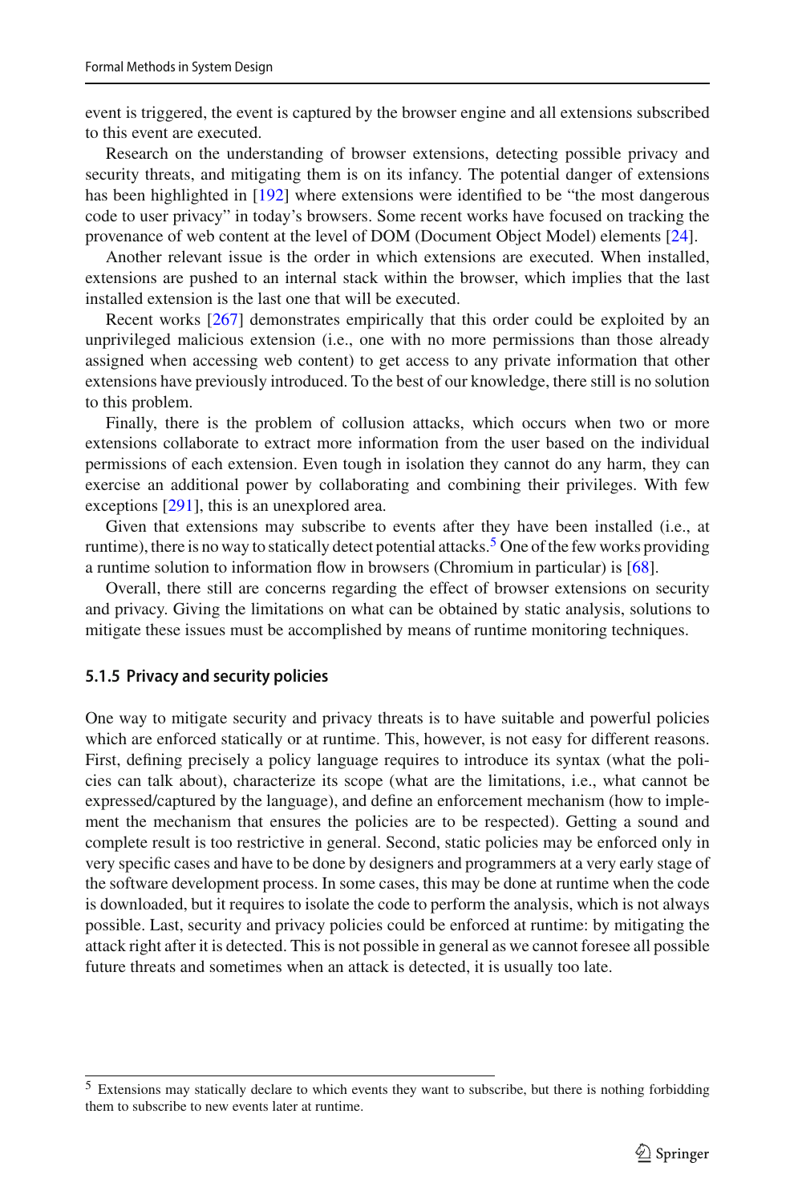event is triggered, the event is captured by the browser engine and all extensions subscribed to this event are executed.

Research on the understanding of browser extensions, detecting possible privacy and security threats, and mitigating them is on its infancy. The potential danger of extensions has been highlighted in [192] where extensions were identified to be "the most dangerous code to user privacy" in today's browsers. Some recent works have focused on tracking the provenance of web content at the level of DOM (Document Object Model) elements [24].

Another relevant issue is the order in which extensions are executed. When installed, extensions are pushed to an internal stack within the browser, which implies that the last installed extension is the last one that will be executed.

Recent works [267] demonstrates empirically that this order could be exploited by an unprivileged malicious extension (i.e., one with no more permissions than those already assigned when accessing web content) to get access to any private information that other extensions have previously introduced. To the best of our knowledge, there still is no solution to this problem.

Finally, there is the problem of collusion attacks, which occurs when two or more extensions collaborate to extract more information from the user based on the individual permissions of each extension. Even tough in isolation they cannot do any harm, they can exercise an additional power by collaborating and combining their privileges. With few exceptions [291], this is an unexplored area.

Given that extensions may subscribe to events after they have been installed (i.e., at runtime), there is no way to statically detect potential attacks.[5] One of the few works providing a runtime solution to information flow in browsers (Chromium in particular) is [68].

Overall, there still are concerns regarding the effect of browser extensions on security and privacy. Giving the limitations on what can be obtained by static analysis, solutions to mitigate these issues must be accomplished by means of runtime monitoring techniques.

### 5.1.5 Privacy and security policies

One way to mitigate security and privacy threats is to have suitable and powerful policies which are enforced statically or at runtime. This, however, is not easy for different reasons. First, defining precisely a policy language requires to introduce its syntax (what the policies can talk about), characterize its scope (what are the limitations, i.e., what cannot be expressed/captured by the language), and define an enforcement mechanism (how to implement the mechanism that ensures the policies are to be respected). Getting a sound and complete result is too restrictive in general. Second, static policies may be enforced only in very specific cases and have to be done by designers and programmers at a very early stage of the software development process. In some cases, this may be done at runtime when the code is downloaded, but it requires to isolate the code to perform the analysis, which is not always possible. Last, security and privacy policies could be enforced at runtime: by mitigating the attack right after it is detected. This is not possible in general as we cannot foresee all possible future threats and sometimes when an attack is detected, it is usually too late.

[5] Extensions may statically declare to which events they want to subscribe, but there is nothing forbidding them to subscribe to new events later at runtime.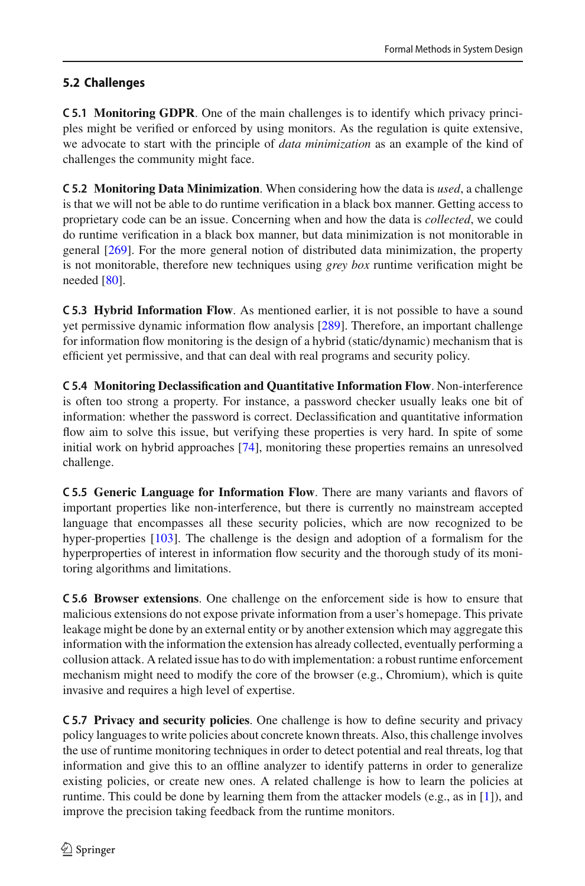### 5.2 Challenges

**C 5.1 Monitoring GDPR**. One of the main challenges is to identify which privacy principles might be verified or enforced by using monitors. As the regulation is quite extensive, we advocate to start with the principle of *data minimization* as an example of the kind of challenges the community might face.

**C 5.2 Monitoring Data Minimization**. When considering how the data is *used*, a challenge is that we will not be able to do runtime verification in a black box manner. Getting access to proprietary code can be an issue. Concerning when and how the data is *collected*, we could do runtime verification in a black box manner, but data minimization is not monitorable in general [269]. For the more general notion of distributed data minimization, the property is not monitorable, therefore new techniques using *grey box* runtime verification might be needed [80].

**C 5.3 Hybrid Information Flow**. As mentioned earlier, it is not possible to have a sound yet permissive dynamic information flow analysis [289]. Therefore, an important challenge for information flow monitoring is the design of a hybrid (static/dynamic) mechanism that is efficient yet permissive, and that can deal with real programs and security policy.

**C 5.4 Monitoring Declassification and Quantitative Information Flow**. Non-interference is often too strong a property. For instance, a password checker usually leaks one bit of information: whether the password is correct. Declassification and quantitative information flow aim to solve this issue, but verifying these properties is very hard. In spite of some initial work on hybrid approaches [74], monitoring these properties remains an unresolved challenge.

**C 5.5 Generic Language for Information Flow**. There are many variants and flavors of important properties like non-interference, but there is currently no mainstream accepted language that encompasses all these security policies, which are now recognized to be hyper-properties [103]. The challenge is the design and adoption of a formalism for the hyperproperties of interest in information flow security and the thorough study of its monitoring algorithms and limitations.

**C 5.6 Browser extensions**. One challenge on the enforcement side is how to ensure that malicious extensions do not expose private information from a user's homepage. This private leakage might be done by an external entity or by another extension which may aggregate this information with the information the extension has already collected, eventually performing a collusion attack. A related issue has to do with implementation: a robust runtime enforcement mechanism might need to modify the core of the browser (e.g., Chromium), which is quite invasive and requires a high level of expertise.

**C 5.7 Privacy and security policies**. One challenge is how to define security and privacy policy languages to write policies about concrete known threats. Also, this challenge involves the use of runtime monitoring techniques in order to detect potential and real threats, log that information and give this to an offline analyzer to identify patterns in order to generalize existing policies, or create new ones. A related challenge is how to learn the policies at runtime. This could be done by learning them from the attacker models (e.g., as in [1]), and improve the precision taking feedback from the runtime monitors.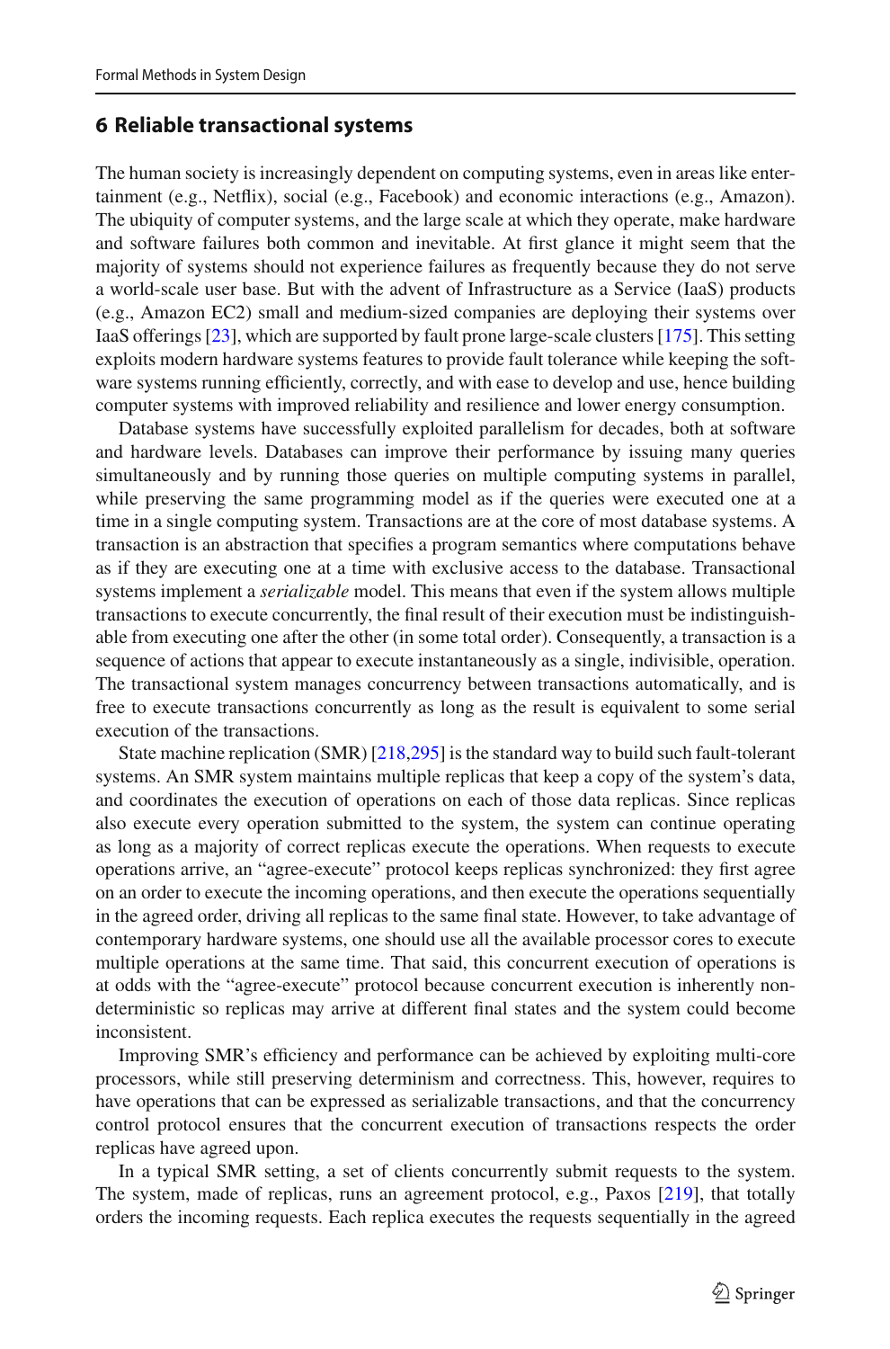## 6 Reliable transactional systems

The human society is increasingly dependent on computing systems, even in areas like entertainment (e.g., Netflix), social (e.g., Facebook) and economic interactions (e.g., Amazon). The ubiquity of computer systems, and the large scale at which they operate, make hardware and software failures both common and inevitable. At first glance it might seem that the majority of systems should not experience failures as frequently because they do not serve a world-scale user base. But with the advent of Infrastructure as a Service (IaaS) products (e.g., Amazon EC2) small and medium-sized companies are deploying their systems over IaaS offerings [23], which are supported by fault prone large-scale clusters [175]. This setting exploits modern hardware systems features to provide fault tolerance while keeping the software systems running efficiently, correctly, and with ease to develop and use, hence building computer systems with improved reliability and resilience and lower energy consumption.

Database systems have successfully exploited parallelism for decades, both at software and hardware levels. Databases can improve their performance by issuing many queries simultaneously and by running those queries on multiple computing systems in parallel, while preserving the same programming model as if the queries were executed one at a time in a single computing system. Transactions are at the core of most database systems. A transaction is an abstraction that specifies a program semantics where computations behave as if they are executing one at a time with exclusive access to the database. Transactional systems implement a *serializable* model. This means that even if the system allows multiple transactions to execute concurrently, the final result of their execution must be indistinguishable from executing one after the other (in some total order). Consequently, a transaction is a sequence of actions that appear to execute instantaneously as a single, indivisible, operation. The transactional system manages concurrency between transactions automatically, and is free to execute transactions concurrently as long as the result is equivalent to some serial execution of the transactions.

State machine replication (SMR) [218,295] is the standard way to build such fault-tolerant systems. An SMR system maintains multiple replicas that keep a copy of the system's data, and coordinates the execution of operations on each of those data replicas. Since replicas also execute every operation submitted to the system, the system can continue operating as long as a majority of correct replicas execute the operations. When requests to execute operations arrive, an "agree-execute" protocol keeps replicas synchronized: they first agree on an order to execute the incoming operations, and then execute the operations sequentially in the agreed order, driving all replicas to the same final state. However, to take advantage of contemporary hardware systems, one should use all the available processor cores to execute multiple operations at the same time. That said, this concurrent execution of operations is at odds with the "agree-execute" protocol because concurrent execution is inherently non-deterministic so replicas may arrive at different final states and the system could become inconsistent.

Improving SMR's efficiency and performance can be achieved by exploiting multi-core processors, while still preserving determinism and correctness. This, however, requires to have operations that can be expressed as serializable transactions, and that the concurrency control protocol ensures that the concurrent execution of transactions respects the order replicas have agreed upon.

In a typical SMR setting, a set of clients concurrently submit requests to the system. The system, made of replicas, runs an agreement protocol, e.g., Paxos [219], that totally orders the incoming requests. Each replica executes the requests sequentially in the agreed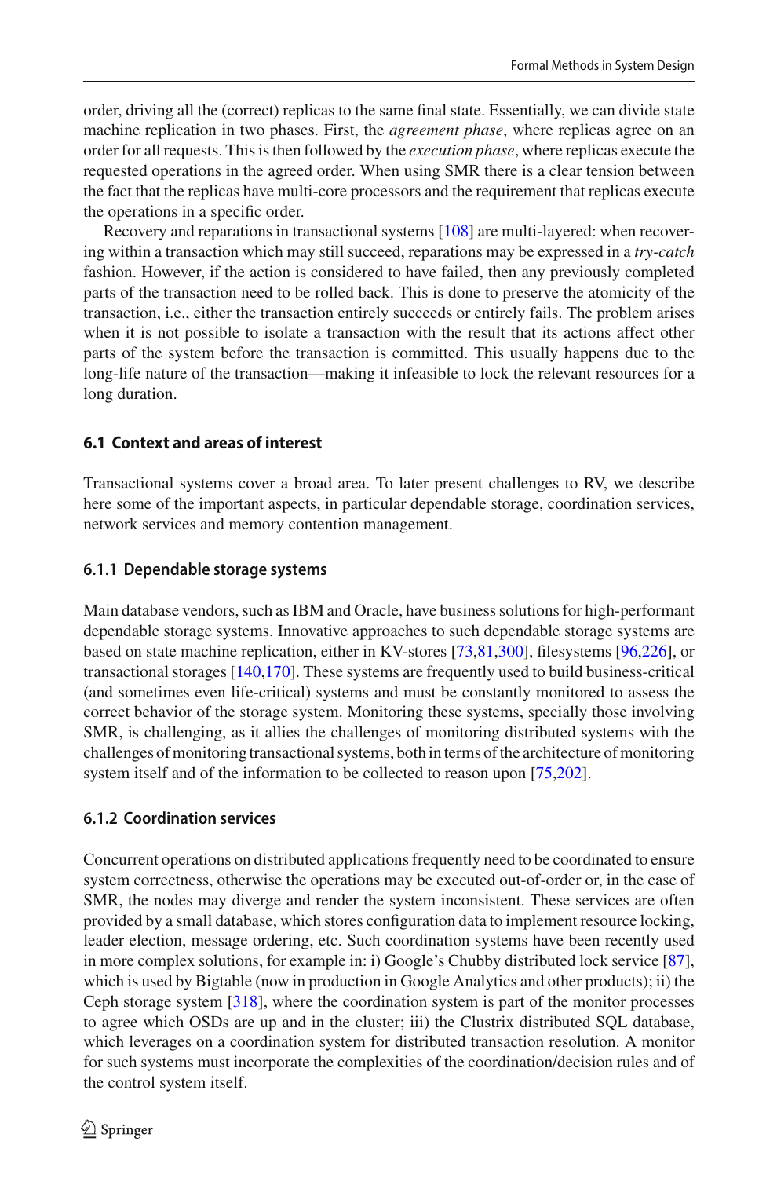order, driving all the (correct) replicas to the same final state. Essentially, we can divide state machine replication in two phases. First, the *agreement phase*, where replicas agree on an order for all requests. This is then followed by the *execution phase*, where replicas execute the requested operations in the agreed order. When using SMR there is a clear tension between the fact that the replicas have multi-core processors and the requirement that replicas execute the operations in a specific order.

Recovery and reparations in transactional systems [108] are multi-layered: when recovering within a transaction which may still succeed, reparations may be expressed in a *try-catch* fashion. However, if the action is considered to have failed, then any previously completed parts of the transaction need to be rolled back. This is done to preserve the atomicity of the transaction, i.e., either the transaction entirely succeeds or entirely fails. The problem arises when it is not possible to isolate a transaction with the result that its actions affect other parts of the system before the transaction is committed. This usually happens due to the long-life nature of the transaction—making it infeasible to lock the relevant resources for a long duration.

### 6.1 Context and areas of interest

Transactional systems cover a broad area. To later present challenges to RV, we describe here some of the important aspects, in particular dependable storage, coordination services, network services and memory contention management.

#### 6.1.1 Dependable storage systems

Main database vendors, such as IBM and Oracle, have business solutions for high-performant dependable storage systems. Innovative approaches to such dependable storage systems are based on state machine replication, either in KV-stores [73,81,300], filesystems [96,226], or transactional storages [140,170]. These systems are frequently used to build business-critical (and sometimes even life-critical) systems and must be constantly monitored to assess the correct behavior of the storage system. Monitoring these systems, specially those involving SMR, is challenging, as it allies the challenges of monitoring distributed systems with the challenges of monitoring transactional systems, both in terms of the architecture of monitoring system itself and of the information to be collected to reason upon [75,202].

#### 6.1.2 Coordination services

Concurrent operations on distributed applications frequently need to be coordinated to ensure system correctness, otherwise the operations may be executed out-of-order or, in the case of SMR, the nodes may diverge and render the system inconsistent. These services are often provided by a small database, which stores configuration data to implement resource locking, leader election, message ordering, etc. Such coordination systems have been recently used in more complex solutions, for example in: i) Google's Chubby distributed lock service [87], which is used by Bigtable (now in production in Google Analytics and other products); ii) the Ceph storage system [318], where the coordination system is part of the monitor processes to agree which OSDs are up and in the cluster; iii) the Clustrix distributed SQL database, which leverages on a coordination system for distributed transaction resolution. A monitor for such systems must incorporate the complexities of the coordination/decision rules and of the control system itself.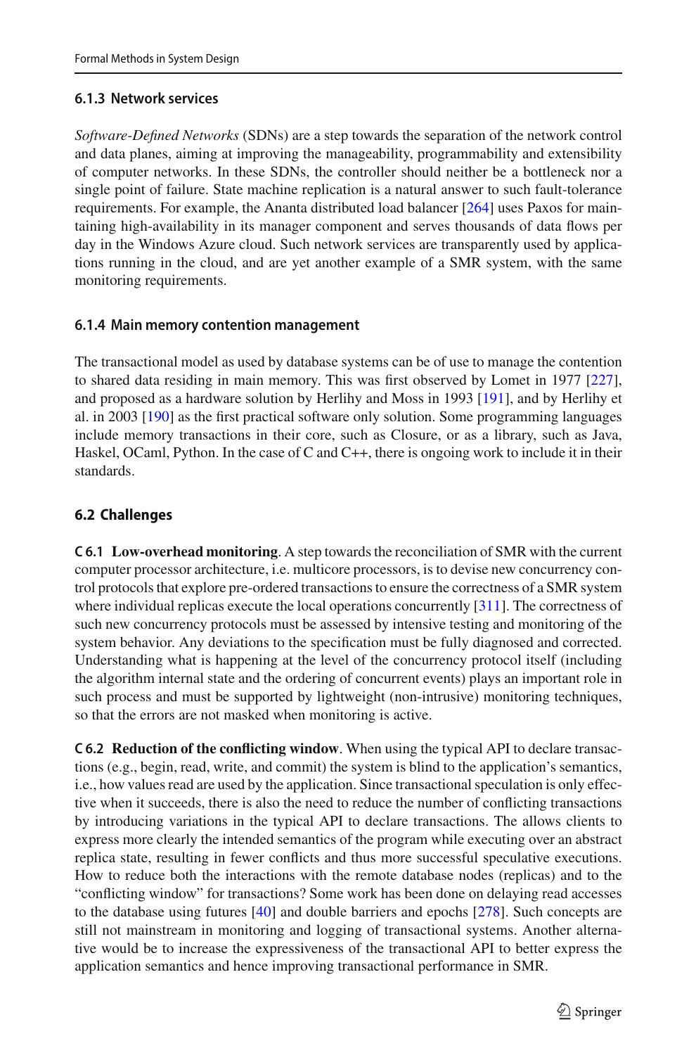### 6.1.3 Network services

*Software-Defined Networks* (SDNs) are a step towards the separation of the network control and data planes, aiming at improving the manageability, programmability and extensibility of computer networks. In these SDNs, the controller should neither be a bottleneck nor a single point of failure. State machine replication is a natural answer to such fault-tolerance requirements. For example, the Ananta distributed load balancer [264] uses Paxos for maintaining high-availability in its manager component and serves thousands of data flows per day in the Windows Azure cloud. Such network services are transparently used by applications running in the cloud, and are yet another example of a SMR system, with the same monitoring requirements.

### 6.1.4 Main memory contention management

The transactional model as used by database systems can be of use to manage the contention to shared data residing in main memory. This was first observed by Lomet in 1977 [227], and proposed as a hardware solution by Herlihy and Moss in 1993 [191], and by Herlihy et al. in 2003 [190] as the first practical software only solution. Some programming languages include memory transactions in their core, such as Closure, or as a library, such as Java, Haskel, OCaml, Python. In the case of C and C++, there is ongoing work to include it in their standards.

## 6.2 Challenges

**C 6.1 Low-overhead monitoring**. A step towards the reconciliation of SMR with the current computer processor architecture, i.e. multicore processors, is to devise new concurrency control protocols that explore pre-ordered transactions to ensure the correctness of a SMR system where individual replicas execute the local operations concurrently [311]. The correctness of such new concurrency protocols must be assessed by intensive testing and monitoring of the system behavior. Any deviations to the specification must be fully diagnosed and corrected. Understanding what is happening at the level of the concurrency protocol itself (including the algorithm internal state and the ordering of concurrent events) plays an important role in such process and must be supported by lightweight (non-intrusive) monitoring techniques, so that the errors are not masked when monitoring is active.

**C 6.2 Reduction of the conflicting window**. When using the typical API to declare transactions (e.g., begin, read, write, and commit) the system is blind to the application's semantics, i.e., how values read are used by the application. Since transactional speculation is only effective when it succeeds, there is also the need to reduce the number of conflicting transactions by introducing variations in the typical API to declare transactions. The allows clients to express more clearly the intended semantics of the program while executing over an abstract replica state, resulting in fewer conflicts and thus more successful speculative executions. How to reduce both the interactions with the remote database nodes (replicas) and to the "conflicting window" for transactions? Some work has been done on delaying read accesses to the database using futures [40] and double barriers and epochs [278]. Such concepts are still not mainstream in monitoring and logging of transactional systems. Another alternative would be to increase the expressiveness of the transactional API to better express the application semantics and hence improving transactional performance in SMR.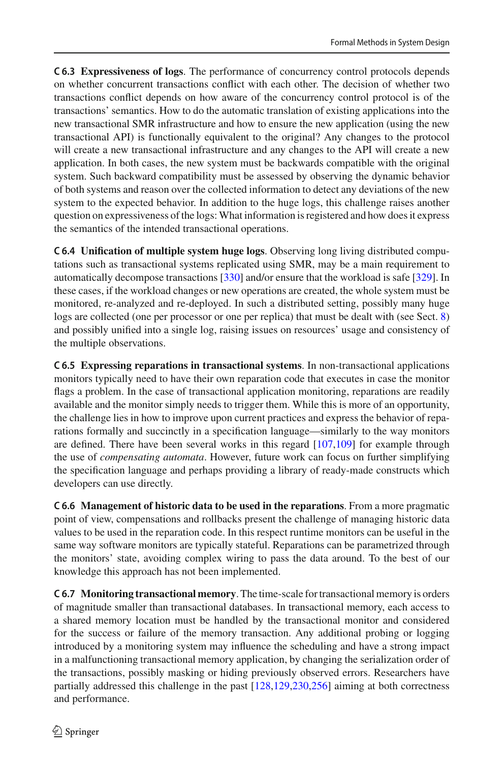**C 6.3 Expressiveness of logs**. The performance of concurrency control protocols depends on whether concurrent transactions conflict with each other. The decision of whether two transactions conflict depends on how aware of the concurrency control protocol is of the transactions' semantics. How to do the automatic translation of existing applications into the new transactional SMR infrastructure and how to ensure the new application (using the new transactional API) is functionally equivalent to the original? Any changes to the protocol will create a new transactional infrastructure and any changes to the API will create a new application. In both cases, the new system must be backwards compatible with the original system. Such backward compatibility must be assessed by observing the dynamic behavior of both systems and reason over the collected information to detect any deviations of the new system to the expected behavior. In addition to the huge logs, this challenge raises another question on expressiveness of the logs: What information is registered and how does it express the semantics of the intended transactional operations.

**C 6.4 Unification of multiple system huge logs**. Observing long living distributed computations such as transactional systems replicated using SMR, may be a main requirement to automatically decompose transactions [330] and/or ensure that the workload is safe [329]. In these cases, if the workload changes or new operations are created, the whole system must be monitored, re-analyzed and re-deployed. In such a distributed setting, possibly many huge logs are collected (one per processor or one per replica) that must be dealt with (see Sect. 8) and possibly unified into a single log, raising issues on resources' usage and consistency of the multiple observations.

**C 6.5 Expressing reparations in transactional systems**. In non-transactional applications monitors typically need to have their own reparation code that executes in case the monitor flags a problem. In the case of transactional application monitoring, reparations are readily available and the monitor simply needs to trigger them. While this is more of an opportunity, the challenge lies in how to improve upon current practices and express the behavior of reparations formally and succinctly in a specification language—similarly to the way monitors are defined. There have been several works in this regard [107,109] for example through the use of *compensating automata*. However, future work can focus on further simplifying the specification language and perhaps providing a library of ready-made constructs which developers can use directly.

**C 6.6 Management of historic data to be used in the reparations**. From a more pragmatic point of view, compensations and rollbacks present the challenge of managing historic data values to be used in the reparation code. In this respect runtime monitors can be useful in the same way software monitors are typically stateful. Reparations can be parametrized through the monitors' state, avoiding complex wiring to pass the data around. To the best of our knowledge this approach has not been implemented.

**C 6.7 Monitoring transactional memory**. The time-scale for transactional memory is orders of magnitude smaller than transactional databases. In transactional memory, each access to a shared memory location must be handled by the transactional monitor and considered for the success or failure of the memory transaction. Any additional probing or logging introduced by a monitoring system may influence the scheduling and have a strong impact in a malfunctioning transactional memory application, by changing the serialization order of the transactions, possibly masking or hiding previously observed errors. Researchers have partially addressed this challenge in the past [128,129,230,256] aiming at both correctness and performance.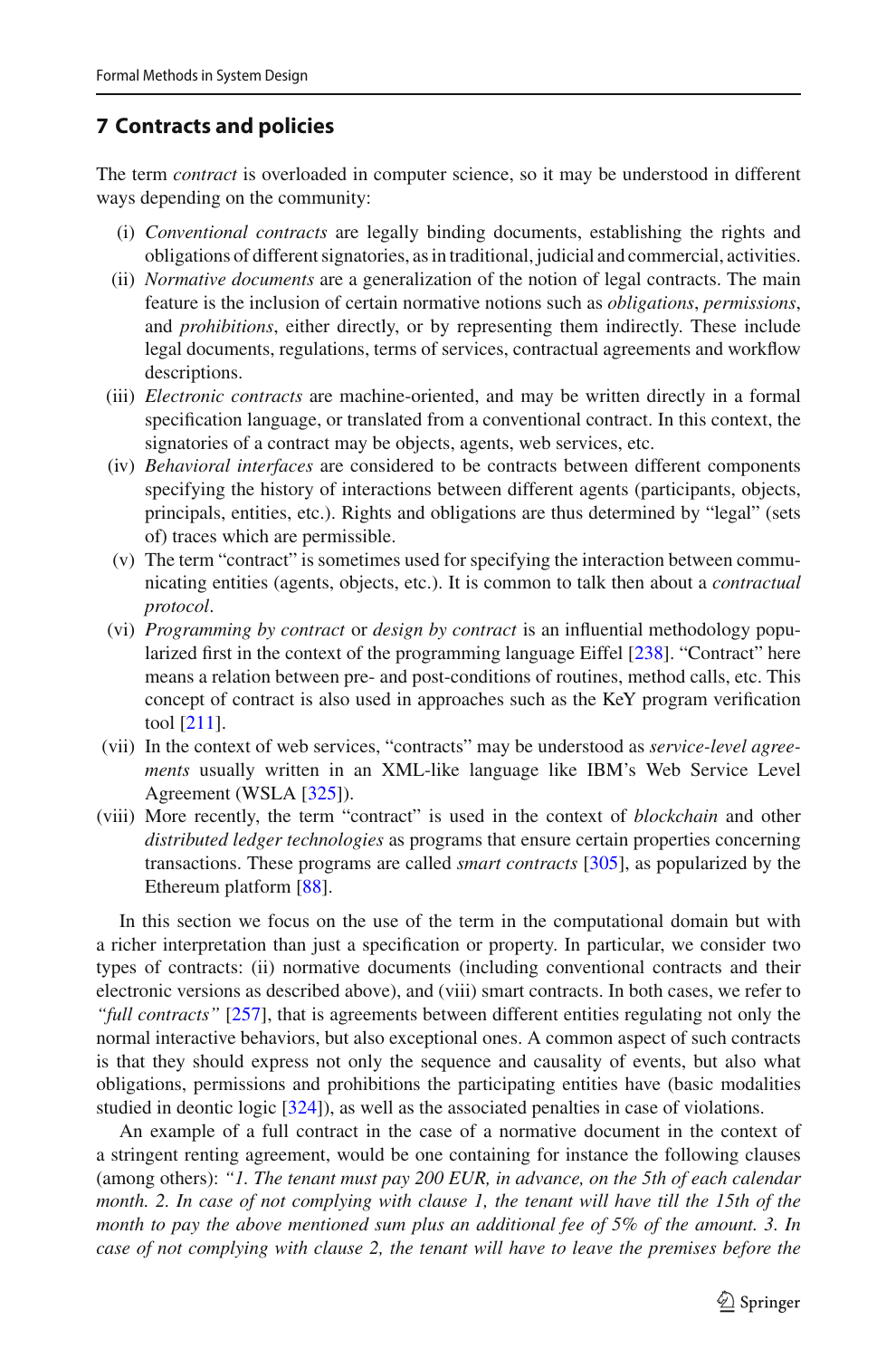## 7 Contracts and policies

The term *contract* is overloaded in computer science, so it may be understood in different ways depending on the community:

- (i) *Conventional contracts* are legally binding documents, establishing the rights and obligations of different signatories, as in traditional, judicial and commercial, activities.
- (ii) *Normative documents* are a generalization of the notion of legal contracts. The main feature is the inclusion of certain normative notions such as *obligations*, *permissions*, and *prohibitions*, either directly, or by representing them indirectly. These include legal documents, regulations, terms of services, contractual agreements and workflow descriptions.
- (iii) *Electronic contracts* are machine-oriented, and may be written directly in a formal specification language, or translated from a conventional contract. In this context, the signatories of a contract may be objects, agents, web services, etc.
- (iv) *Behavioral interfaces* are considered to be contracts between different components specifying the history of interactions between different agents (participants, objects, principals, entities, etc.). Rights and obligations are thus determined by "legal" (sets of) traces which are permissible.
- (v) The term "contract" is sometimes used for specifying the interaction between communicating entities (agents, objects, etc.). It is common to talk then about a *contractual protocol*.
- (vi) *Programming by contract* or *design by contract* is an influential methodology popularized first in the context of the programming language Eiffel [238]. "Contract" here means a relation between pre- and post-conditions of routines, method calls, etc. This concept of contract is also used in approaches such as the KeY program verification tool [211].
- (vii) In the context of web services, "contracts" may be understood as *service-level agreements* usually written in an XML-like language like IBM's Web Service Level Agreement (WSLA [325]).
- (viii) More recently, the term "contract" is used in the context of *blockchain* and other *distributed ledger technologies* as programs that ensure certain properties concerning transactions. These programs are called *smart contracts* [305], as popularized by the Ethereum platform [88].

In this section we focus on the use of the term in the computational domain but with a richer interpretation than just a specification or property. In particular, we consider two types of contracts: (ii) normative documents (including conventional contracts and their electronic versions as described above), and (viii) smart contracts. In both cases, we refer to *"full contracts"* [257], that is agreements between different entities regulating not only the normal interactive behaviors, but also exceptional ones. A common aspect of such contracts is that they should express not only the sequence and causality of events, but also what obligations, permissions and prohibitions the participating entities have (basic modalities studied in deontic logic [324]), as well as the associated penalties in case of violations.

An example of a full contract in the case of a normative document in the context of a stringent renting agreement, would be one containing for instance the following clauses (among others): *"1. The tenant must pay 200 EUR, in advance, on the 5th of each calendar month. 2. In case of not complying with clause 1, the tenant will have till the 15th of the month to pay the above mentioned sum plus an additional fee of 5% of the amount. 3. In case of not complying with clause 2, the tenant will have to leave the premises before the*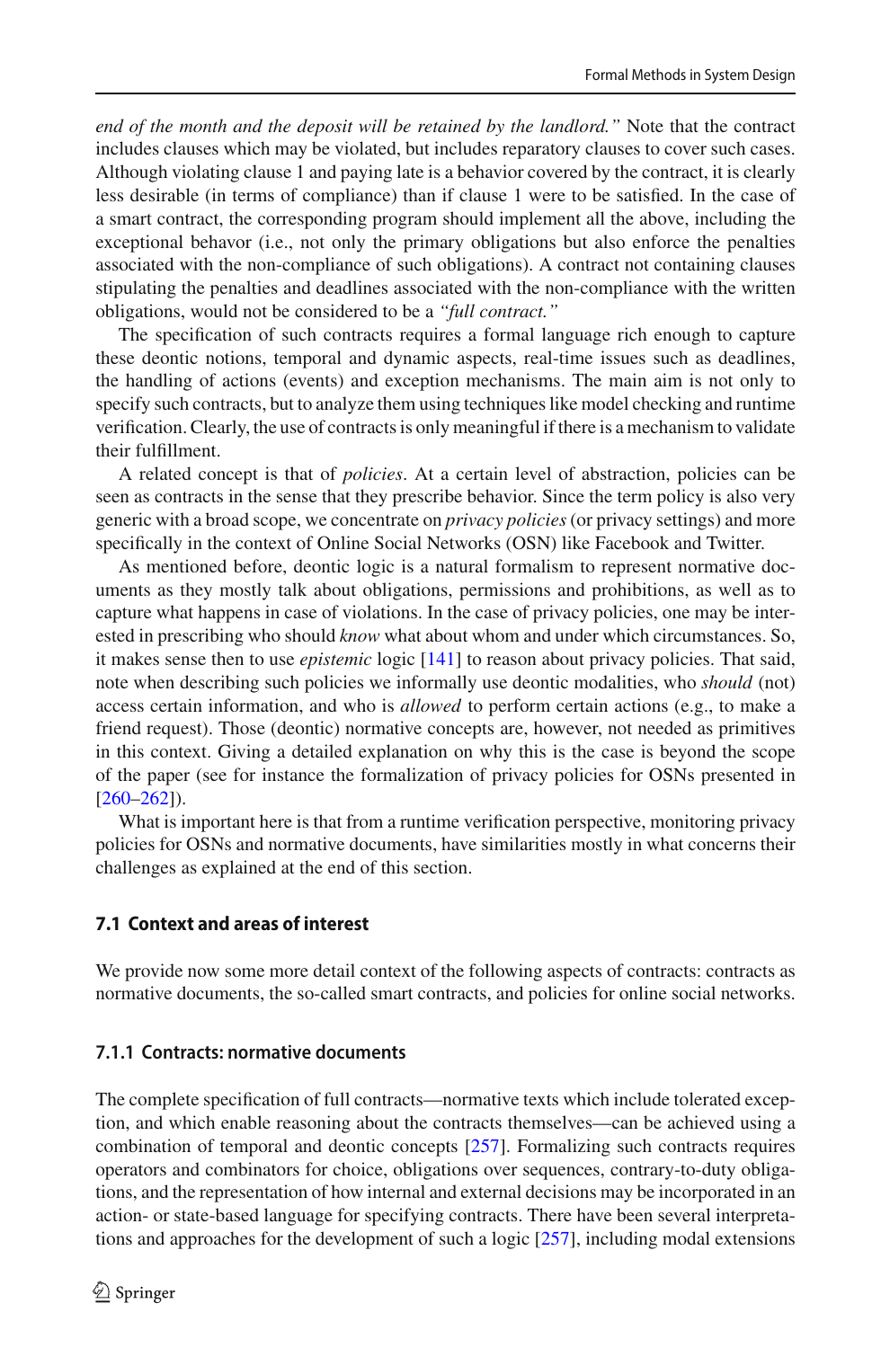*end of the month and the deposit will be retained by the landlord."* Note that the contract includes clauses which may be violated, but includes reparatory clauses to cover such cases. Although violating clause 1 and paying late is a behavior covered by the contract, it is clearly less desirable (in terms of compliance) than if clause 1 were to be satisfied. In the case of a smart contract, the corresponding program should implement all the above, including the exceptional behavor (i.e., not only the primary obligations but also enforce the penalties associated with the non-compliance of such obligations). A contract not containing clauses stipulating the penalties and deadlines associated with the non-compliance with the written obligations, would not be considered to be a *"full contract."*

The specification of such contracts requires a formal language rich enough to capture these deontic notions, temporal and dynamic aspects, real-time issues such as deadlines, the handling of actions (events) and exception mechanisms. The main aim is not only to specify such contracts, but to analyze them using techniques like model checking and runtime verification. Clearly, the use of contracts is only meaningful if there is a mechanism to validate their fulfillment.

A related concept is that of *policies*. At a certain level of abstraction, policies can be seen as contracts in the sense that they prescribe behavior. Since the term policy is also very generic with a broad scope, we concentrate on *privacy policies* (or privacy settings) and more specifically in the context of Online Social Networks (OSN) like Facebook and Twitter.

As mentioned before, deontic logic is a natural formalism to represent normative documents as they mostly talk about obligations, permissions and prohibitions, as well as to capture what happens in case of violations. In the case of privacy policies, one may be interested in prescribing who should *know* what about whom and under which circumstances. So, it makes sense then to use *epistemic* logic [141] to reason about privacy policies. That said, note when describing such policies we informally use deontic modalities, who *should* (not) access certain information, and who is *allowed* to perform certain actions (e.g., to make a friend request). Those (deontic) normative concepts are, however, not needed as primitives in this context. Giving a detailed explanation on why this is the case is beyond the scope of the paper (see for instance the formalization of privacy policies for OSNs presented in [260–262]).

What is important here is that from a runtime verification perspective, monitoring privacy policies for OSNs and normative documents, have similarities mostly in what concerns their challenges as explained at the end of this section.

### 7.1 Context and areas of interest

We provide now some more detail context of the following aspects of contracts: contracts as normative documents, the so-called smart contracts, and policies for online social networks.

#### 7.1.1 Contracts: normative documents

The complete specification of full contracts—normative texts which include tolerated exception, and which enable reasoning about the contracts themselves—can be achieved using a combination of temporal and deontic concepts [257]. Formalizing such contracts requires operators and combinators for choice, obligations over sequences, contrary-to-duty obligations, and the representation of how internal and external decisions may be incorporated in an action- or state-based language for specifying contracts. There have been several interpretations and approaches for the development of such a logic [257], including modal extensions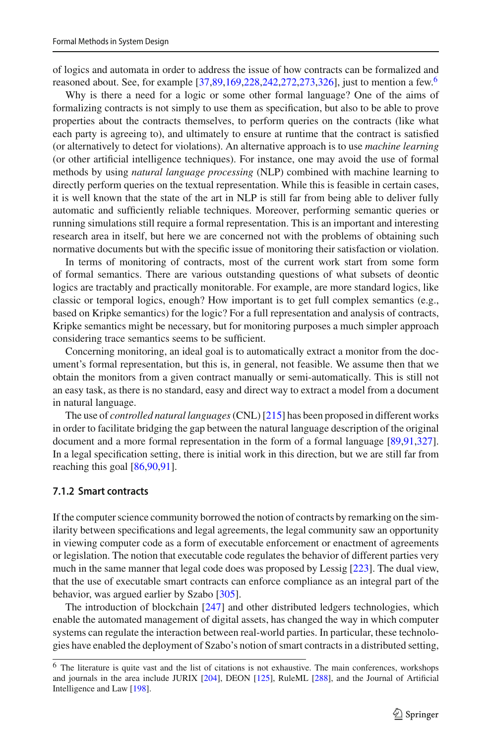of logics and automata in order to address the issue of how contracts can be formalized and reasoned about. See, for example [37,89,169,228,242,272,273,326], just to mention a few.[6]

Why is there a need for a logic or some other formal language? One of the aims of formalizing contracts is not simply to use them as specification, but also to be able to prove properties about the contracts themselves, to perform queries on the contracts (like what each party is agreeing to), and ultimately to ensure at runtime that the contract is satisfied (or alternatively to detect for violations). An alternative approach is to use *machine learning* (or other artificial intelligence techniques). For instance, one may avoid the use of formal methods by using *natural language processing* (NLP) combined with machine learning to directly perform queries on the textual representation. While this is feasible in certain cases, it is well known that the state of the art in NLP is still far from being able to deliver fully automatic and sufficiently reliable techniques. Moreover, performing semantic queries or running simulations still require a formal representation. This is an important and interesting research area in itself, but here we are concerned not with the problems of obtaining such normative documents but with the specific issue of monitoring their satisfaction or violation.

In terms of monitoring of contracts, most of the current work start from some form of formal semantics. There are various outstanding questions of what subsets of deontic logics are tractably and practically monitorable. For example, are more standard logics, like classic or temporal logics, enough? How important is to get full complex semantics (e.g., based on Kripke semantics) for the logic? For a full representation and analysis of contracts, Kripke semantics might be necessary, but for monitoring purposes a much simpler approach considering trace semantics seems to be sufficient.

Concerning monitoring, an ideal goal is to automatically extract a monitor from the document's formal representation, but this is, in general, not feasible. We assume then that we obtain the monitors from a given contract manually or semi-automatically. This is still not an easy task, as there is no standard, easy and direct way to extract a model from a document in natural language.

The use of *controlled natural languages* (CNL) [215] has been proposed in different works in order to facilitate bridging the gap between the natural language description of the original document and a more formal representation in the form of a formal language [89,91,327]. In a legal specification setting, there is initial work in this direction, but we are still far from reaching this goal [86,90,91].

### 7.1.2 Smart contracts

If the computer science community borrowed the notion of contracts by remarking on the similarity between specifications and legal agreements, the legal community saw an opportunity in viewing computer code as a form of executable enforcement or enactment of agreements or legislation. The notion that executable code regulates the behavior of different parties very much in the same manner that legal code does was proposed by Lessig [223]. The dual view, that the use of executable smart contracts can enforce compliance as an integral part of the behavior, was argued earlier by Szabo [305].

The introduction of blockchain [247] and other distributed ledgers technologies, which enable the automated management of digital assets, has changed the way in which computer systems can regulate the interaction between real-world parties. In particular, these technologies have enabled the deployment of Szabo's notion of smart contracts in a distributed setting,

[6] The literature is quite vast and the list of citations is not exhaustive. The main conferences, workshops and journals in the area include JURIX [204], DEON [125], RuleML [288], and the Journal of Artificial Intelligence and Law [198].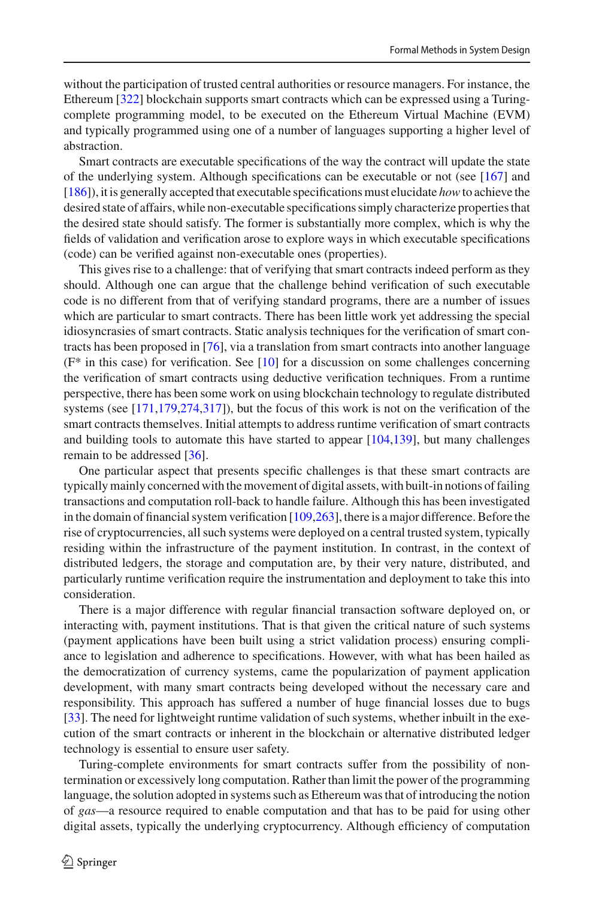without the participation of trusted central authorities or resource managers. For instance, the Ethereum [322] blockchain supports smart contracts which can be expressed using a Turing-complete programming model, to be executed on the Ethereum Virtual Machine (EVM) and typically programmed using one of a number of languages supporting a higher level of abstraction.

Smart contracts are executable specifications of the way the contract will update the state of the underlying system. Although specifications can be executable or not (see [167] and [186]), it is generally accepted that executable specifications must elucidate *how* to achieve the desired state of affairs, while non-executable specifications simply characterize properties that the desired state should satisfy. The former is substantially more complex, which is why the fields of validation and verification arose to explore ways in which executable specifications (code) can be verified against non-executable ones (properties).

This gives rise to a challenge: that of verifying that smart contracts indeed perform as they should. Although one can argue that the challenge behind verification of such executable code is no different from that of verifying standard programs, there are a number of issues which are particular to smart contracts. There has been little work yet addressing the special idiosyncrasies of smart contracts. Static analysis techniques for the verification of smart contracts has been proposed in [76], via a translation from smart contracts into another language (F* in this case) for verification. See [10] for a discussion on some challenges concerning the verification of smart contracts using deductive verification techniques. From a runtime perspective, there has been some work on using blockchain technology to regulate distributed systems (see [171,179,274,317]), but the focus of this work is not on the verification of the smart contracts themselves. Initial attempts to address runtime verification of smart contracts and building tools to automate this have started to appear [104,139], but many challenges remain to be addressed [36].

One particular aspect that presents specific challenges is that these smart contracts are typically mainly concerned with the movement of digital assets, with built-in notions of failing transactions and computation roll-back to handle failure. Although this has been investigated in the domain of financial system verification [109,263], there is a major difference. Before the rise of cryptocurrencies, all such systems were deployed on a central trusted system, typically residing within the infrastructure of the payment institution. In contrast, in the context of distributed ledgers, the storage and computation are, by their very nature, distributed, and particularly runtime verification require the instrumentation and deployment to take this into consideration.

There is a major difference with regular financial transaction software deployed on, or interacting with, payment institutions. That is that given the critical nature of such systems (payment applications have been built using a strict validation process) ensuring compliance to legislation and adherence to specifications. However, with what has been hailed as the democratization of currency systems, came the popularization of payment application development, with many smart contracts being developed without the necessary care and responsibility. This approach has suffered a number of huge financial losses due to bugs [33]. The need for lightweight runtime validation of such systems, whether inbuilt in the execution of the smart contracts or inherent in the blockchain or alternative distributed ledger technology is essential to ensure user safety.

Turing-complete environments for smart contracts suffer from the possibility of non-termination or excessively long computation. Rather than limit the power of the programming language, the solution adopted in systems such as Ethereum was that of introducing the notion of *gas*—a resource required to enable computation and that has to be paid for using other digital assets, typically the underlying cryptocurrency. Although efficiency of computation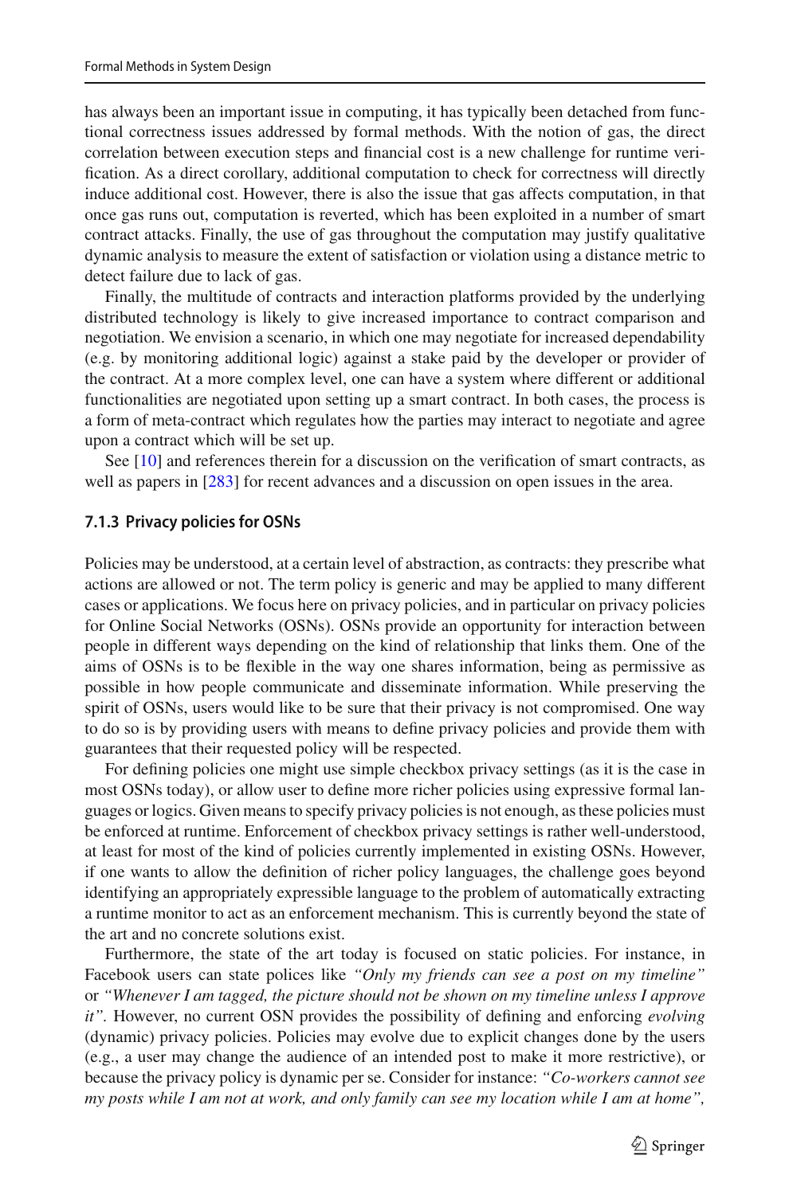has always been an important issue in computing, it has typically been detached from functional correctness issues addressed by formal methods. With the notion of gas, the direct correlation between execution steps and financial cost is a new challenge for runtime verification. As a direct corollary, additional computation to check for correctness will directly induce additional cost. However, there is also the issue that gas affects computation, in that once gas runs out, computation is reverted, which has been exploited in a number of smart contract attacks. Finally, the use of gas throughout the computation may justify qualitative dynamic analysis to measure the extent of satisfaction or violation using a distance metric to detect failure due to lack of gas.

Finally, the multitude of contracts and interaction platforms provided by the underlying distributed technology is likely to give increased importance to contract comparison and negotiation. We envision a scenario, in which one may negotiate for increased dependability (e.g. by monitoring additional logic) against a stake paid by the developer or provider of the contract. At a more complex level, one can have a system where different or additional functionalities are negotiated upon setting up a smart contract. In both cases, the process is a form of meta-contract which regulates how the parties may interact to negotiate and agree upon a contract which will be set up.

See [10] and references therein for a discussion on the verification of smart contracts, as well as papers in [283] for recent advances and a discussion on open issues in the area.

### 7.1.3 Privacy policies for OSNs

Policies may be understood, at a certain level of abstraction, as contracts: they prescribe what actions are allowed or not. The term policy is generic and may be applied to many different cases or applications. We focus here on privacy policies, and in particular on privacy policies for Online Social Networks (OSNs). OSNs provide an opportunity for interaction between people in different ways depending on the kind of relationship that links them. One of the aims of OSNs is to be flexible in the way one shares information, being as permissive as possible in how people communicate and disseminate information. While preserving the spirit of OSNs, users would like to be sure that their privacy is not compromised. One way to do so is by providing users with means to define privacy policies and provide them with guarantees that their requested policy will be respected.

For defining policies one might use simple checkbox privacy settings (as it is the case in most OSNs today), or allow user to define more richer policies using expressive formal languages or logics. Given means to specify privacy policies is not enough, as these policies must be enforced at runtime. Enforcement of checkbox privacy settings is rather well-understood, at least for most of the kind of policies currently implemented in existing OSNs. However, if one wants to allow the definition of richer policy languages, the challenge goes beyond identifying an appropriately expressible language to the problem of automatically extracting a runtime monitor to act as an enforcement mechanism. This is currently beyond the state of the art and no concrete solutions exist.

Furthermore, the state of the art today is focused on static policies. For instance, in Facebook users can state polices like *"Only my friends can see a post on my timeline"* or *"Whenever I am tagged, the picture should not be shown on my timeline unless I approve it".* However, no current OSN provides the possibility of defining and enforcing *evolving* (dynamic) privacy policies. Policies may evolve due to explicit changes done by the users (e.g., a user may change the audience of an intended post to make it more restrictive), or because the privacy policy is dynamic per se. Consider for instance: *"Co-workers cannot see my posts while I am not at work, and only family can see my location while I am at home",*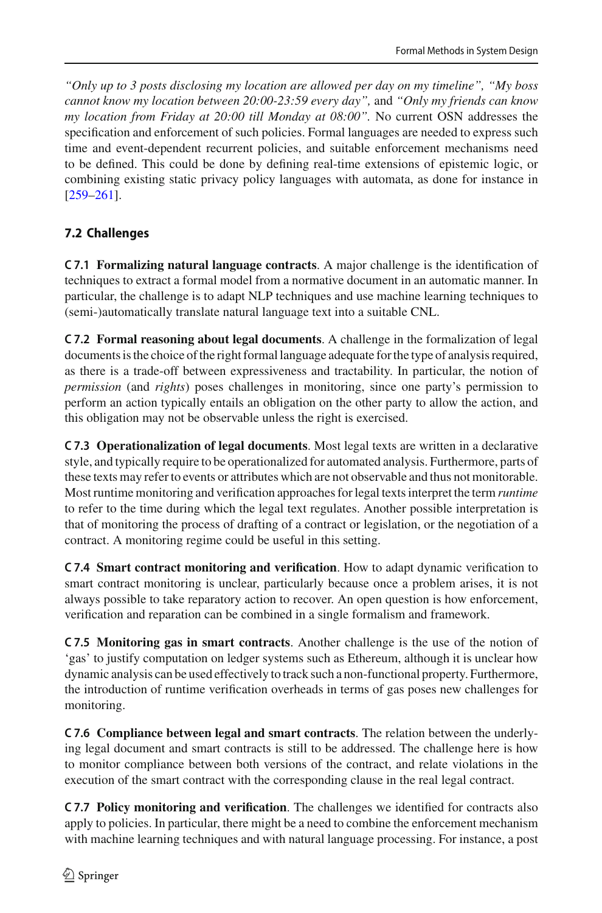*"Only up to 3 posts disclosing my location are allowed per day on my timeline", "My boss cannot know my location between 20:00-23:59 every day",* and *"Only my friends can know my location from Friday at 20:00 till Monday at 08:00"*. No current OSN addresses the specification and enforcement of such policies. Formal languages are needed to express such time and event-dependent recurrent policies, and suitable enforcement mechanisms need to be defined. This could be done by defining real-time extensions of epistemic logic, or combining existing static privacy policy languages with automata, as done for instance in [259–261].

### 7.2 Challenges

**C 7.1 Formalizing natural language contracts**. A major challenge is the identification of techniques to extract a formal model from a normative document in an automatic manner. In particular, the challenge is to adapt NLP techniques and use machine learning techniques to (semi-)automatically translate natural language text into a suitable CNL.

**C 7.2 Formal reasoning about legal documents**. A challenge in the formalization of legal documents is the choice of the right formal language adequate for the type of analysis required, as there is a trade-off between expressiveness and tractability. In particular, the notion of *permission* (and *rights*) poses challenges in monitoring, since one party's permission to perform an action typically entails an obligation on the other party to allow the action, and this obligation may not be observable unless the right is exercised.

**C 7.3 Operationalization of legal documents**. Most legal texts are written in a declarative style, and typically require to be operationalized for automated analysis. Furthermore, parts of these texts may refer to events or attributes which are not observable and thus not monitorable. Most runtime monitoring and verification approaches for legal texts interpret the term *runtime* to refer to the time during which the legal text regulates. Another possible interpretation is that of monitoring the process of drafting of a contract or legislation, or the negotiation of a contract. A monitoring regime could be useful in this setting.

**C 7.4 Smart contract monitoring and verification**. How to adapt dynamic verification to smart contract monitoring is unclear, particularly because once a problem arises, it is not always possible to take reparatory action to recover. An open question is how enforcement, verification and reparation can be combined in a single formalism and framework.

**C 7.5 Monitoring gas in smart contracts**. Another challenge is the use of the notion of 'gas' to justify computation on ledger systems such as Ethereum, although it is unclear how dynamic analysis can be used effectively to track such a non-functional property. Furthermore, the introduction of runtime verification overheads in terms of gas poses new challenges for monitoring.

**C 7.6 Compliance between legal and smart contracts**. The relation between the underlying legal document and smart contracts is still to be addressed. The challenge here is how to monitor compliance between both versions of the contract, and relate violations in the execution of the smart contract with the corresponding clause in the real legal contract.

**C 7.7 Policy monitoring and verification**. The challenges we identified for contracts also apply to policies. In particular, there might be a need to combine the enforcement mechanism with machine learning techniques and with natural language processing. For instance, a post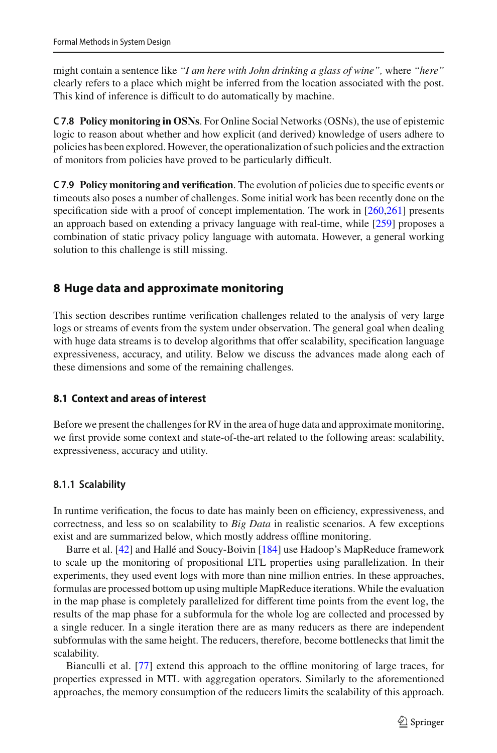might contain a sentence like *"I am here with John drinking a glass of wine"*, where *"here"* clearly refers to a place which might be inferred from the location associated with the post. This kind of inference is difficult to do automatically by machine.

**C 7.8 Policy monitoring in OSNs**. For Online Social Networks (OSNs), the use of epistemic logic to reason about whether and how explicit (and derived) knowledge of users adhere to policies has been explored. However, the operationalization of such policies and the extraction of monitors from policies have proved to be particularly difficult.

**C 7.9 Policy monitoring and verification**. The evolution of policies due to specific events or timeouts also poses a number of challenges. Some initial work has been recently done on the specification side with a proof of concept implementation. The work in [260,261] presents an approach based on extending a privacy language with real-time, while [259] proposes a combination of static privacy policy language with automata. However, a general working solution to this challenge is still missing.

## 8 Huge data and approximate monitoring

This section describes runtime verification challenges related to the analysis of very large logs or streams of events from the system under observation. The general goal when dealing with huge data streams is to develop algorithms that offer scalability, specification language expressiveness, accuracy, and utility. Below we discuss the advances made along each of these dimensions and some of the remaining challenges.

### 8.1 Context and areas of interest

Before we present the challenges for RV in the area of huge data and approximate monitoring, we first provide some context and state-of-the-art related to the following areas: scalability, expressiveness, accuracy and utility.

#### 8.1.1 Scalability

In runtime verification, the focus to date has mainly been on efficiency, expressiveness, and correctness, and less so on scalability to *Big Data* in realistic scenarios. A few exceptions exist and are summarized below, which mostly address offline monitoring.

Barre et al. [42] and Hallé and Soucy-Boivin [184] use Hadoop's MapReduce framework to scale up the monitoring of propositional LTL properties using parallelization. In their experiments, they used event logs with more than nine million entries. In these approaches, formulas are processed bottom up using multiple MapReduce iterations. While the evaluation in the map phase is completely parallelized for different time points from the event log, the results of the map phase for a subformula for the whole log are collected and processed by a single reducer. In a single iteration there are as many reducers as there are independent subformulas with the same height. The reducers, therefore, become bottlenecks that limit the scalability.

Bianculli et al. [77] extend this approach to the offline monitoring of large traces, for properties expressed in MTL with aggregation operators. Similarly to the aforementioned approaches, the memory consumption of the reducers limits the scalability of this approach.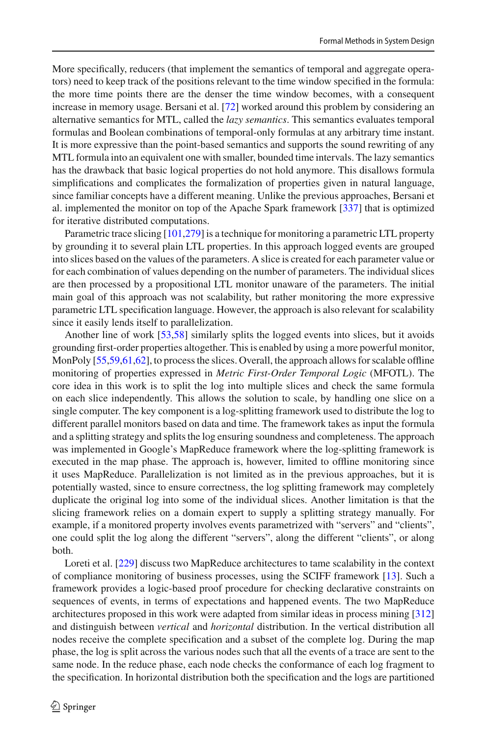More specifically, reducers (that implement the semantics of temporal and aggregate operators) need to keep track of the positions relevant to the time window specified in the formula: the more time points there are the denser the time window becomes, with a consequent increase in memory usage. Bersani et al. [72] worked around this problem by considering an alternative semantics for MTL, called the *lazy semantics*. This semantics evaluates temporal formulas and Boolean combinations of temporal-only formulas at any arbitrary time instant. It is more expressive than the point-based semantics and supports the sound rewriting of any MTL formula into an equivalent one with smaller, bounded time intervals. The lazy semantics has the drawback that basic logical properties do not hold anymore. This disallows formula simplifications and complicates the formalization of properties given in natural language, since familiar concepts have a different meaning. Unlike the previous approaches, Bersani et al. implemented the monitor on top of the Apache Spark framework [337] that is optimized for iterative distributed computations.

Parametric trace slicing [101,279] is a technique for monitoring a parametric LTL property by grounding it to several plain LTL properties. In this approach logged events are grouped into slices based on the values of the parameters. A slice is created for each parameter value or for each combination of values depending on the number of parameters. The individual slices are then processed by a propositional LTL monitor unaware of the parameters. The initial main goal of this approach was not scalability, but rather monitoring the more expressive parametric LTL specification language. However, the approach is also relevant for scalability since it easily lends itself to parallelization.

Another line of work [53,58] similarly splits the logged events into slices, but it avoids grounding first-order properties altogether. This is enabled by using a more powerful monitor, MonPoly [55,59,61,62], to process the slices. Overall, the approach allows for scalable offline monitoring of properties expressed in *Metric First-Order Temporal Logic* (MFOTL). The core idea in this work is to split the log into multiple slices and check the same formula on each slice independently. This allows the solution to scale, by handling one slice on a single computer. The key component is a log-splitting framework used to distribute the log to different parallel monitors based on data and time. The framework takes as input the formula and a splitting strategy and splits the log ensuring soundness and completeness. The approach was implemented in Google's MapReduce framework where the log-splitting framework is executed in the map phase. The approach is, however, limited to offline monitoring since it uses MapReduce. Parallelization is not limited as in the previous approaches, but it is potentially wasted, since to ensure correctness, the log splitting framework may completely duplicate the original log into some of the individual slices. Another limitation is that the slicing framework relies on a domain expert to supply a splitting strategy manually. For example, if a monitored property involves events parametrized with "servers" and "clients", one could split the log along the different "servers", along the different "clients", or along both.

Loreti et al. [229] discuss two MapReduce architectures to tame scalability in the context of compliance monitoring of business processes, using the SCIFF framework [13]. Such a framework provides a logic-based proof procedure for checking declarative constraints on sequences of events, in terms of expectations and happened events. The two MapReduce architectures proposed in this work were adapted from similar ideas in process mining [312] and distinguish between *vertical* and *horizontal* distribution. In the vertical distribution all nodes receive the complete specification and a subset of the complete log. During the map phase, the log is split across the various nodes such that all the events of a trace are sent to the same node. In the reduce phase, each node checks the conformance of each log fragment to the specification. In horizontal distribution both the specification and the logs are partitioned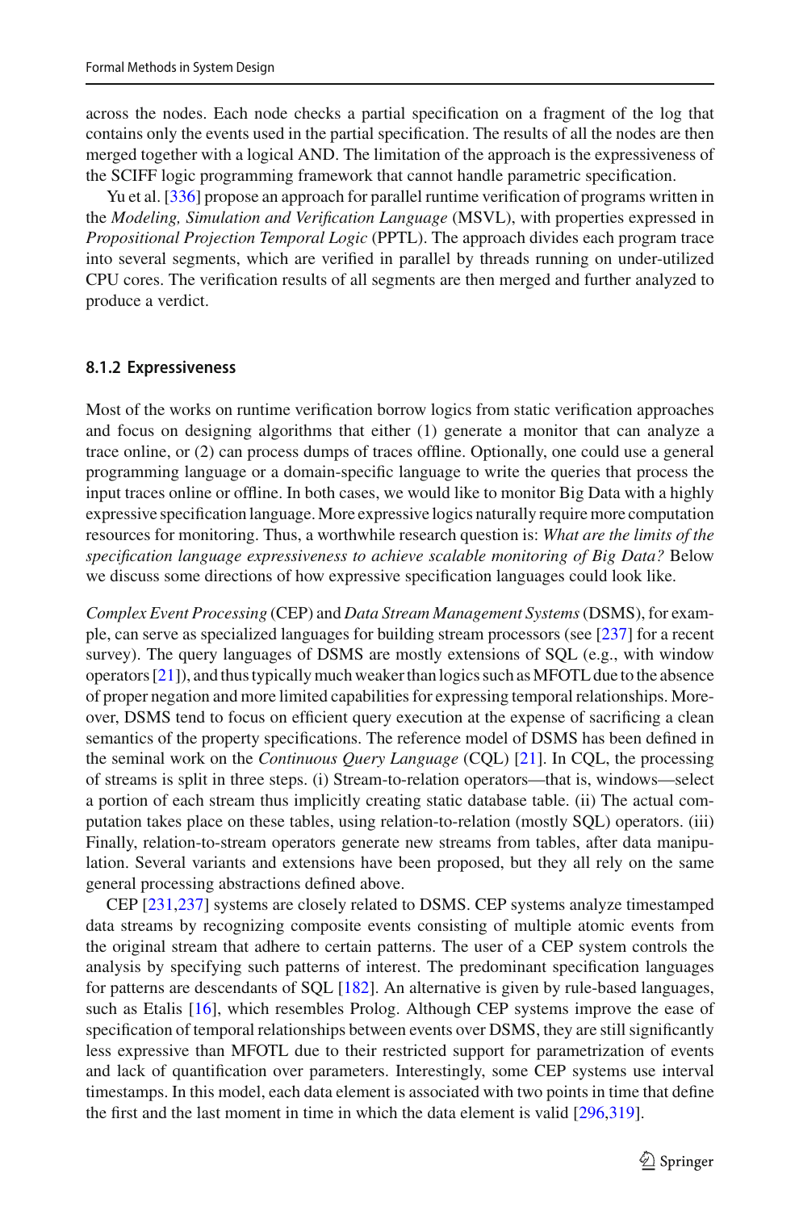across the nodes. Each node checks a partial specification on a fragment of the log that contains only the events used in the partial specification. The results of all the nodes are then merged together with a logical AND. The limitation of the approach is the expressiveness of the SCIFF logic programming framework that cannot handle parametric specification.

Yu et al. [336] propose an approach for parallel runtime verification of programs written in the *Modeling, Simulation and Verification Language* (MSVL), with properties expressed in *Propositional Projection Temporal Logic* (PPTL). The approach divides each program trace into several segments, which are verified in parallel by threads running on under-utilized CPU cores. The verification results of all segments are then merged and further analyzed to produce a verdict.

### 8.1.2 Expressiveness

Most of the works on runtime verification borrow logics from static verification approaches and focus on designing algorithms that either (1) generate a monitor that can analyze a trace online, or (2) can process dumps of traces offline. Optionally, one could use a general programming language or a domain-specific language to write the queries that process the input traces online or offline. In both cases, we would like to monitor Big Data with a highly expressive specification language. More expressive logics naturally require more computation resources for monitoring. Thus, a worthwhile research question is: *What are the limits of the specification language expressiveness to achieve scalable monitoring of Big Data?* Below we discuss some directions of how expressive specification languages could look like.

*Complex Event Processing* (CEP) and *Data Stream Management Systems* (DSMS), for example, can serve as specialized languages for building stream processors (see [237] for a recent survey). The query languages of DSMS are mostly extensions of SQL (e.g., with window operators [21]), and thus typically much weaker than logics such as MFOTL due to the absence of proper negation and more limited capabilities for expressing temporal relationships. Moreover, DSMS tend to focus on efficient query execution at the expense of sacrificing a clean semantics of the property specifications. The reference model of DSMS has been defined in the seminal work on the *Continuous Query Language* (CQL) [21]. In CQL, the processing of streams is split in three steps. (i) Stream-to-relation operators—that is, windows—select a portion of each stream thus implicitly creating static database table. (ii) The actual computation takes place on these tables, using relation-to-relation (mostly SQL) operators. (iii) Finally, relation-to-stream operators generate new streams from tables, after data manipulation. Several variants and extensions have been proposed, but they all rely on the same general processing abstractions defined above.

CEP [231,237] systems are closely related to DSMS. CEP systems analyze timestamped data streams by recognizing composite events consisting of multiple atomic events from the original stream that adhere to certain patterns. The user of a CEP system controls the analysis by specifying such patterns of interest. The predominant specification languages for patterns are descendants of SQL [182]. An alternative is given by rule-based languages, such as Etalis [16], which resembles Prolog. Although CEP systems improve the ease of specification of temporal relationships between events over DSMS, they are still significantly less expressive than MFOTL due to their restricted support for parametrization of events and lack of quantification over parameters. Interestingly, some CEP systems use interval timestamps. In this model, each data element is associated with two points in time that define the first and the last moment in time in which the data element is valid [296,319].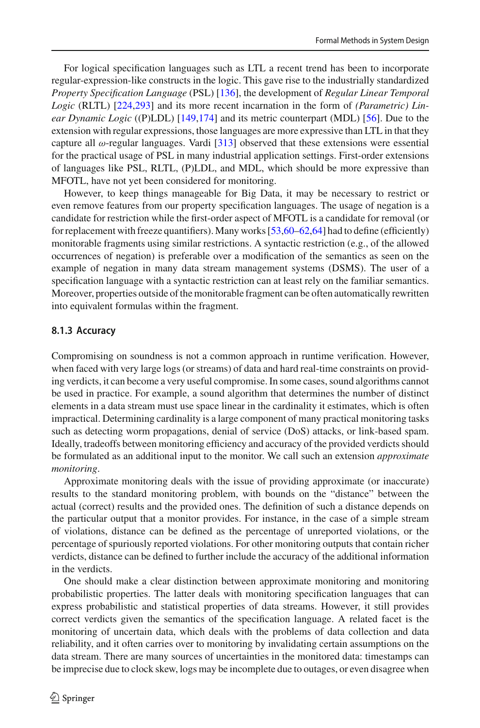For logical specification languages such as LTL a recent trend has been to incorporate regular-expression-like constructs in the logic. This gave rise to the industrially standardized *Property Specification Language* (PSL) [136], the development of *Regular Linear Temporal Logic* (RLTL) [224,293] and its more recent incarnation in the form of *(Parametric) Linear Dynamic Logic* ((P)LDL) [149,174] and its metric counterpart (MDL) [56]. Due to the extension with regular expressions, those languages are more expressive than LTL in that they capture all $\omega$-regular languages. Vardi [313] observed that these extensions were essential for the practical usage of PSL in many industrial application settings. First-order extensions of languages like PSL, RLTL, (P)LDL, and MDL, which should be more expressive than MFOTL, have not yet been considered for monitoring.

However, to keep things manageable for Big Data, it may be necessary to restrict or even remove features from our property specification languages. The usage of negation is a candidate for restriction while the first-order aspect of MFOTL is a candidate for removal (or for replacement with freeze quantifiers). Many works [53,60–62,64] had to define (efficiently) monitorable fragments using similar restrictions. A syntactic restriction (e.g., of the allowed occurrences of negation) is preferable over a modification of the semantics as seen on the example of negation in many data stream management systems (DSMS). The user of a specification language with a syntactic restriction can at least rely on the familiar semantics. Moreover, properties outside of the monitorable fragment can be often automatically rewritten into equivalent formulas within the fragment.

### 8.1.3 Accuracy

Compromising on soundness is not a common approach in runtime verification. However, when faced with very large logs (or streams) of data and hard real-time constraints on providing verdicts, it can become a very useful compromise. In some cases, sound algorithms cannot be used in practice. For example, a sound algorithm that determines the number of distinct elements in a data stream must use space linear in the cardinality it estimates, which is often impractical. Determining cardinality is a large component of many practical monitoring tasks such as detecting worm propagations, denial of service (DoS) attacks, or link-based spam. Ideally, tradeoffs between monitoring efficiency and accuracy of the provided verdicts should be formulated as an additional input to the monitor. We call such an extension *approximate monitoring*.

Approximate monitoring deals with the issue of providing approximate (or inaccurate) results to the standard monitoring problem, with bounds on the "distance" between the actual (correct) results and the provided ones. The definition of such a distance depends on the particular output that a monitor provides. For instance, in the case of a simple stream of violations, distance can be defined as the percentage of unreported violations, or the percentage of spuriously reported violations. For other monitoring outputs that contain richer verdicts, distance can be defined to further include the accuracy of the additional information in the verdicts.

One should make a clear distinction between approximate monitoring and monitoring probabilistic properties. The latter deals with monitoring specification languages that can express probabilistic and statistical properties of data streams. However, it still provides correct verdicts given the semantics of the specification language. A related facet is the monitoring of uncertain data, which deals with the problems of data collection and data reliability, and it often carries over to monitoring by invalidating certain assumptions on the data stream. There are many sources of uncertainties in the monitored data: timestamps can be imprecise due to clock skew, logs may be incomplete due to outages, or even disagree when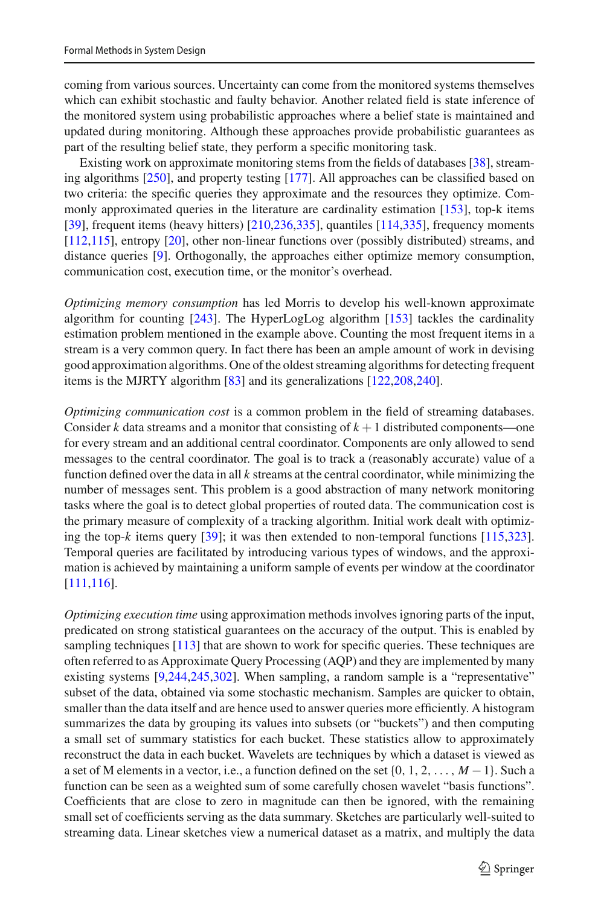coming from various sources. Uncertainty can come from the monitored systems themselves which can exhibit stochastic and faulty behavior. Another related field is state inference of the monitored system using probabilistic approaches where a belief state is maintained and updated during monitoring. Although these approaches provide probabilistic guarantees as part of the resulting belief state, they perform a specific monitoring task.

Existing work on approximate monitoring stems from the fields of databases [38], streaming algorithms [250], and property testing [177]. All approaches can be classified based on two criteria: the specific queries they approximate and the resources they optimize. Commonly approximated queries in the literature are cardinality estimation [153], top-k items [39], frequent items (heavy hitters) [210,236,335], quantiles [114,335], frequency moments [112,115], entropy [20], other non-linear functions over (possibly distributed) streams, and distance queries [9]. Orthogonally, the approaches either optimize memory consumption, communication cost, execution time, or the monitor's overhead.

*Optimizing memory consumption* has led Morris to develop his well-known approximate algorithm for counting [243]. The HyperLogLog algorithm [153] tackles the cardinality estimation problem mentioned in the example above. Counting the most frequent items in a stream is a very common query. In fact there has been an ample amount of work in devising good approximation algorithms. One of the oldest streaming algorithms for detecting frequent items is the MJRTY algorithm [83] and its generalizations [122,208,240].

*Optimizing communication cost* is a common problem in the field of streaming databases. Consider $k$ data streams and a monitor that consisting of $k + 1$ distributed components—one for every stream and an additional central coordinator. Components are only allowed to send messages to the central coordinator. The goal is to track a (reasonably accurate) value of a function defined over the data in all $k$ streams at the central coordinator, while minimizing the number of messages sent. This problem is a good abstraction of many network monitoring tasks where the goal is to detect global properties of routed data. The communication cost is the primary measure of complexity of a tracking algorithm. Initial work dealt with optimizing the top-$k$ items query [39]; it was then extended to non-temporal functions [115,323]. Temporal queries are facilitated by introducing various types of windows, and the approximation is achieved by maintaining a uniform sample of events per window at the coordinator [111,116].

*Optimizing execution time* using approximation methods involves ignoring parts of the input, predicated on strong statistical guarantees on the accuracy of the output. This is enabled by sampling techniques [113] that are shown to work for specific queries. These techniques are often referred to as Approximate Query Processing (AQP) and they are implemented by many existing systems [9,244,245,302]. When sampling, a random sample is a "representative" subset of the data, obtained via some stochastic mechanism. Samples are quicker to obtain, smaller than the data itself and are hence used to answer queries more efficiently. A histogram summarizes the data by grouping its values into subsets (or "buckets") and then computing a small set of summary statistics for each bucket. These statistics allow to approximately reconstruct the data in each bucket. Wavelets are techniques by which a dataset is viewed as a set of M elements in a vector, i.e., a function defined on the set $\{0, 1, 2, \ldots, M-1\}$. Such a function can be seen as a weighted sum of some carefully chosen wavelet "basis functions". Coefficients that are close to zero in magnitude can then be ignored, with the remaining small set of coefficients serving as the data summary. Sketches are particularly well-suited to streaming data. Linear sketches view a numerical dataset as a matrix, and multiply the data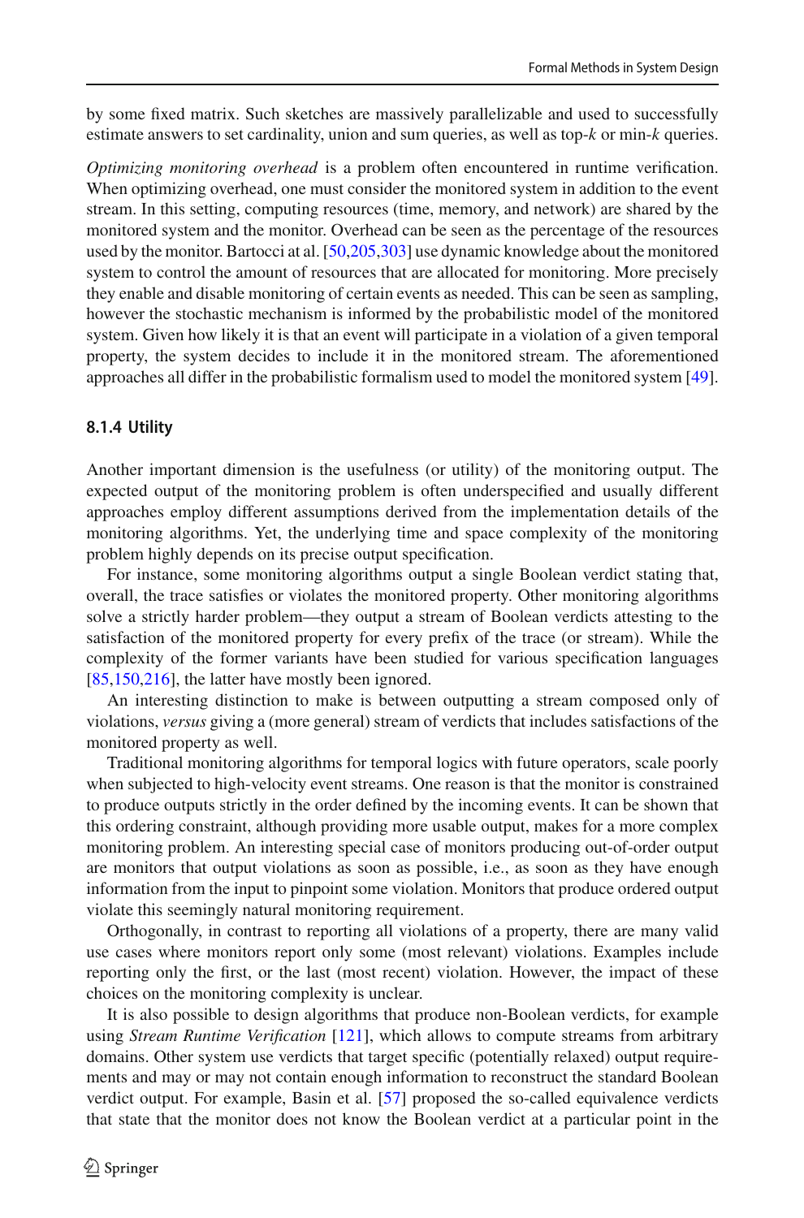by some fixed matrix. Such sketches are massively parallelizable and used to successfully estimate answers to set cardinality, union and sum queries, as well as top-$k$ or min-$k$ queries.

*Optimizing monitoring overhead* is a problem often encountered in runtime verification. When optimizing overhead, one must consider the monitored system in addition to the event stream. In this setting, computing resources (time, memory, and network) are shared by the monitored system and the monitor. Overhead can be seen as the percentage of the resources used by the monitor. Bartocci at al. [50,205,303] use dynamic knowledge about the monitored system to control the amount of resources that are allocated for monitoring. More precisely they enable and disable monitoring of certain events as needed. This can be seen as sampling, however the stochastic mechanism is informed by the probabilistic model of the monitored system. Given how likely it is that an event will participate in a violation of a given temporal property, the system decides to include it in the monitored stream. The aforementioned approaches all differ in the probabilistic formalism used to model the monitored system [49].

### 8.1.4 Utility

Another important dimension is the usefulness (or utility) of the monitoring output. The expected output of the monitoring problem is often underspecified and usually different approaches employ different assumptions derived from the implementation details of the monitoring algorithms. Yet, the underlying time and space complexity of the monitoring problem highly depends on its precise output specification.

For instance, some monitoring algorithms output a single Boolean verdict stating that, overall, the trace satisfies or violates the monitored property. Other monitoring algorithms solve a strictly harder problem—they output a stream of Boolean verdicts attesting to the satisfaction of the monitored property for every prefix of the trace (or stream). While the complexity of the former variants have been studied for various specification languages [85,150,216], the latter have mostly been ignored.

An interesting distinction to make is between outputting a stream composed only of violations, *versus* giving a (more general) stream of verdicts that includes satisfactions of the monitored property as well.

Traditional monitoring algorithms for temporal logics with future operators, scale poorly when subjected to high-velocity event streams. One reason is that the monitor is constrained to produce outputs strictly in the order defined by the incoming events. It can be shown that this ordering constraint, although providing more usable output, makes for a more complex monitoring problem. An interesting special case of monitors producing out-of-order output are monitors that output violations as soon as possible, i.e., as soon as they have enough information from the input to pinpoint some violation. Monitors that produce ordered output violate this seemingly natural monitoring requirement.

Orthogonally, in contrast to reporting all violations of a property, there are many valid use cases where monitors report only some (most relevant) violations. Examples include reporting only the first, or the last (most recent) violation. However, the impact of these choices on the monitoring complexity is unclear.

It is also possible to design algorithms that produce non-Boolean verdicts, for example using *Stream Runtime Verification* [121], which allows to compute streams from arbitrary domains. Other system use verdicts that target specific (potentially relaxed) output requirements and may or may not contain enough information to reconstruct the standard Boolean verdict output. For example, Basin et al. [57] proposed the so-called equivalence verdicts that state that the monitor does not know the Boolean verdict at a particular point in the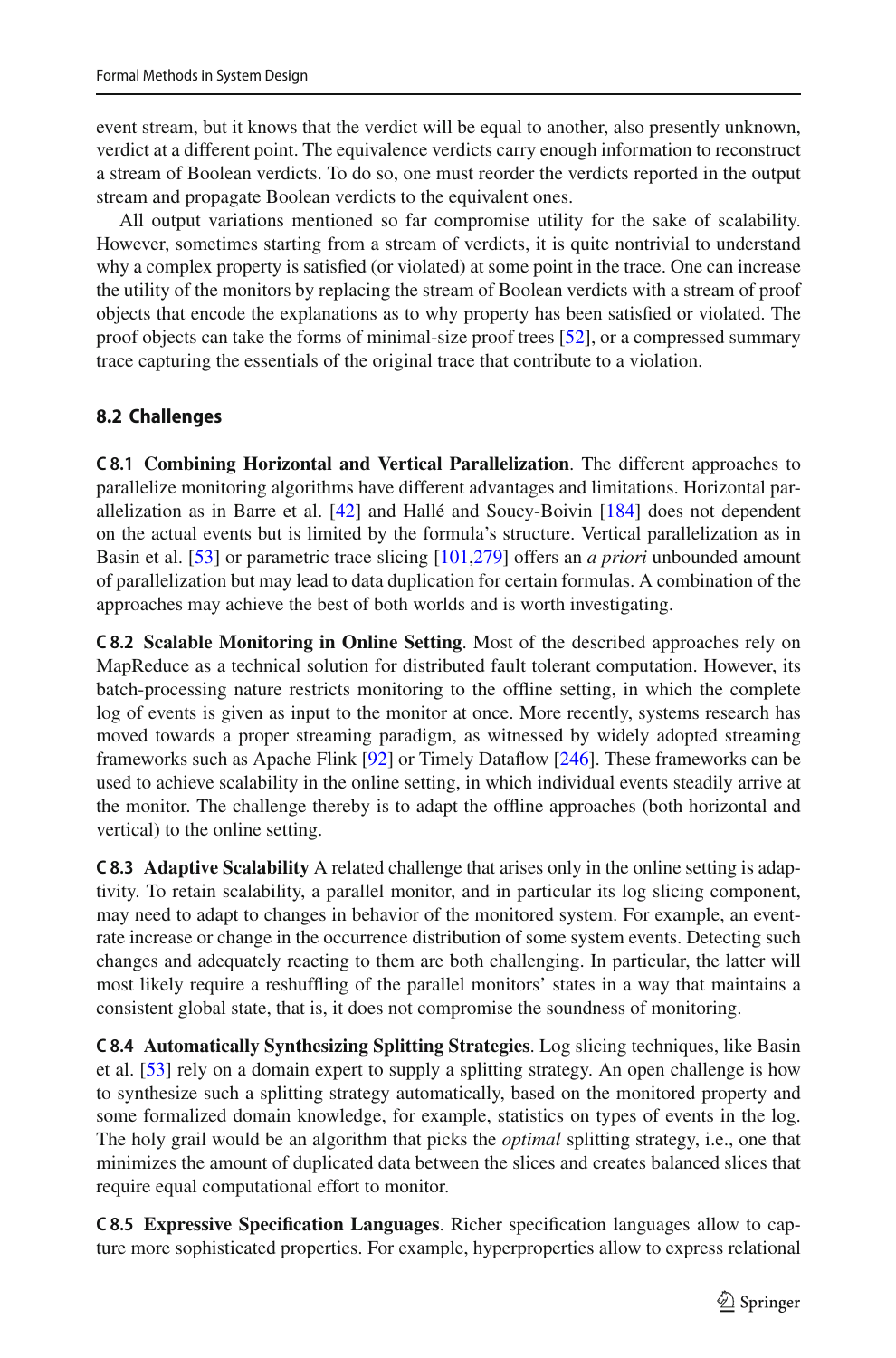event stream, but it knows that the verdict will be equal to another, also presently unknown, verdict at a different point. The equivalence verdicts carry enough information to reconstruct a stream of Boolean verdicts. To do so, one must reorder the verdicts reported in the output stream and propagate Boolean verdicts to the equivalent ones.

All output variations mentioned so far compromise utility for the sake of scalability. However, sometimes starting from a stream of verdicts, it is quite nontrivial to understand why a complex property is satisfied (or violated) at some point in the trace. One can increase the utility of the monitors by replacing the stream of Boolean verdicts with a stream of proof objects that encode the explanations as to why property has been satisfied or violated. The proof objects can take the forms of minimal-size proof trees [52], or a compressed summary trace capturing the essentials of the original trace that contribute to a violation.

### 8.2 Challenges

**C 8.1 Combining Horizontal and Vertical Parallelization**. The different approaches to parallelize monitoring algorithms have different advantages and limitations. Horizontal parallelization as in Barre et al. [42] and Hallé and Soucy-Boivin [184] does not dependent on the actual events but is limited by the formula's structure. Vertical parallelization as in Basin et al. [53] or parametric trace slicing [101,279] offers an *a priori* unbounded amount of parallelization but may lead to data duplication for certain formulas. A combination of the approaches may achieve the best of both worlds and is worth investigating.

**C 8.2 Scalable Monitoring in Online Setting**. Most of the described approaches rely on MapReduce as a technical solution for distributed fault tolerant computation. However, its batch-processing nature restricts monitoring to the offline setting, in which the complete log of events is given as input to the monitor at once. More recently, systems research has moved towards a proper streaming paradigm, as witnessed by widely adopted streaming frameworks such as Apache Flink [92] or Timely Dataflow [246]. These frameworks can be used to achieve scalability in the online setting, in which individual events steadily arrive at the monitor. The challenge thereby is to adapt the offline approaches (both horizontal and vertical) to the online setting.

**C 8.3 Adaptive Scalability** A related challenge that arises only in the online setting is adaptivity. To retain scalability, a parallel monitor, and in particular its log slicing component, may need to adapt to changes in behavior of the monitored system. For example, an event-rate increase or change in the occurrence distribution of some system events. Detecting such changes and adequately reacting to them are both challenging. In particular, the latter will most likely require a reshuffling of the parallel monitors' states in a way that maintains a consistent global state, that is, it does not compromise the soundness of monitoring.

**C 8.4 Automatically Synthesizing Splitting Strategies**. Log slicing techniques, like Basin et al. [53] rely on a domain expert to supply a splitting strategy. An open challenge is how to synthesize such a splitting strategy automatically, based on the monitored property and some formalized domain knowledge, for example, statistics on types of events in the log. The holy grail would be an algorithm that picks the *optimal* splitting strategy, i.e., one that minimizes the amount of duplicated data between the slices and creates balanced slices that require equal computational effort to monitor.

**C 8.5 Expressive Specification Languages**. Richer specification languages allow to capture more sophisticated properties. For example, hyperproperties allow to express relational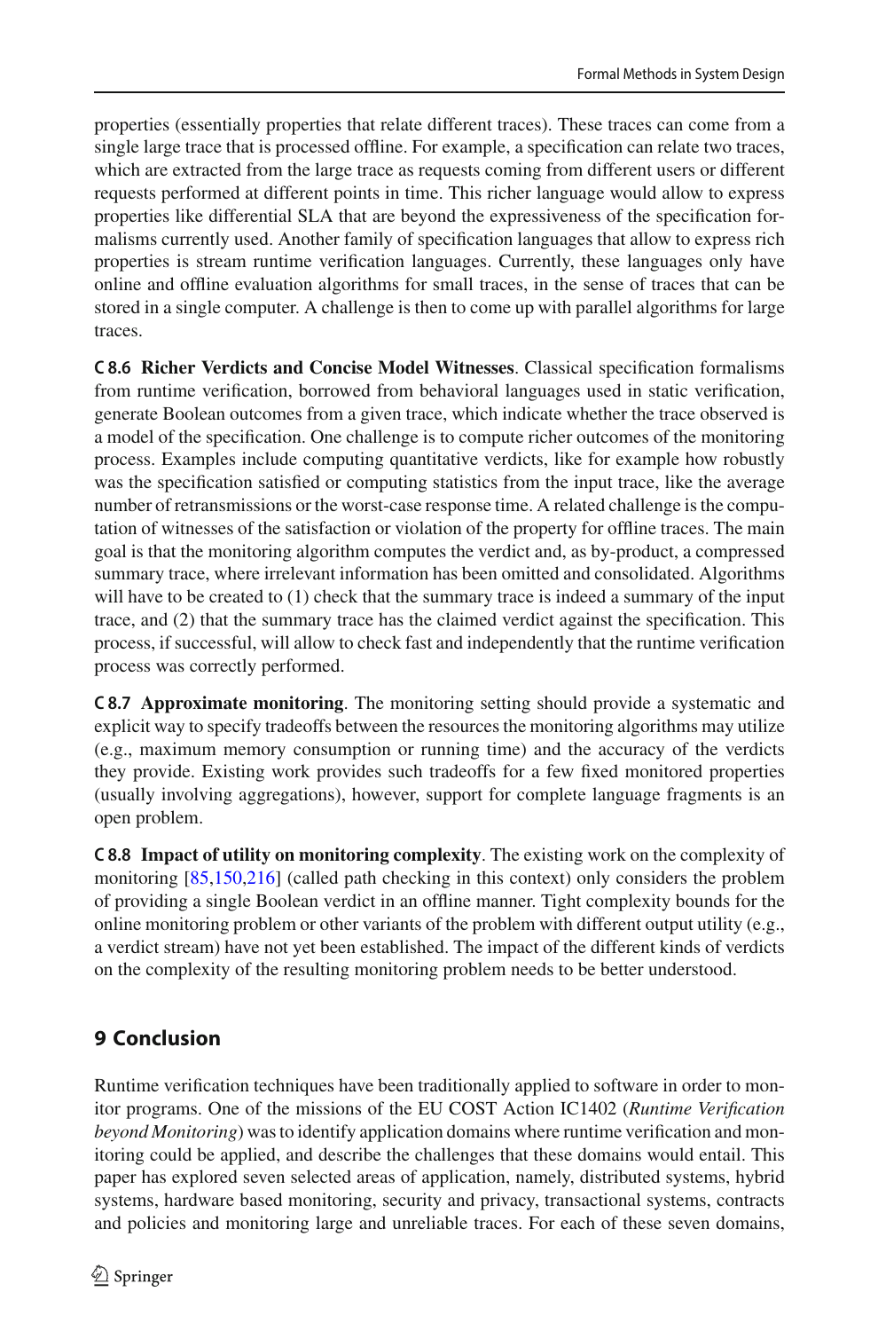properties (essentially properties that relate different traces). These traces can come from a single large trace that is processed offline. For example, a specification can relate two traces, which are extracted from the large trace as requests coming from different users or different requests performed at different points in time. This richer language would allow to express properties like differential SLA that are beyond the expressiveness of the specification formalisms currently used. Another family of specification languages that allow to express rich properties is stream runtime verification languages. Currently, these languages only have online and offline evaluation algorithms for small traces, in the sense of traces that can be stored in a single computer. A challenge is then to come up with parallel algorithms for large traces.

**C 8.6 Richer Verdicts and Concise Model Witnesses**. Classical specification formalisms from runtime verification, borrowed from behavioral languages used in static verification, generate Boolean outcomes from a given trace, which indicate whether the trace observed is a model of the specification. One challenge is to compute richer outcomes of the monitoring process. Examples include computing quantitative verdicts, like for example how robustly was the specification satisfied or computing statistics from the input trace, like the average number of retransmissions or the worst-case response time. A related challenge is the computation of witnesses of the satisfaction or violation of the property for offline traces. The main goal is that the monitoring algorithm computes the verdict and, as by-product, a compressed summary trace, where irrelevant information has been omitted and consolidated. Algorithms will have to be created to (1) check that the summary trace is indeed a summary of the input trace, and (2) that the summary trace has the claimed verdict against the specification. This process, if successful, will allow to check fast and independently that the runtime verification process was correctly performed.

**C 8.7 Approximate monitoring**. The monitoring setting should provide a systematic and explicit way to specify tradeoffs between the resources the monitoring algorithms may utilize (e.g., maximum memory consumption or running time) and the accuracy of the verdicts they provide. Existing work provides such tradeoffs for a few fixed monitored properties (usually involving aggregations), however, support for complete language fragments is an open problem.

**C 8.8 Impact of utility on monitoring complexity**. The existing work on the complexity of monitoring [85,150,216] (called path checking in this context) only considers the problem of providing a single Boolean verdict in an offline manner. Tight complexity bounds for the online monitoring problem or other variants of the problem with different output utility (e.g., a verdict stream) have not yet been established. The impact of the different kinds of verdicts on the complexity of the resulting monitoring problem needs to be better understood.

## 9 Conclusion

Runtime verification techniques have been traditionally applied to software in order to monitor programs. One of the missions of the EU COST Action IC1402 (*Runtime Verification beyond Monitoring*) was to identify application domains where runtime verification and monitoring could be applied, and describe the challenges that these domains would entail. This paper has explored seven selected areas of application, namely, distributed systems, hybrid systems, hardware based monitoring, security and privacy, transactional systems, contracts and policies and monitoring large and unreliable traces. For each of these seven domains,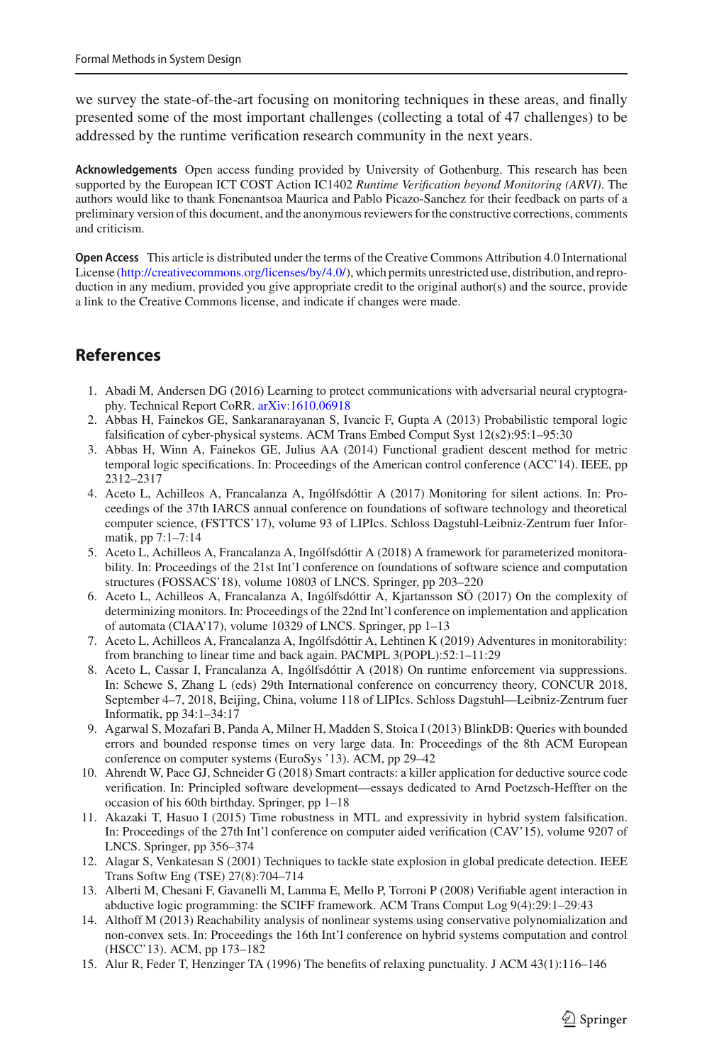we survey the state-of-the-art focusing on monitoring techniques in these areas, and finally presented some of the most important challenges (collecting a total of 47 challenges) to be addressed by the runtime verification research community in the next years.

**Acknowledgements** Open access funding provided by University of Gothenburg. This research has been supported by the European ICT COST Action IC1402 *Runtime Verification beyond Monitoring (ARVI)*. The authors would like to thank Fonenantsoa Maurica and Pablo Picazo-Sanchez for their feedback on parts of a preliminary version of this document, and the anonymous reviewers for the constructive corrections, comments and criticism.

**Open Access** This article is distributed under the terms of the Creative Commons Attribution 4.0 International License (http://creativecommons.org/licenses/by/4.0/), which permits unrestricted use, distribution, and reproduction in any medium, provided you give appropriate credit to the original author(s) and the source, provide a link to the Creative Commons license, and indicate if changes were made.

## References

1. Abadi M, Andersen DG (2016) Learning to protect communications with adversarial neural cryptography. Technical Report CoRR. arXiv:1610.06918
2. Abbas H, Fainekos GE, Sankaranarayanan S, Ivancic F, Gupta A (2013) Probabilistic temporal logic falsification of cyber-physical systems. ACM Trans Embed Comput Syst 12(s2):95:1–95:30
3. Abbas H, Winn A, Fainekos GE, Julius AA (2014) Functional gradient descent method for metric temporal logic specifications. In: Proceedings of the American control conference (ACC'14). IEEE, pp 2312–2317
4. Aceto L, Achilleos A, Francalanza A, Ingólfsdóttir A (2017) Monitoring for silent actions. In: Proceedings of the 37th IARCS annual conference on foundations of software technology and theoretical computer science, (FSTTCS'17), volume 93 of LIPIcs. Schloss Dagstuhl-Leibniz-Zentrum fuer Informatik, pp 7:1–7:14
5. Aceto L, Achilleos A, Francalanza A, Ingólfsdóttir A (2018) A framework for parameterized monitorability. In: Proceedings of the 21st Int'l conference on foundations of software science and computation structures (FOSSACS'18), volume 10803 of LNCS. Springer, pp 203–220
6. Aceto L, Achilleos A, Francalanza A, Ingólfsdóttir A, Kjartansson SÖ (2017) On the complexity of determinizing monitors. In: Proceedings of the 22nd Int'l conference on implementation and application of automata (CIAA'17), volume 10329 of LNCS. Springer, pp 1–13
7. Aceto L, Achilleos A, Francalanza A, Ingólfsdóttir A, Lehtinen K (2019) Adventures in monitorability: from branching to linear time and back again. PACMPL 3(POPL):52:1–11:29
8. Aceto L, Cassar I, Francalanza A, Ingólfsdóttir A (2018) On runtime enforcement via suppressions. In: Schewe S, Zhang L (eds) 29th International conference on concurrency theory, CONCUR 2018, September 4–7, 2018, Beijing, China, volume 118 of LIPIcs. Schloss Dagstuhl—Leibniz-Zentrum fuer Informatik, pp 34:1–34:17
9. Agarwal S, Mozafari B, Panda A, Milner H, Madden S, Stoica I (2013) BlinkDB: Queries with bounded errors and bounded response times on very large data. In: Proceedings of the 8th ACM European conference on computer systems (EuroSys '13). ACM, pp 29–42
10. Ahrendt W, Pace GJ, Schneider G (2018) Smart contracts: a killer application for deductive source code verification. In: Principled software development—essays dedicated to Arnd Poetzsch-Heffter on the occasion of his 60th birthday. Springer, pp 1–18
11. Akazaki T, Hasuo I (2015) Time robustness in MTL and expressivity in hybrid system falsification. In: Proceedings of the 27th Int'l conference on computer aided verification (CAV'15), volume 9207 of LNCS. Springer, pp 356–374
12. Alagar S, Venkatesan S (2001) Techniques to tackle state explosion in global predicate detection. IEEE Trans Softw Eng (TSE) 27(8):704–714
13. Alberti M, Chesani F, Gavanelli M, Lamma E, Mello P, Torroni P (2008) Verifiable agent interaction in abductive logic programming: the SCIFF framework. ACM Trans Comput Log 9(4):29:1–29:43
14. Althoff M (2013) Reachability analysis of nonlinear systems using conservative polynomialization and non-convex sets. In: Proceedings the 16th Int'l conference on hybrid systems computation and control (HSCC'13). ACM, pp 173–182
15. Alur R, Feder T, Henzinger TA (1996) The benefits of relaxing punctuality. J ACM 43(1):116–146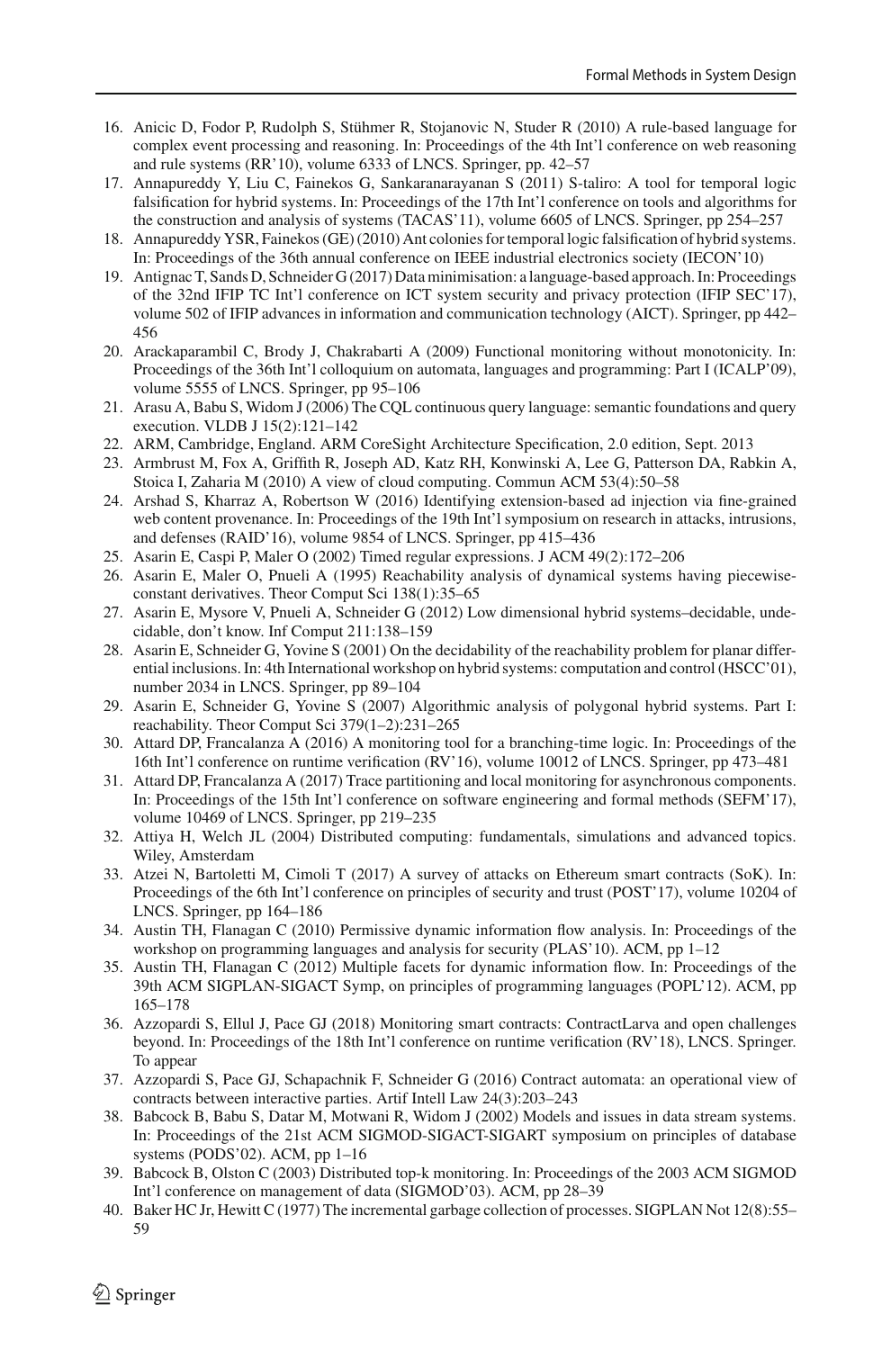16. Anicic D, Fodor P, Rudolph S, Stühmer R, Stojanovic N, Studer R (2010) A rule-based language for complex event processing and reasoning. In: Proceedings of the 4th Int'l conference on web reasoning and rule systems (RR'10), volume 6333 of LNCS. Springer, pp. 42–57
17. Annapureddy Y, Liu C, Fainekos G, Sankaranarayanan S (2011) S-taliro: A tool for temporal logic falsification for hybrid systems. In: Proceedings of the 17th Int'l conference on tools and algorithms for the construction and analysis of systems (TACAS'11), volume 6605 of LNCS. Springer, pp 254–257
18. Annapureddy YSR, Fainekos (GE) (2010) Ant colonies for temporal logic falsification of hybrid systems. In: Proceedings of the 36th annual conference on IEEE industrial electronics society (IECON'10)
19. Antignac T, Sands D, Schneider G (2017) Data minimisation: a language-based approach. In: Proceedings of the 32nd IFIP TC Int'l conference on ICT system security and privacy protection (IFIP SEC'17), volume 502 of IFIP advances in information and communication technology (AICT). Springer, pp 442–456
20. Arackaparambil C, Brody J, Chakrabarti A (2009) Functional monitoring without monotonicity. In: Proceedings of the 36th Int'l colloquium on automata, languages and programming: Part I (ICALP'09), volume 5555 of LNCS. Springer, pp 95–106
21. Arasu A, Babu S, Widom J (2006) The CQL continuous query language: semantic foundations and query execution. VLDB J 15(2):121–142
22. ARM, Cambridge, England. ARM CoreSight Architecture Specification, 2.0 edition, Sept. 2013
23. Armbrust M, Fox A, Griffith R, Joseph AD, Katz RH, Konwinski A, Lee G, Patterson DA, Rabkin A, Stoica I, Zaharia M (2010) A view of cloud computing. Commun ACM 53(4):50–58
24. Arshad S, Kharraz A, Robertson W (2016) Identifying extension-based ad injection via fine-grained web content provenance. In: Proceedings of the 19th Int'l symposium on research in attacks, intrusions, and defenses (RAID'16), volume 9854 of LNCS. Springer, pp 415–436
25. Asarin E, Caspi P, Maler O (2002) Timed regular expressions. J ACM 49(2):172–206
26. Asarin E, Maler O, Pnueli A (1995) Reachability analysis of dynamical systems having piecewise-constant derivatives. Theor Comput Sci 138(1):35–65
27. Asarin E, Mysore V, Pnueli A, Schneider G (2012) Low dimensional hybrid systems–decidable, undecidable, don't know. Inf Comput 211:138–159
28. Asarin E, Schneider G, Yovine S (2001) On the decidability of the reachability problem for planar differential inclusions. In: 4th International workshop on hybrid systems: computation and control (HSCC'01), number 2034 in LNCS. Springer, pp 89–104
29. Asarin E, Schneider G, Yovine S (2007) Algorithmic analysis of polygonal hybrid systems. Part I: reachability. Theor Comput Sci 379(1–2):231–265
30. Attard DP, Francalanza A (2016) A monitoring tool for a branching-time logic. In: Proceedings of the 16th Int'l conference on runtime verification (RV'16), volume 10012 of LNCS. Springer, pp 473–481
31. Attard DP, Francalanza A (2017) Trace partitioning and local monitoring for asynchronous components. In: Proceedings of the 15th Int'l conference on software engineering and formal methods (SEFM'17), volume 10469 of LNCS. Springer, pp 219–235
32. Attiya H, Welch JL (2004) Distributed computing: fundamentals, simulations and advanced topics. Wiley, Amsterdam
33. Atzei N, Bartoletti M, Cimoli T (2017) A survey of attacks on Ethereum smart contracts (SoK). In: Proceedings of the 6th Int'l conference on principles of security and trust (POST'17), volume 10204 of LNCS. Springer, pp 164–186
34. Austin TH, Flanagan C (2010) Permissive dynamic information flow analysis. In: Proceedings of the workshop on programming languages and analysis for security (PLAS'10). ACM, pp 1–12
35. Austin TH, Flanagan C (2012) Multiple facets for dynamic information flow. In: Proceedings of the 39th ACM SIGPLAN-SIGACT Symp, on principles of programming languages (POPL'12). ACM, pp 165–178
36. Azzopardi S, Ellul J, Pace GJ (2018) Monitoring smart contracts: ContractLarva and open challenges beyond. In: Proceedings of the 18th Int'l conference on runtime verification (RV'18), LNCS. Springer. To appear
37. Azzopardi S, Pace GJ, Schapachnik F, Schneider G (2016) Contract automata: an operational view of contracts between interactive parties. Artif Intell Law 24(3):203–243
38. Babcock B, Babu S, Datar M, Motwani R, Widom J (2002) Models and issues in data stream systems. In: Proceedings of the 21st ACM SIGMOD-SIGACT-SIGART symposium on principles of database systems (PODS'02). ACM, pp 1–16
39. Babcock B, Olston C (2003) Distributed top-k monitoring. In: Proceedings of the 2003 ACM SIGMOD Int'l conference on management of data (SIGMOD'03). ACM, pp 28–39
40. Baker HC Jr, Hewitt C (1977) The incremental garbage collection of processes. SIGPLAN Not 12(8):55–59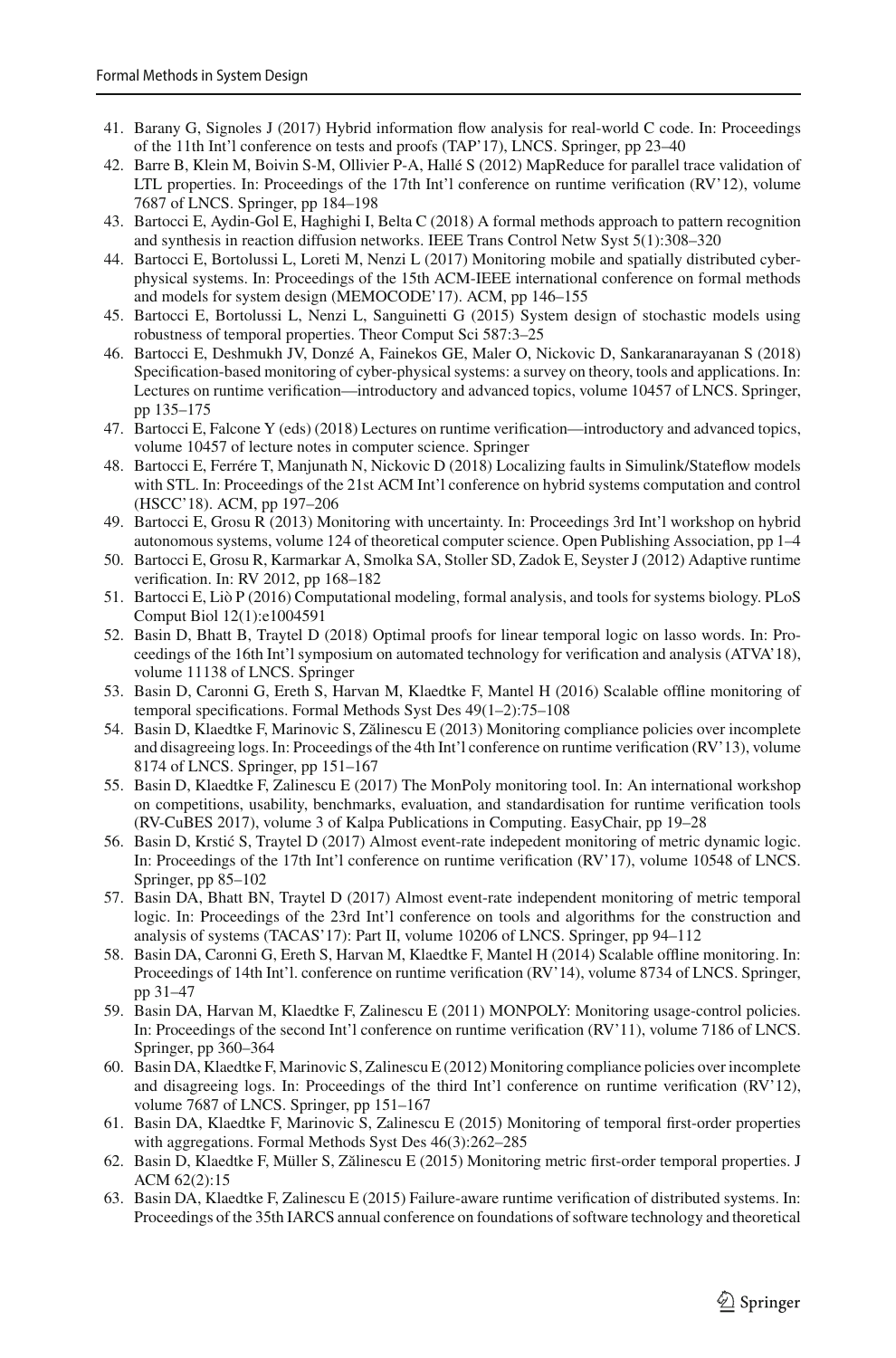41. Barany G, Signoles J (2017) Hybrid information flow analysis for real-world C code. In: Proceedings of the 11th Int'l conference on tests and proofs (TAP'17), LNCS. Springer, pp 23–40
42. Barre B, Klein M, Boivin S-M, Ollivier P-A, Hallé S (2012) MapReduce for parallel trace validation of LTL properties. In: Proceedings of the 17th Int'l conference on runtime verification (RV'12), volume 7687 of LNCS. Springer, pp 184–198
43. Bartocci E, Aydin-Gol E, Haghighi I, Belta C (2018) A formal methods approach to pattern recognition and synthesis in reaction diffusion networks. IEEE Trans Control Netw Syst 5(1):308–320
44. Bartocci E, Bortolussi L, Loreti M, Nenzi L (2017) Monitoring mobile and spatially distributed cyber-physical systems. In: Proceedings of the 15th ACM-IEEE international conference on formal methods and models for system design (MEMOCODE'17). ACM, pp 146–155
45. Bartocci E, Bortolussi L, Nenzi L, Sanguinetti G (2015) System design of stochastic models using robustness of temporal properties. Theor Comput Sci 587:3–25
46. Bartocci E, Deshmukh JV, Donzé A, Fainekos GE, Maler O, Nickovic D, Sankaranarayanan S (2018) Specification-based monitoring of cyber-physical systems: a survey on theory, tools and applications. In: Lectures on runtime verification—introductory and advanced topics, volume 10457 of LNCS. Springer, pp 135–175
47. Bartocci E, Falcone Y (eds) (2018) Lectures on runtime verification—introductory and advanced topics, volume 10457 of lecture notes in computer science. Springer
48. Bartocci E, Ferrére T, Manjunath N, Nickovic D (2018) Localizing faults in Simulink/Stateflow models with STL. In: Proceedings of the 21st ACM Int'l conference on hybrid systems computation and control (HSCC'18). ACM, pp 197–206
49. Bartocci E, Grosu R (2013) Monitoring with uncertainty. In: Proceedings 3rd Int'l workshop on hybrid autonomous systems, volume 124 of theoretical computer science. Open Publishing Association, pp 1–4
50. Bartocci E, Grosu R, Karmarkar A, Smolka SA, Stoller SD, Zadok E, Seyster J (2012) Adaptive runtime verification. In: RV 2012, pp 168–182
51. Bartocci E, Liò P (2016) Computational modeling, formal analysis, and tools for systems biology. PLoS Comput Biol 12(1):e1004591
52. Basin D, Bhatt B, Traytel D (2018) Optimal proofs for linear temporal logic on lasso words. In: Proceedings of the 16th Int'l symposium on automated technology for verification and analysis (ATVA'18), volume 11138 of LNCS. Springer
53. Basin D, Caronni G, Ereth S, Harvan M, Klaedtke F, Mantel H (2016) Scalable offline monitoring of temporal specifications. Formal Methods Syst Des 49(1–2):75–108
54. Basin D, Klaedtke F, Marinovic S, Zălinescu E (2013) Monitoring compliance policies over incomplete and disagreeing logs. In: Proceedings of the 4th Int'l conference on runtime verification (RV'13), volume 8174 of LNCS. Springer, pp 151–167
55. Basin D, Klaedtke F, Zalinescu E (2017) The MonPoly monitoring tool. In: An international workshop on competitions, usability, benchmarks, evaluation, and standardisation for runtime verification tools (RV-CuBES 2017), volume 3 of Kalpa Publications in Computing. EasyChair, pp 19–28
56. Basin D, Krstić S, Traytel D (2017) Almost event-rate idepedent monitoring of metric dynamic logic. In: Proceedings of the 17th Int'l conference on runtime verification (RV'17), volume 10548 of LNCS. Springer, pp 85–102
57. Basin DA, Bhatt BN, Traytel D (2017) Almost event-rate independent monitoring of metric temporal logic. In: Proceedings of the 23rd Int'l conference on tools and algorithms for the construction and analysis of systems (TACAS'17): Part II, volume 10206 of LNCS. Springer, pp 94–112
58. Basin DA, Caronni G, Ereth S, Harvan M, Klaedtke F, Mantel H (2014) Scalable offline monitoring. In: Proceedings of 14th Int'l. conference on runtime verification (RV'14), volume 8734 of LNCS. Springer, pp 31–47
59. Basin DA, Harvan M, Klaedtke F, Zalinescu E (2011) MONPOLY: Monitoring usage-control policies. In: Proceedings of the second Int'l conference on runtime verification (RV'11), volume 7186 of LNCS. Springer, pp 360–364
60. Basin DA, Klaedtke F, Marinovic S, Zalinescu E (2012) Monitoring compliance policies over incomplete and disagreeing logs. In: Proceedings of the third Int'l conference on runtime verification (RV'12), volume 7687 of LNCS. Springer, pp 151–167
61. Basin DA, Klaedtke F, Marinovic S, Zalinescu E (2015) Monitoring of temporal first-order properties with aggregations. Formal Methods Syst Des 46(3):262–285
62. Basin D, Klaedtke F, Müller S, Zălinescu E (2015) Monitoring metric first-order temporal properties. J ACM 62(2):15
63. Basin DA, Klaedtke F, Zalinescu E (2015) Failure-aware runtime verification of distributed systems. In: Proceedings of the 35th IARCS annual conference on foundations of software technology and theoretical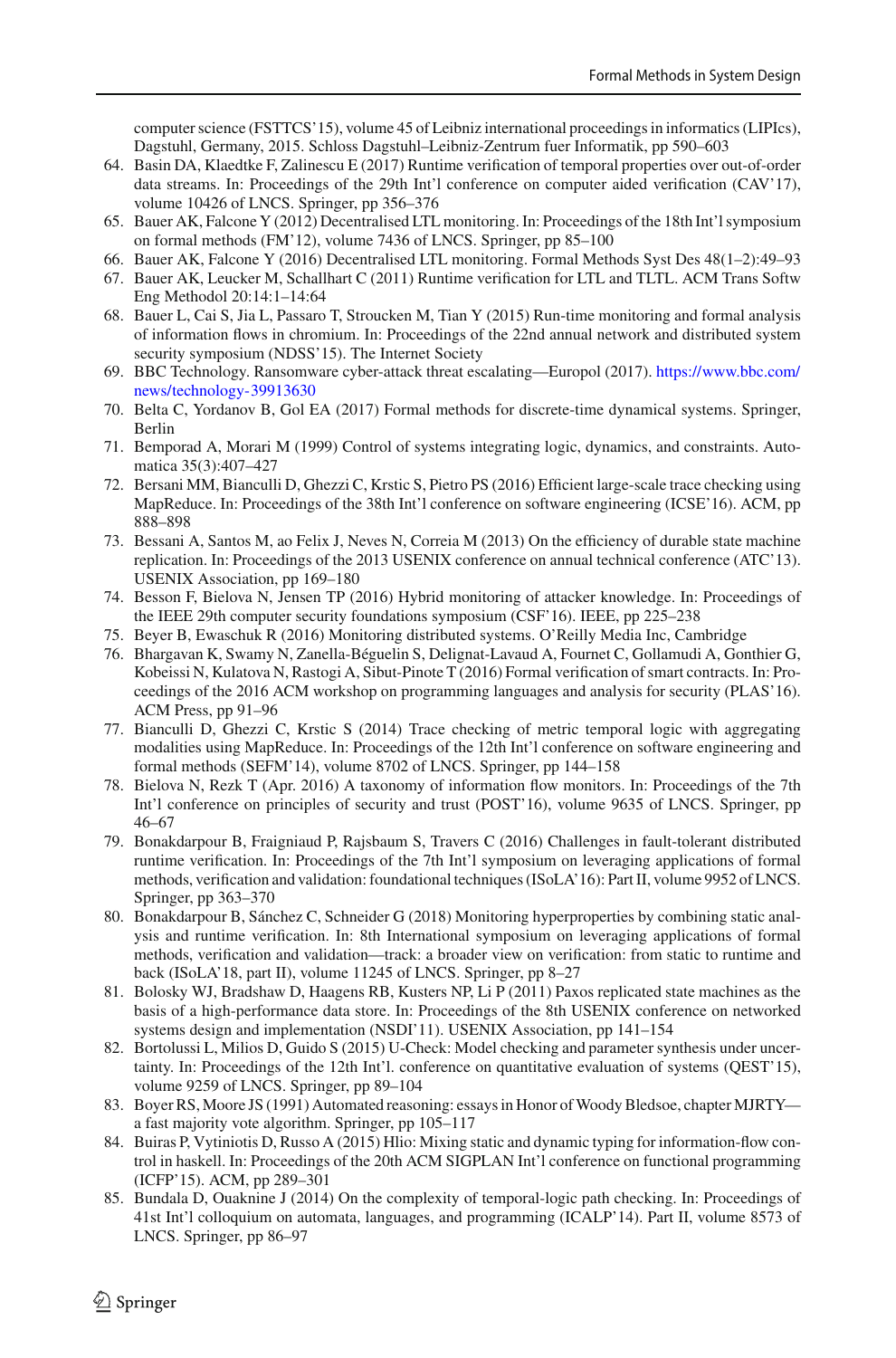computer science (FSTTCS'15), volume 45 of Leibniz international proceedings in informatics (LIPIcs), Dagstuhl, Germany, 2015. Schloss Dagstuhl–Leibniz-Zentrum fuer Informatik, pp 590–603

64. Basin DA, Klaedtke F, Zalinescu E (2017) Runtime verification of temporal properties over out-of-order data streams. In: Proceedings of the 29th Int'l conference on computer aided verification (CAV'17), volume 10426 of LNCS. Springer, pp 356–376
65. Bauer AK, Falcone Y (2012) Decentralised LTL monitoring. In: Proceedings of the 18th Int'l symposium on formal methods (FM'12), volume 7436 of LNCS. Springer, pp 85–100
66. Bauer AK, Falcone Y (2016) Decentralised LTL monitoring. Formal Methods Syst Des 48(1–2):49–93
67. Bauer AK, Leucker M, Schallhart C (2011) Runtime verification for LTL and TLTL. ACM Trans Softw Eng Methodol 20:14:1–14:64
68. Bauer L, Cai S, Jia L, Passaro T, Stroucken M, Tian Y (2015) Run-time monitoring and formal analysis of information flows in chromium. In: Proceedings of the 22nd annual network and distributed system security symposium (NDSS'15). The Internet Society
69. BBC Technology. Ransomware cyber-attack threat escalating—Europol (2017). https://www.bbc.com/news/technology-39913630
70. Belta C, Yordanov B, Gol EA (2017) Formal methods for discrete-time dynamical systems. Springer, Berlin
71. Bemporad A, Morari M (1999) Control of systems integrating logic, dynamics, and constraints. Automatica 35(3):407–427
72. Bersani MM, Bianculli D, Ghezzi C, Krstic S, Pietro PS (2016) Efficient large-scale trace checking using MapReduce. In: Proceedings of the 38th Int'l conference on software engineering (ICSE'16). ACM, pp 888–898
73. Bessani A, Santos M, ao Felix J, Neves N, Correia M (2013) On the efficiency of durable state machine replication. In: Proceedings of the 2013 USENIX conference on annual technical conference (ATC'13). USENIX Association, pp 169–180
74. Besson F, Bielova N, Jensen TP (2016) Hybrid monitoring of attacker knowledge. In: Proceedings of the IEEE 29th computer security foundations symposium (CSF'16). IEEE, pp 225–238
75. Beyer B, Ewaschuk R (2016) Monitoring distributed systems. O'Reilly Media Inc, Cambridge
76. Bhargavan K, Swamy N, Zanella-Béguelin S, Delignat-Lavaud A, Fournet C, Gollamudi A, Gonthier G, Kobeissi N, Kulatova N, Rastogi A, Sibut-Pinote T (2016) Formal verification of smart contracts. In: Proceedings of the 2016 ACM workshop on programming languages and analysis for security (PLAS'16). ACM Press, pp 91–96
77. Bianculli D, Ghezzi C, Krstic S (2014) Trace checking of metric temporal logic with aggregating modalities using MapReduce. In: Proceedings of the 12th Int'l conference on software engineering and formal methods (SEFM'14), volume 8702 of LNCS. Springer, pp 144–158
78. Bielova N, Rezk T (Apr. 2016) A taxonomy of information flow monitors. In: Proceedings of the 7th Int'l conference on principles of security and trust (POST'16), volume 9635 of LNCS. Springer, pp 46–67
79. Bonakdarpour B, Fraigniaud P, Rajsbaum S, Travers C (2016) Challenges in fault-tolerant distributed runtime verification. In: Proceedings of the 7th Int'l symposium on leveraging applications of formal methods, verification and validation: foundational techniques (ISoLA'16): Part II, volume 9952 of LNCS. Springer, pp 363–370
80. Bonakdarpour B, Sánchez C, Schneider G (2018) Monitoring hyperproperties by combining static analysis and runtime verification. In: 8th International symposium on leveraging applications of formal methods, verification and validation—track: a broader view on verification: from static to runtime and back (ISoLA'18, part II), volume 11245 of LNCS. Springer, pp 8–27
81. Bolosky WJ, Bradshaw D, Haagens RB, Kusters NP, Li P (2011) Paxos replicated state machines as the basis of a high-performance data store. In: Proceedings of the 8th USENIX conference on networked systems design and implementation (NSDI'11). USENIX Association, pp 141–154
82. Bortolussi L, Milios D, Guido S (2015) U-Check: Model checking and parameter synthesis under uncertainty. In: Proceedings of the 12th Int'l. conference on quantitative evaluation of systems (QEST'15), volume 9259 of LNCS. Springer, pp 89–104
83. Boyer RS, Moore JS (1991) Automated reasoning: essays in Honor of Woody Bledsoe, chapter MJRTY—a fast majority vote algorithm. Springer, pp 105–117
84. Buiras P, Vytiniotis D, Russo A (2015) Hlio: Mixing static and dynamic typing for information-flow control in haskell. In: Proceedings of the 20th ACM SIGPLAN Int'l conference on functional programming (ICFP'15). ACM, pp 289–301
85. Bundala D, Ouaknine J (2014) On the complexity of temporal-logic path checking. In: Proceedings of 41st Int'l colloquium on automata, languages, and programming (ICALP'14). Part II, volume 8573 of LNCS. Springer, pp 86–97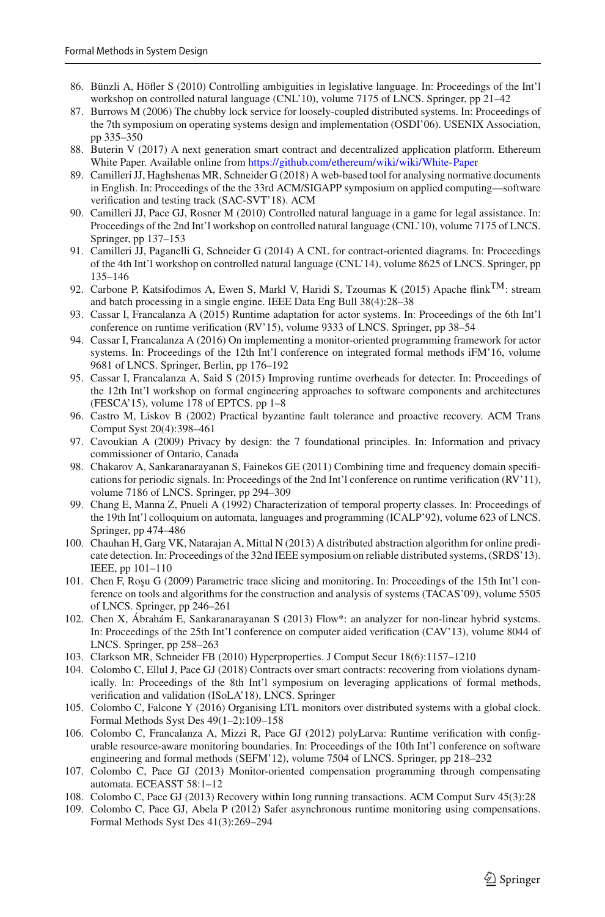86. Bünzli A, Höfler S (2010) Controlling ambiguities in legislative language. In: Proceedings of the Int'l workshop on controlled natural language (CNL'10), volume 7175 of LNCS. Springer, pp 21–42
87. Burrows M (2006) The chubby lock service for loosely-coupled distributed systems. In: Proceedings of the 7th symposium on operating systems design and implementation (OSDI'06). USENIX Association, pp 335–350
88. Buterin V (2017) A next generation smart contract and decentralized application platform. Ethereum White Paper. Available online from https://github.com/ethereum/wiki/wiki/White-Paper
89. Camilleri JJ, Haghshenas MR, Schneider G (2018) A web-based tool for analysing normative documents in English. In: Proceedings of the the 33rd ACM/SIGAPP symposium on applied computing—software verification and testing track (SAC-SVT'18). ACM
90. Camilleri JJ, Pace GJ, Rosner M (2010) Controlled natural language in a game for legal assistance. In: Proceedings of the 2nd Int'l workshop on controlled natural language (CNL'10), volume 7175 of LNCS. Springer, pp 137–153
91. Camilleri JJ, Paganelli G, Schneider G (2014) A CNL for contract-oriented diagrams. In: Proceedings of the 4th Int'l workshop on controlled natural language (CNL'14), volume 8625 of LNCS. Springer, pp 135–146
92. Carbone P, Katsifodimos A, Ewen S, Markl V, Haridi S, Tzoumas K (2015) Apache flink™: stream and batch processing in a single engine. IEEE Data Eng Bull 38(4):28–38
93. Cassar I, Francalanza A (2015) Runtime adaptation for actor systems. In: Proceedings of the 6th Int'l conference on runtime verification (RV'15), volume 9333 of LNCS. Springer, pp 38–54
94. Cassar I, Francalanza A (2016) On implementing a monitor-oriented programming framework for actor systems. In: Proceedings of the 12th Int'l conference on integrated formal methods iFM'16, volume 9681 of LNCS. Springer, Berlin, pp 176–192
95. Cassar I, Francalanza A, Said S (2015) Improving runtime overheads for detecter. In: Proceedings of the 12th Int'l workshop on formal engineering approaches to software components and architectures (FESCA'15), volume 178 of EPTCS. pp 1–8
96. Castro M, Liskov B (2002) Practical byzantine fault tolerance and proactive recovery. ACM Trans Comput Syst 20(4):398–461
97. Cavoukian A (2009) Privacy by design: the 7 foundational principles. In: Information and privacy commissioner of Ontario, Canada
98. Chakarov A, Sankaranarayanan S, Fainekos GE (2011) Combining time and frequency domain specifications for periodic signals. In: Proceedings of the 2nd Int'l conference on runtime verification (RV'11), volume 7186 of LNCS. Springer, pp 294–309
99. Chang E, Manna Z, Pnueli A (1992) Characterization of temporal property classes. In: Proceedings of the 19th Int'l colloquium on automata, languages and programming (ICALP'92), volume 623 of LNCS. Springer, pp 474–486
100. Chauhan H, Garg VK, Natarajan A, Mittal N (2013) A distributed abstraction algorithm for online predicate detection. In: Proceedings of the 32nd IEEE symposium on reliable distributed systems, (SRDS'13). IEEE, pp 101–110
101. Chen F, Roşu G (2009) Parametric trace slicing and monitoring. In: Proceedings of the 15th Int'l conference on tools and algorithms for the construction and analysis of systems (TACAS'09), volume 5505 of LNCS. Springer, pp 246–261
102. Chen X, Ábrahám E, Sankaranarayanan S (2013) Flow*: an analyzer for non-linear hybrid systems. In: Proceedings of the 25th Int'l conference on computer aided verification (CAV'13), volume 8044 of LNCS. Springer, pp 258–263
103. Clarkson MR, Schneider FB (2010) Hyperproperties. J Comput Secur 18(6):1157–1210
104. Colombo C, Ellul J, Pace GJ (2018) Contracts over smart contracts: recovering from violations dynamically. In: Proceedings of the 8th Int'l symposium on leveraging applications of formal methods, verification and validation (ISoLA'18), LNCS. Springer
105. Colombo C, Falcone Y (2016) Organising LTL monitors over distributed systems with a global clock. Formal Methods Syst Des 49(1–2):109–158
106. Colombo C, Francalanza A, Mizzi R, Pace GJ (2012) polyLarva: Runtime verification with configurable resource-aware monitoring boundaries. In: Proceedings of the 10th Int'l conference on software engineering and formal methods (SEFM'12), volume 7504 of LNCS. Springer, pp 218–232
107. Colombo C, Pace GJ (2013) Monitor-oriented compensation programming through compensating automata. ECEASST 58:1–12
108. Colombo C, Pace GJ (2013) Recovery within long running transactions. ACM Comput Surv 45(3):28
109. Colombo C, Pace GJ, Abela P (2012) Safer asynchronous runtime monitoring using compensations. Formal Methods Syst Des 41(3):269–294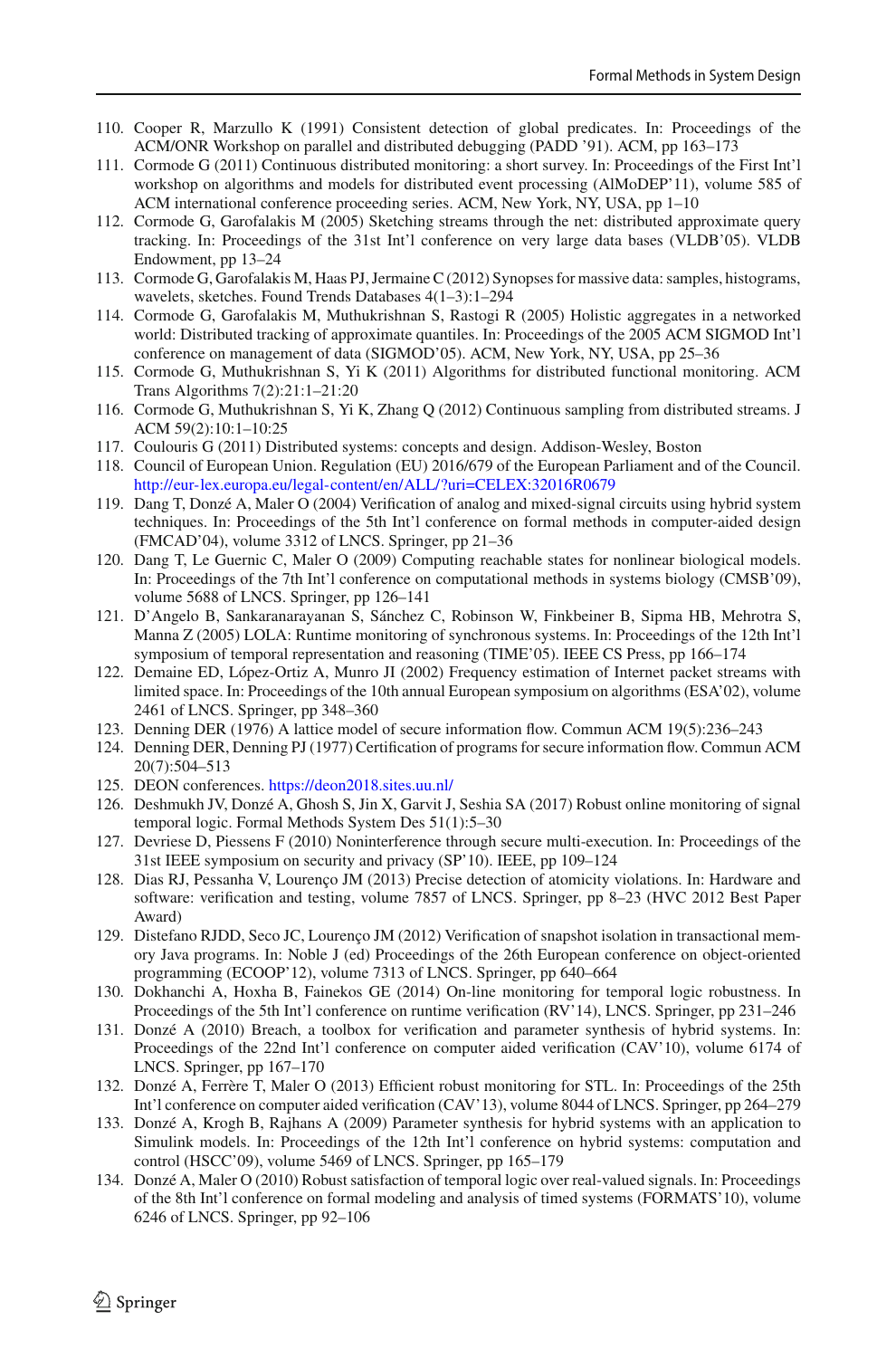110. Cooper R, Marzullo K (1991) Consistent detection of global predicates. In: Proceedings of the ACM/ONR Workshop on parallel and distributed debugging (PADD '91). ACM, pp 163–173
111. Cormode G (2011) Continuous distributed monitoring: a short survey. In: Proceedings of the First Int'l workshop on algorithms and models for distributed event processing (AlMoDEP'11), volume 585 of ACM international conference proceeding series. ACM, New York, NY, USA, pp 1–10
112. Cormode G, Garofalakis M (2005) Sketching streams through the net: distributed approximate query tracking. In: Proceedings of the 31st Int'l conference on very large data bases (VLDB'05). VLDB Endowment, pp 13–24
113. Cormode G, Garofalakis M, Haas PJ, Jermaine C (2012) Synopses for massive data: samples, histograms, wavelets, sketches. Found Trends Databases 4(1–3):1–294
114. Cormode G, Garofalakis M, Muthukrishnan S, Rastogi R (2005) Holistic aggregates in a networked world: Distributed tracking of approximate quantiles. In: Proceedings of the 2005 ACM SIGMOD Int'l conference on management of data (SIGMOD'05). ACM, New York, NY, USA, pp 25–36
115. Cormode G, Muthukrishnan S, Yi K (2011) Algorithms for distributed functional monitoring. ACM Trans Algorithms 7(2):21:1–21:20
116. Cormode G, Muthukrishnan S, Yi K, Zhang Q (2012) Continuous sampling from distributed streams. J ACM 59(2):10:1–10:25
117. Coulouris G (2011) Distributed systems: concepts and design. Addison-Wesley, Boston
118. Council of European Union. Regulation (EU) 2016/679 of the European Parliament and of the Council. http://eur-lex.europa.eu/legal-content/en/ALL/?uri=CELEX:32016R0679
119. Dang T, Donzé A, Maler O (2004) Verification of analog and mixed-signal circuits using hybrid system techniques. In: Proceedings of the 5th Int'l conference on formal methods in computer-aided design (FMCAD'04), volume 3312 of LNCS. Springer, pp 21–36
120. Dang T, Le Guernic C, Maler O (2009) Computing reachable states for nonlinear biological models. In: Proceedings of the 7th Int'l conference on computational methods in systems biology (CMSB'09), volume 5688 of LNCS. Springer, pp 126–141
121. D'Angelo B, Sankaranarayanan S, Sánchez C, Robinson W, Finkbeiner B, Sipma HB, Mehrotra S, Manna Z (2005) LOLA: Runtime monitoring of synchronous systems. In: Proceedings of the 12th Int'l symposium of temporal representation and reasoning (TIME'05). IEEE CS Press, pp 166–174
122. Demaine ED, López-Ortiz A, Munro JI (2002) Frequency estimation of Internet packet streams with limited space. In: Proceedings of the 10th annual European symposium on algorithms (ESA'02), volume 2461 of LNCS. Springer, pp 348–360
123. Denning DER (1976) A lattice model of secure information flow. Commun ACM 19(5):236–243
124. Denning DER, Denning PJ (1977) Certification of programs for secure information flow. Commun ACM 20(7):504–513
125. DEON conferences. https://deon2018.sites.uu.nl/
126. Deshmukh JV, Donzé A, Ghosh S, Jin X, Garvit J, Seshia SA (2017) Robust online monitoring of signal temporal logic. Formal Methods System Des 51(1):5–30
127. Devriese D, Piessens F (2010) Noninterference through secure multi-execution. In: Proceedings of the 31st IEEE symposium on security and privacy (SP'10). IEEE, pp 109–124
128. Dias RJ, Pessanha V, Lourenço JM (2013) Precise detection of atomicity violations. In: Hardware and software: verification and testing, volume 7857 of LNCS. Springer, pp 8–23 (HVC 2012 Best Paper Award)
129. Distefano RJDD, Seco JC, Lourenço JM (2012) Verification of snapshot isolation in transactional memory Java programs. In: Noble J (ed) Proceedings of the 26th European conference on object-oriented programming (ECOOP'12), volume 7313 of LNCS. Springer, pp 640–664
130. Dokhanchi A, Hoxha B, Fainekos GE (2014) On-line monitoring for temporal logic robustness. In Proceedings of the 5th Int'l conference on runtime verification (RV'14), LNCS. Springer, pp 231–246
131. Donzé A (2010) Breach, a toolbox for verification and parameter synthesis of hybrid systems. In: Proceedings of the 22nd Int'l conference on computer aided verification (CAV'10), volume 6174 of LNCS. Springer, pp 167–170
132. Donzé A, Ferrère T, Maler O (2013) Efficient robust monitoring for STL. In: Proceedings of the 25th Int'l conference on computer aided verification (CAV'13), volume 8044 of LNCS. Springer, pp 264–279
133. Donzé A, Krogh B, Rajhans A (2009) Parameter synthesis for hybrid systems with an application to Simulink models. In: Proceedings of the 12th Int'l conference on hybrid systems: computation and control (HSCC'09), volume 5469 of LNCS. Springer, pp 165–179
134. Donzé A, Maler O (2010) Robust satisfaction of temporal logic over real-valued signals. In: Proceedings of the 8th Int'l conference on formal modeling and analysis of timed systems (FORMATS'10), volume 6246 of LNCS. Springer, pp 92–106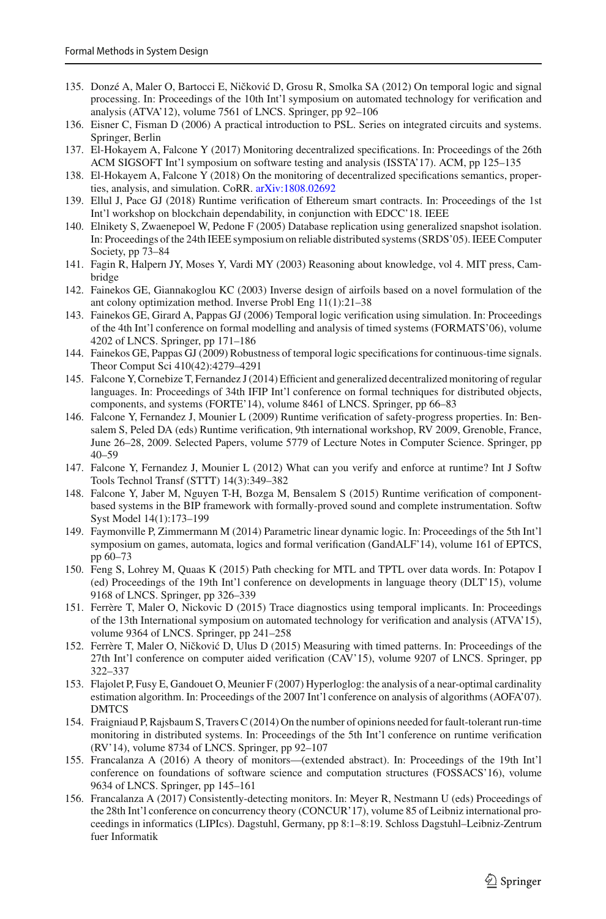135. Donzé A, Maler O, Bartocci E, Ničković D, Grosu R, Smolka SA (2012) On temporal logic and signal processing. In: Proceedings of the 10th Int'l symposium on automated technology for verification and analysis (ATVA'12), volume 7561 of LNCS. Springer, pp 92–106
136. Eisner C, Fisman D (2006) A practical introduction to PSL. Series on integrated circuits and systems. Springer, Berlin
137. El-Hokayem A, Falcone Y (2017) Monitoring decentralized specifications. In: Proceedings of the 26th ACM SIGSOFT Int'l symposium on software testing and analysis (ISSTA'17). ACM, pp 125–135
138. El-Hokayem A, Falcone Y (2018) On the monitoring of decentralized specifications semantics, properties, analysis, and simulation. CoRR. arXiv:1808.02692
139. Ellul J, Pace GJ (2018) Runtime verification of Ethereum smart contracts. In: Proceedings of the 1st Int'l workshop on blockchain dependability, in conjunction with EDCC'18. IEEE
140. Elnikety S, Zwaenepoel W, Pedone F (2005) Database replication using generalized snapshot isolation. In: Proceedings of the 24th IEEE symposium on reliable distributed systems (SRDS'05). IEEE Computer Society, pp 73–84
141. Fagin R, Halpern JY, Moses Y, Vardi MY (2003) Reasoning about knowledge, vol 4. MIT press, Cambridge
142. Fainekos GE, Giannakoglou KC (2003) Inverse design of airfoils based on a novel formulation of the ant colony optimization method. Inverse Probl Eng 11(1):21–38
143. Fainekos GE, Girard A, Pappas GJ (2006) Temporal logic verification using simulation. In: Proceedings of the 4th Int'l conference on formal modelling and analysis of timed systems (FORMATS'06), volume 4202 of LNCS. Springer, pp 171–186
144. Fainekos GE, Pappas GJ (2009) Robustness of temporal logic specifications for continuous-time signals. Theor Comput Sci 410(42):4279–4291
145. Falcone Y, Cornebize T, Fernandez J (2014) Efficient and generalized decentralized monitoring of regular languages. In: Proceedings of 34th IFIP Int'l conference on formal techniques for distributed objects, components, and systems (FORTE'14), volume 8461 of LNCS. Springer, pp 66–83
146. Falcone Y, Fernandez J, Mounier L (2009) Runtime verification of safety-progress properties. In: Bensalem S, Peled DA (eds) Runtime verification, 9th international workshop, RV 2009, Grenoble, France, June 26–28, 2009. Selected Papers, volume 5779 of Lecture Notes in Computer Science. Springer, pp 40–59
147. Falcone Y, Fernandez J, Mounier L (2012) What can you verify and enforce at runtime? Int J Softw Tools Technol Transf (STTT) 14(3):349–382
148. Falcone Y, Jaber M, Nguyen T-H, Bozga M, Bensalem S (2015) Runtime verification of component-based systems in the BIP framework with formally-proved sound and complete instrumentation. Softw Syst Model 14(1):173–199
149. Faymonville P, Zimmermann M (2014) Parametric linear dynamic logic. In: Proceedings of the 5th Int'l symposium on games, automata, logics and formal verification (GandALF'14), volume 161 of EPTCS, pp 60–73
150. Feng S, Lohrey M, Quaas K (2015) Path checking for MTL and TPTL over data words. In: Potapov I (ed) Proceedings of the 19th Int'l conference on developments in language theory (DLT'15), volume 9168 of LNCS. Springer, pp 326–339
151. Ferrère T, Maler O, Nickovic D (2015) Trace diagnostics using temporal implicants. In: Proceedings of the 13th International symposium on automated technology for verification and analysis (ATVA'15), volume 9364 of LNCS. Springer, pp 241–258
152. Ferrère T, Maler O, Ničković D, Ulus D (2015) Measuring with timed patterns. In: Proceedings of the 27th Int'l conference on computer aided verification (CAV'15), volume 9207 of LNCS. Springer, pp 322–337
153. Flajolet P, Fusy E, Gandouet O, Meunier F (2007) Hyperloglog: the analysis of a near-optimal cardinality estimation algorithm. In: Proceedings of the 2007 Int'l conference on analysis of algorithms (AOFA'07). DMTCS
154. Fraigniaud P, Rajsbaum S, Travers C (2014) On the number of opinions needed for fault-tolerant run-time monitoring in distributed systems. In: Proceedings of the 5th Int'l conference on runtime verification (RV'14), volume 8734 of LNCS. Springer, pp 92–107
155. Francalanza A (2016) A theory of monitors—(extended abstract). In: Proceedings of the 19th Int'l conference on foundations of software science and computation structures (FOSSACS'16), volume 9634 of LNCS. Springer, pp 145–161
156. Francalanza A (2017) Consistently-detecting monitors. In: Meyer R, Nestmann U (eds) Proceedings of the 28th Int'l conference on concurrency theory (CONCUR'17), volume 85 of Leibniz international proceedings in informatics (LIPIcs). Dagstuhl, Germany, pp 8:1–8:19. Schloss Dagstuhl–Leibniz-Zentrum fuer Informatik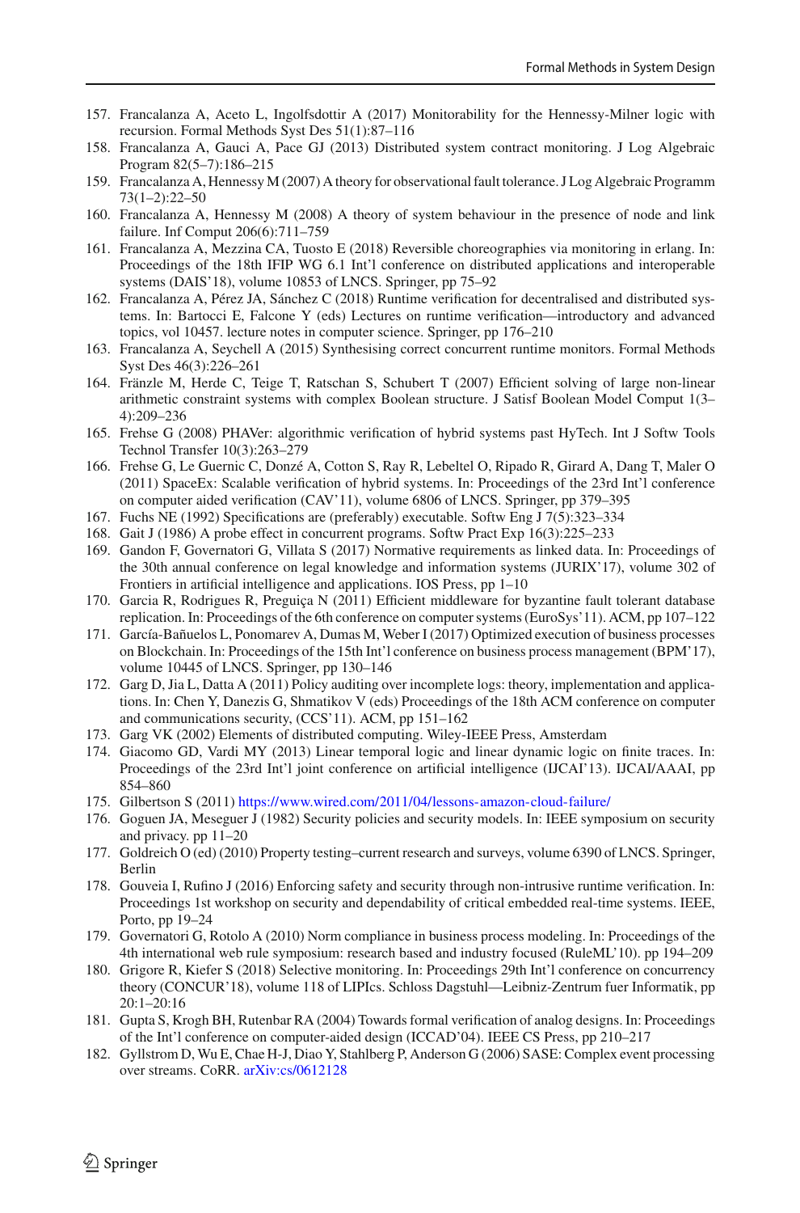157. Francalanza A, Aceto L, Ingolfsdottir A (2017) Monitorability for the Hennessy-Milner logic with recursion. Formal Methods Syst Des 51(1):87–116
158. Francalanza A, Gauci A, Pace GJ (2013) Distributed system contract monitoring. J Log Algebraic Program 82(5–7):186–215
159. Francalanza A, Hennessy M (2007) A theory for observational fault tolerance. J Log Algebraic Programm 73(1–2):22–50
160. Francalanza A, Hennessy M (2008) A theory of system behaviour in the presence of node and link failure. Inf Comput 206(6):711–759
161. Francalanza A, Mezzina CA, Tuosto E (2018) Reversible choreographies via monitoring in erlang. In: Proceedings of the 18th IFIP WG 6.1 Int'l conference on distributed applications and interoperable systems (DAIS'18), volume 10853 of LNCS. Springer, pp 75–92
162. Francalanza A, Pérez JA, Sánchez C (2018) Runtime verification for decentralised and distributed systems. In: Bartocci E, Falcone Y (eds) Lectures on runtime verification—introductory and advanced topics, vol 10457. lecture notes in computer science. Springer, pp 176–210
163. Francalanza A, Seychell A (2015) Synthesising correct concurrent runtime monitors. Formal Methods Syst Des 46(3):226–261
164. Fränzle M, Herde C, Teige T, Ratschan S, Schubert T (2007) Efficient solving of large non-linear arithmetic constraint systems with complex Boolean structure. J Satisf Boolean Model Comput 1(3–4):209–236
165. Frehse G (2008) PHAVer: algorithmic verification of hybrid systems past HyTech. Int J Softw Tools Technol Transfer 10(3):263–279
166. Frehse G, Le Guernic C, Donzé A, Cotton S, Ray R, Lebeltel O, Ripado R, Girard A, Dang T, Maler O (2011) SpaceEx: Scalable verification of hybrid systems. In: Proceedings of the 23rd Int'l conference on computer aided verification (CAV'11), volume 6806 of LNCS. Springer, pp 379–395
167. Fuchs NE (1992) Specifications are (preferably) executable. Softw Eng J 7(5):323–334
168. Gait J (1986) A probe effect in concurrent programs. Softw Pract Exp 16(3):225–233
169. Gandon F, Governatori G, Villata S (2017) Normative requirements as linked data. In: Proceedings of the 30th annual conference on legal knowledge and information systems (JURIX'17), volume 302 of Frontiers in artificial intelligence and applications. IOS Press, pp 1–10
170. Garcia R, Rodrigues R, Preguiça N (2011) Efficient middleware for byzantine fault tolerant database replication. In: Proceedings of the 6th conference on computer systems (EuroSys'11). ACM, pp 107–122
171. García-Bañuelos L, Ponomarev A, Dumas M, Weber I (2017) Optimized execution of business processes on Blockchain. In: Proceedings of the 15th Int'l conference on business process management (BPM'17), volume 10445 of LNCS. Springer, pp 130–146
172. Garg D, Jia L, Datta A (2011) Policy auditing over incomplete logs: theory, implementation and applications. In: Chen Y, Danezis G, Shmatikov V (eds) Proceedings of the 18th ACM conference on computer and communications security, (CCS'11). ACM, pp 151–162
173. Garg VK (2002) Elements of distributed computing. Wiley-IEEE Press, Amsterdam
174. Giacomo GD, Vardi MY (2013) Linear temporal logic and linear dynamic logic on finite traces. In: Proceedings of the 23rd Int'l joint conference on artificial intelligence (IJCAI'13). IJCAI/AAAI, pp 854–860
175. Gilbertson S (2011) https://www.wired.com/2011/04/lessons-amazon-cloud-failure/
176. Goguen JA, Meseguer J (1982) Security policies and security models. In: IEEE symposium on security and privacy. pp 11–20
177. Goldreich O (ed) (2010) Property testing–current research and surveys, volume 6390 of LNCS. Springer, Berlin
178. Gouveia I, Rufino J (2016) Enforcing safety and security through non-intrusive runtime verification. In: Proceedings 1st workshop on security and dependability of critical embedded real-time systems. IEEE, Porto, pp 19–24
179. Governatori G, Rotolo A (2010) Norm compliance in business process modeling. In: Proceedings of the 4th international web rule symposium: research based and industry focused (RuleML'10). pp 194–209
180. Grigore R, Kiefer S (2018) Selective monitoring. In: Proceedings 29th Int'l conference on concurrency theory (CONCUR'18), volume 118 of LIPIcs. Schloss Dagstuhl—Leibniz-Zentrum fuer Informatik, pp 20:1–20:16
181. Gupta S, Krogh BH, Rutenbar RA (2004) Towards formal verification of analog designs. In: Proceedings of the Int'l conference on computer-aided design (ICCAD'04). IEEE CS Press, pp 210–217
182. Gyllstrom D, Wu E, Chae H-J, Diao Y, Stahlberg P, Anderson G (2006) SASE: Complex event processing over streams. CoRR. arXiv:cs/0612128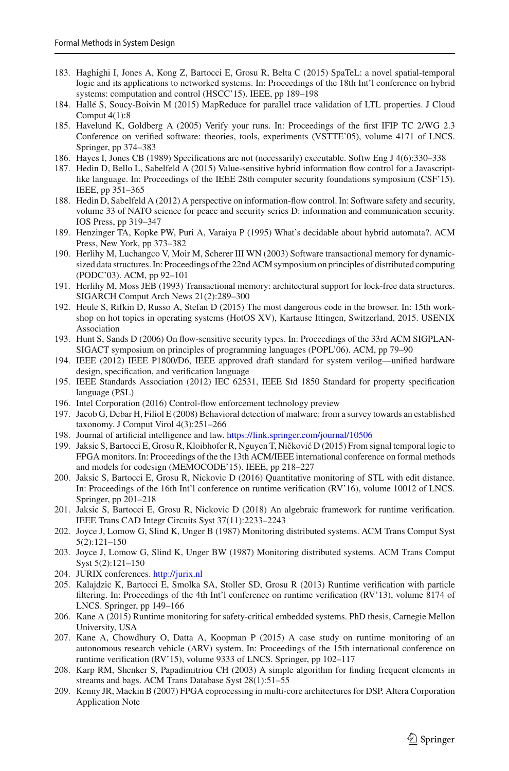183. Haghighi I, Jones A, Kong Z, Bartocci E, Grosu R, Belta C (2015) SpaTeL: a novel spatial-temporal logic and its applications to networked systems. In: Proceedings of the 18th Int'l conference on hybrid systems: computation and control (HSCC'15). IEEE, pp 189–198
184. Hallé S, Soucy-Boivin M (2015) MapReduce for parallel trace validation of LTL properties. J Cloud Comput 4(1):8
185. Havelund K, Goldberg A (2005) Verify your runs. In: Proceedings of the first IFIP TC 2/WG 2.3 Conference on verified software: theories, tools, experiments (VSTTE'05), volume 4171 of LNCS. Springer, pp 374–383
186. Hayes I, Jones CB (1989) Specifications are not (necessarily) executable. Softw Eng J 4(6):330–338
187. Hedin D, Bello L, Sabelfeld A (2015) Value-sensitive hybrid information flow control for a Javascript-like language. In: Proceedings of the IEEE 28th computer security foundations symposium (CSF'15). IEEE, pp 351–365
188. Hedin D, Sabelfeld A (2012) A perspective on information-flow control. In: Software safety and security, volume 33 of NATO science for peace and security series D: information and communication security. IOS Press, pp 319–347
189. Henzinger TA, Kopke PW, Puri A, Varaiya P (1995) What's decidable about hybrid automata?. ACM Press, New York, pp 373–382
190. Herlihy M, Luchangco V, Moir M, Scherer III WN (2003) Software transactional memory for dynamic-sized data structures. In: Proceedings of the 22nd ACM symposium on principles of distributed computing (PODC'03). ACM, pp 92–101
191. Herlihy M, Moss JEB (1993) Transactional memory: architectural support for lock-free data structures. SIGARCH Comput Arch News 21(2):289–300
192. Heule S, Rifkin D, Russo A, Stefan D (2015) The most dangerous code in the browser. In: 15th workshop on hot topics in operating systems (HotOS XV), Kartause Ittingen, Switzerland, 2015. USENIX Association
193. Hunt S, Sands D (2006) On flow-sensitive security types. In: Proceedings of the 33rd ACM SIGPLAN-SIGACT symposium on principles of programming languages (POPL'06). ACM, pp 79–90
194. IEEE (2012) IEEE P1800/D6, IEEE approved draft standard for system verilog—unified hardware design, specification, and verification language
195. IEEE Standards Association (2012) IEC 62531, IEEE Std 1850 Standard for property specification language (PSL)
196. Intel Corporation (2016) Control-flow enforcement technology preview
197. Jacob G, Debar H, Filiol E (2008) Behavioral detection of malware: from a survey towards an established taxonomy. J Comput Virol 4(3):251–266
198. Journal of artificial intelligence and law. https://link.springer.com/journal/10506
199. Jaksic S, Bartocci E, Grosu R, Kloibhofer R, Nguyen T, Ničković D (2015) From signal temporal logic to FPGA monitors. In: Proceedings of the the 13th ACM/IEEE international conference on formal methods and models for codesign (MEMOCODE'15). IEEE, pp 218–227
200. Jaksic S, Bartocci E, Grosu R, Nickovic D (2016) Quantitative monitoring of STL with edit distance. In: Proceedings of the 16th Int'l conference on runtime verification (RV'16), volume 10012 of LNCS. Springer, pp 201–218
201. Jaksic S, Bartocci E, Grosu R, Nickovic D (2018) An algebraic framework for runtime verification. IEEE Trans CAD Integr Circuits Syst 37(11):2233–2243
202. Joyce J, Lomow G, Slind K, Unger B (1987) Monitoring distributed systems. ACM Trans Comput Syst 5(2):121–150
203. Joyce J, Lomow G, Slind K, Unger BW (1987) Monitoring distributed systems. ACM Trans Comput Syst 5(2):121–150
204. JURIX conferences. http://jurix.nl
205. Kalajdzic K, Bartocci E, Smolka SA, Stoller SD, Grosu R (2013) Runtime verification with particle filtering. In: Proceedings of the 4th Int'l conference on runtime verification (RV'13), volume 8174 of LNCS. Springer, pp 149–166
206. Kane A (2015) Runtime monitoring for safety-critical embedded systems. PhD thesis, Carnegie Mellon University, USA
207. Kane A, Chowdhury O, Datta A, Koopman P (2015) A case study on runtime monitoring of an autonomous research vehicle (ARV) system. In: Proceedings of the 15th international conference on runtime verification (RV'15), volume 9333 of LNCS. Springer, pp 102–117
208. Karp RM, Shenker S, Papadimitriou CH (2003) A simple algorithm for finding frequent elements in streams and bags. ACM Trans Database Syst 28(1):51–55
209. Kenny JR, Mackin B (2007) FPGA coprocessing in multi-core architectures for DSP. Altera Corporation Application Note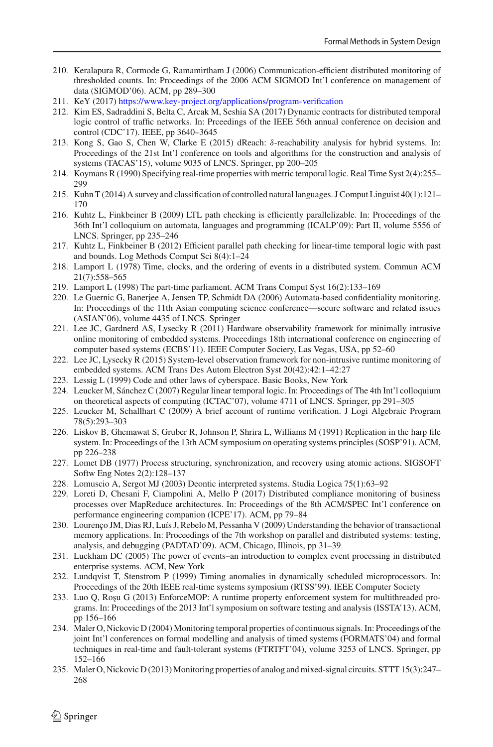210. Keralapura R, Cormode G, Ramamirtham J (2006) Communication-efficient distributed monitoring of thresholded counts. In: Proceedings of the 2006 ACM SIGMOD Int'l conference on management of data (SIGMOD'06). ACM, pp 289–300
211. KeY (2017) https://www.key-project.org/applications/program-verification
212. Kim ES, Sadraddini S, Belta C, Arcak M, Seshia SA (2017) Dynamic contracts for distributed temporal logic control of traffic networks. In: Prceedings of the IEEE 56th annual conference on decision and control (CDC'17). IEEE, pp 3640–3645
213. Kong S, Gao S, Chen W, Clarke E (2015) dReach: $\delta$-reachability analysis for hybrid systems. In: Proceedings of the 21st Int'l conference on tools and algorithms for the construction and analysis of systems (TACAS'15), volume 9035 of LNCS. Springer, pp 200–205
214. Koymans R (1990) Specifying real-time properties with metric temporal logic. Real Time Syst 2(4):255–299
215. Kuhn T (2014) A survey and classification of controlled natural languages. J Comput Linguist 40(1):121–170
216. Kuhtz L, Finkbeiner B (2009) LTL path checking is efficiently parallelizable. In: Proceedings of the 36th Int'l colloquium on automata, languages and programming (ICALP'09): Part II, volume 5556 of LNCS. Springer, pp 235–246
217. Kuhtz L, Finkbeiner B (2012) Efficient parallel path checking for linear-time temporal logic with past and bounds. Log Methods Comput Sci 8(4):1–24
218. Lamport L (1978) Time, clocks, and the ordering of events in a distributed system. Commun ACM 21(7):558–565
219. Lamport L (1998) The part-time parliament. ACM Trans Comput Syst 16(2):133–169
220. Le Guernic G, Banerjee A, Jensen TP, Schmidt DA (2006) Automata-based confidentiality monitoring. In: Proceedings of the 11th Asian computing science conference—secure software and related issues (ASIAN'06), volume 4435 of LNCS. Springer
221. Lee JC, Gardnerd AS, Lysecky R (2011) Hardware observability framework for minimally intrusive online monitoring of embedded systems. Proceedings 18th international conference on engineering of computer based systems (ECBS'11). IEEE Computer Sociery, Las Vegas, USA, pp 52–60
222. Lee JC, Lysecky R (2015) System-level observation framework for non-intrusive runtime monitoring of embedded systems. ACM Trans Des Autom Electron Syst 20(42):42:1–42:27
223. Lessig L (1999) Code and other laws of cyberspace. Basic Books, New York
224. Leucker M, Sánchez C (2007) Regular linear temporal logic. In: Proceedings of The 4th Int'l colloquium on theoretical aspects of computing (ICTAC'07), volume 4711 of LNCS. Springer, pp 291–305
225. Leucker M, Schallhart C (2009) A brief account of runtime verification. J Logi Algebraic Program 78(5):293–303
226. Liskov B, Ghemawat S, Gruber R, Johnson P, Shrira L, Williams M (1991) Replication in the harp file system. In: Proceedings of the 13th ACM symposium on operating systems principles (SOSP'91). ACM, pp 226–238
227. Lomet DB (1977) Process structuring, synchronization, and recovery using atomic actions. SIGSOFT Softw Eng Notes 2(2):128–137
228. Lomuscio A, Sergot MJ (2003) Deontic interpreted systems. Studia Logica 75(1):63–92
229. Loreti D, Chesani F, Ciampolini A, Mello P (2017) Distributed compliance monitoring of business processes over MapReduce architectures. In: Proceedings of the 8th ACM/SPEC Int'l conference on performance engineering companion (ICPE'17). ACM, pp 79–84
230. Lourenço JM, Dias RJ, Luís J, Rebelo M, Pessanha V (2009) Understanding the behavior of transactional memory applications. In: Proceedings of the 7th workshop on parallel and distributed systems: testing, analysis, and debugging (PADTAD'09). ACM, Chicago, Illinois, pp 31–39
231. Luckham DC (2005) The power of events–an introduction to complex event processing in distributed enterprise systems. ACM, New York
232. Lundqvist T, Stenstrom P (1999) Timing anomalies in dynamically scheduled microprocessors. In: Proceedings of the 20th IEEE real-time systems symposium (RTSS'99). IEEE Computer Society
233. Luo Q, Roşu G (2013) EnforceMOP: A runtime property enforcement system for multithreaded programs. In: Proceedings of the 2013 Int'l symposium on software testing and analysis (ISSTA'13). ACM, pp 156–166
234. Maler O, Nickovic D (2004) Monitoring temporal properties of continuous signals. In: Proceedings of the joint Int'l conferences on formal modelling and analysis of timed systems (FORMATS'04) and formal techniques in real-time and fault-tolerant systems (FTRTFT'04), volume 3253 of LNCS. Springer, pp 152–166
235. Maler O, Nickovic D (2013) Monitoring properties of analog and mixed-signal circuits. STTT 15(3):247–268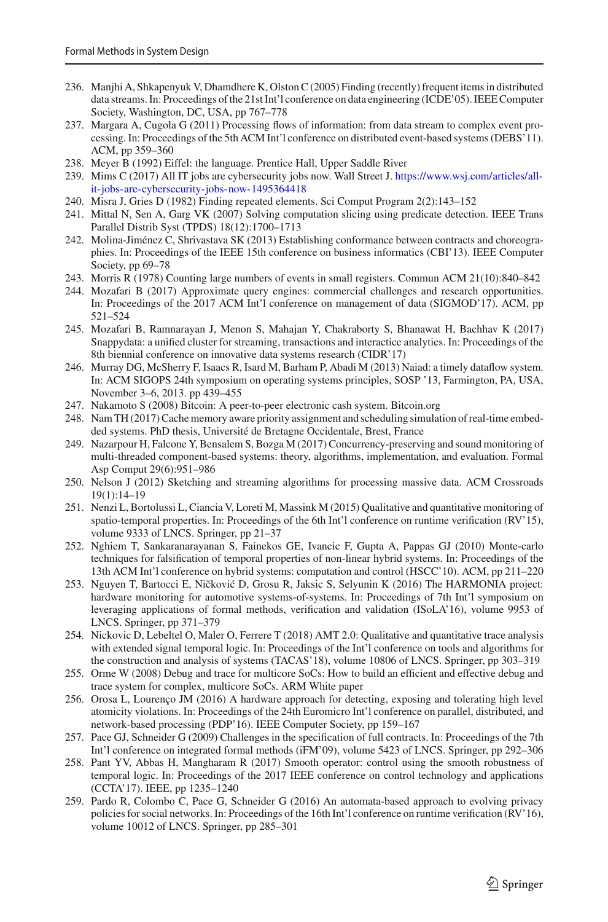236. Manjhi A, Shkapenyuk V, Dhamdhere K, Olston C (2005) Finding (recently) frequent items in distributed data streams. In: Proceedings of the 21st Int'l conference on data engineering (ICDE'05). IEEE Computer Society, Washington, DC, USA, pp 767–778
237. Margara A, Cugola G (2011) Processing flows of information: from data stream to complex event processing. In: Proceedings of the 5th ACM Int'l conference on distributed event-based systems (DEBS'11). ACM, pp 359–360
238. Meyer B (1992) Eiffel: the language. Prentice Hall, Upper Saddle River
239. Mims C (2017) All IT jobs are cybersecurity jobs now. Wall Street J. https://www.wsj.com/articles/all-it-jobs-are-cybersecurity-jobs-now-1495364418
240. Misra J, Gries D (1982) Finding repeated elements. Sci Comput Program 2(2):143–152
241. Mittal N, Sen A, Garg VK (2007) Solving computation slicing using predicate detection. IEEE Trans Parallel Distrib Syst (TPDS) 18(12):1700–1713
242. Molina-Jiménez C, Shrivastava SK (2013) Establishing conformance between contracts and choreographies. In: Proceedings of the IEEE 15th conference on business informatics (CBI'13). IEEE Computer Society, pp 69–78
243. Morris R (1978) Counting large numbers of events in small registers. Commun ACM 21(10):840–842
244. Mozafari B (2017) Approximate query engines: commercial challenges and research opportunities. In: Proceedings of the 2017 ACM Int'l conference on management of data (SIGMOD'17). ACM, pp 521–524
245. Mozafari B, Ramnarayan J, Menon S, Mahajan Y, Chakraborty S, Bhanawat H, Bachhav K (2017) Snappydata: a unified cluster for streaming, transactions and interactice analytics. In: Proceedings of the 8th biennial conference on innovative data systems research (CIDR'17)
246. Murray DG, McSherry F, Isaacs R, Isard M, Barham P, Abadi M (2013) Naiad: a timely dataflow system. In: ACM SIGOPS 24th symposium on operating systems principles, SOSP '13, Farmington, PA, USA, November 3–6, 2013. pp 439–455
247. Nakamoto S (2008) Bitcoin: A peer-to-peer electronic cash system. Bitcoin.org
248. Nam TH (2017) Cache memory aware priority assignment and scheduling simulation of real-time embedded systems. PhD thesis, Université de Bretagne Occidentale, Brest, France
249. Nazarpour H, Falcone Y, Bensalem S, Bozga M (2017) Concurrency-preserving and sound monitoring of multi-threaded component-based systems: theory, algorithms, implementation, and evaluation. Formal Asp Comput 29(6):951–986
250. Nelson J (2012) Sketching and streaming algorithms for processing massive data. ACM Crossroads 19(1):14–19
251. Nenzi L, Bortolussi L, Ciancia V, Loreti M, Massink M (2015) Qualitative and quantitative monitoring of spatio-temporal properties. In: Proceedings of the 6th Int'l conference on runtime verification (RV'15), volume 9333 of LNCS. Springer, pp 21–37
252. Nghiem T, Sankaranarayanan S, Fainekos GE, Ivancic F, Gupta A, Pappas GJ (2010) Monte-carlo techniques for falsification of temporal properties of non-linear hybrid systems. In: Proceedings of the 13th ACM Int'l conference on hybrid systems: computation and control (HSCC'10). ACM, pp 211–220
253. Nguyen T, Bartocci E, Ničković D, Grosu R, Jaksic S, Selyunin K (2016) The HARMONIA project: hardware monitoring for automotive systems-of-systems. In: Proceedings of 7th Int'l symposium on leveraging applications of formal methods, verification and validation (ISoLA'16), volume 9953 of LNCS. Springer, pp 371–379
254. Nickovic D, Lebeltel O, Maler O, Ferrere T (2018) AMT 2.0: Qualitative and quantitative trace analysis with extended signal temporal logic. In: Proceedings of the Int'l conference on tools and algorithms for the construction and analysis of systems (TACAS'18), volume 10806 of LNCS. Springer, pp 303–319
255. Orme W (2008) Debug and trace for multicore SoCs: How to build an efficient and effective debug and trace system for complex, multicore SoCs. ARM White paper
256. Orosa L, Lourenço JM (2016) A hardware approach for detecting, exposing and tolerating high level atomicity violations. In: Proceedings of the 24th Euromicro Int'l conference on parallel, distributed, and network-based processing (PDP'16). IEEE Computer Society, pp 159–167
257. Pace GJ, Schneider G (2009) Challenges in the specification of full contracts. In: Proceedings of the 7th Int'l conference on integrated formal methods (iFM'09), volume 5423 of LNCS. Springer, pp 292–306
258. Pant YV, Abbas H, Mangharam R (2017) Smooth operator: control using the smooth robustness of temporal logic. In: Proceedings of the 2017 IEEE conference on control technology and applications (CCTA'17). IEEE, pp 1235–1240
259. Pardo R, Colombo C, Pace G, Schneider G (2016) An automata-based approach to evolving privacy policies for social networks. In: Proceedings of the 16th Int'l conference on runtime verification (RV'16), volume 10012 of LNCS. Springer, pp 285–301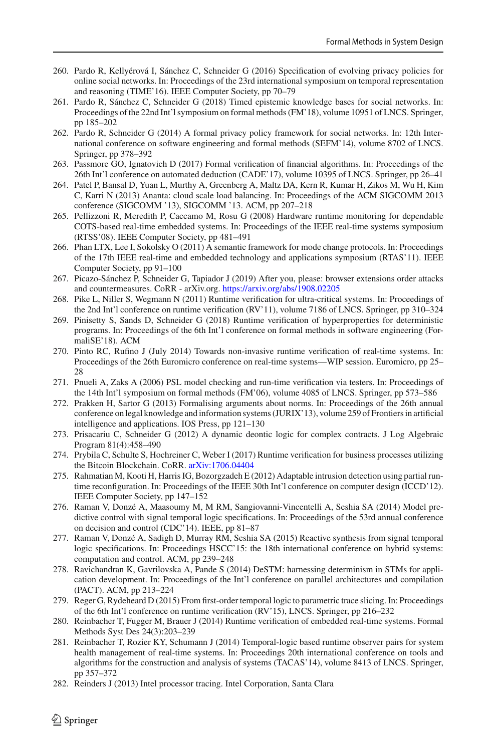260. Pardo R, Kellyérová I, Sánchez C, Schneider G (2016) Specification of evolving privacy policies for online social networks. In: Proceedings of the 23rd international symposium on temporal representation and reasoning (TIME'16). IEEE Computer Society, pp 70–79
261. Pardo R, Sánchez C, Schneider G (2018) Timed epistemic knowledge bases for social networks. In: Proceedings of the 22nd Int'l symposium on formal methods (FM'18), volume 10951 of LNCS. Springer, pp 185–202
262. Pardo R, Schneider G (2014) A formal privacy policy framework for social networks. In: 12th International conference on software engineering and formal methods (SEFM'14), volume 8702 of LNCS. Springer, pp 378–392
263. Passmore GO, Ignatovich D (2017) Formal verification of financial algorithms. In: Proceedings of the 26th Int'l conference on automated deduction (CADE'17), volume 10395 of LNCS. Springer, pp 26–41
264. Patel P, Bansal D, Yuan L, Murthy A, Greenberg A, Maltz DA, Kern R, Kumar H, Zikos M, Wu H, Kim C, Karri N (2013) Ananta: cloud scale load balancing. In: Proceedings of the ACM SIGCOMM 2013 conference (SIGCOMM '13), SIGCOMM '13. ACM, pp 207–218
265. Pellizzoni R, Meredith P, Caccamo M, Rosu G (2008) Hardware runtime monitoring for dependable COTS-based real-time embedded systems. In: Proceedings of the IEEE real-time systems symposium (RTSS'08). IEEE Computer Society, pp 481–491
266. Phan LTX, Lee I, Sokolsky O (2011) A semantic framework for mode change protocols. In: Proceedings of the 17th IEEE real-time and embedded technology and applications symposium (RTAS'11). IEEE Computer Society, pp 91–100
267. Picazo-Sánchez P, Schneider G, Tapiador J (2019) After you, please: browser extensions order attacks and countermeasures. CoRR - arXiv.org. https://arxiv.org/abs/1908.02205
268. Pike L, Niller S, Wegmann N (2011) Runtime verification for ultra-critical systems. In: Proceedings of the 2nd Int'l conference on runtime verification (RV'11), volume 7186 of LNCS. Springer, pp 310–324
269. Pinisetty S, Sands D, Schneider G (2018) Runtime verification of hyperproperties for deterministic programs. In: Proceedings of the 6th Int'l conference on formal methods in software engineering (FormaliSE'18). ACM
270. Pinto RC, Rufino J (July 2014) Towards non-invasive runtime verification of real-time systems. In: Proceedings of the 26th Euromicro conference on real-time systems—WIP session. Euromicro, pp 25–28
271. Pnueli A, Zaks A (2006) PSL model checking and run-time verification via testers. In: Proceedings of the 14th Int'l symposium on formal methods (FM'06), volume 4085 of LNCS. Springer, pp 573–586
272. Prakken H, Sartor G (2013) Formalising arguments about norms. In: Proceedings of the 26th annual conference on legal knowledge and information systems (JURIX'13), volume 259 of Frontiers in artificial intelligence and applications. IOS Press, pp 121–130
273. Prisacariu C, Schneider G (2012) A dynamic deontic logic for complex contracts. J Log Algebraic Program 81(4):458–490
274. Prybila C, Schulte S, Hochreiner C, Weber I (2017) Runtime verification for business processes utilizing the Bitcoin Blockchain. CoRR. arXiv:1706.04404
275. Rahmatian M, Kooti H, Harris IG, Bozorgzadeh E (2012) Adaptable intrusion detection using partial runtime reconfiguration. In: Proceedings of the IEEE 30th Int'l conference on computer design (ICCD'12). IEEE Computer Society, pp 147–152
276. Raman V, Donzé A, Maasoumy M, M RM, Sangiovanni-Vincentelli A, Seshia SA (2014) Model predictive control with signal temporal logic specifications. In: Proceedings of the 53rd annual conference on decision and control (CDC'14). IEEE, pp 81–87
277. Raman V, Donzé A, Sadigh D, Murray RM, Seshia SA (2015) Reactive synthesis from signal temporal logic specifications. In: Proceedings HSCC'15: the 18th international conference on hybrid systems: computation and control. ACM, pp 239–248
278. Ravichandran K, Gavrilovska A, Pande S (2014) DeSTM: harnessing determinism in STMs for application development. In: Proceedings of the Int'l conference on parallel architectures and compilation (PACT). ACM, pp 213–224
279. Reger G, Rydeheard D (2015) From first-order temporal logic to parametric trace slicing. In: Proceedings of the 6th Int'l conference on runtime verification (RV'15), LNCS. Springer, pp 216–232
280. Reinbacher T, Fugger M, Brauer J (2014) Runtime verification of embedded real-time systems. Formal Methods Syst Des 24(3):203–239
281. Reinbacher T, Rozier KY, Schumann J (2014) Temporal-logic based runtime observer pairs for system health management of real-time systems. In: Proceedings 20th international conference on tools and algorithms for the construction and analysis of systems (TACAS'14), volume 8413 of LNCS. Springer, pp 357–372
282. Reinders J (2013) Intel processor tracing. Intel Corporation, Santa Clara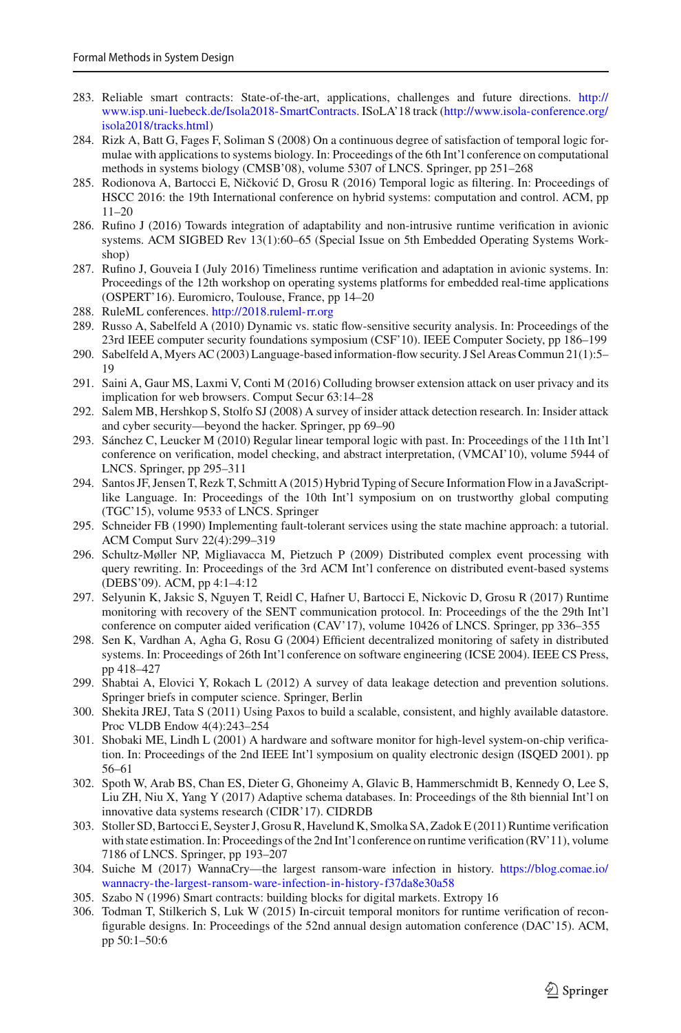283. Reliable smart contracts: State-of-the-art, applications, challenges and future directions. http://www.isp.uni-luebeck.de/Isola2018-SmartContracts. ISoLA'18 track (http://www.isola-conference.org/isola2018/tracks.html)
284. Rizk A, Batt G, Fages F, Soliman S (2008) On a continuous degree of satisfaction of temporal logic formulae with applications to systems biology. In: Proceedings of the 6th Int'l conference on computational methods in systems biology (CMSB'08), volume 5307 of LNCS. Springer, pp 251–268
285. Rodionova A, Bartocci E, Ničković D, Grosu R (2016) Temporal logic as filtering. In: Proceedings of HSCC 2016: the 19th International conference on hybrid systems: computation and control. ACM, pp 11–20
286. Rufino J (2016) Towards integration of adaptability and non-intrusive runtime verification in avionic systems. ACM SIGBED Rev 13(1):60–65 (Special Issue on 5th Embedded Operating Systems Workshop)
287. Rufino J, Gouveia I (July 2016) Timeliness runtime verification and adaptation in avionic systems. In: Proceedings of the 12th workshop on operating systems platforms for embedded real-time applications (OSPERT'16). Euromicro, Toulouse, France, pp 14–20
288. RuleML conferences. http://2018.ruleml-rr.org
289. Russo A, Sabelfeld A (2010) Dynamic vs. static flow-sensitive security analysis. In: Proceedings of the 23rd IEEE computer security foundations symposium (CSF'10). IEEE Computer Society, pp 186–199
290. Sabelfeld A, Myers AC (2003) Language-based information-flow security. J Sel Areas Commun 21(1):5–19
291. Saini A, Gaur MS, Laxmi V, Conti M (2016) Colluding browser extension attack on user privacy and its implication for web browsers. Comput Secur 63:14–28
292. Salem MB, Hershkop S, Stolfo SJ (2008) A survey of insider attack detection research. In: Insider attack and cyber security—beyond the hacker. Springer, pp 69–90
293. Sánchez C, Leucker M (2010) Regular linear temporal logic with past. In: Proceedings of the 11th Int'l conference on verification, model checking, and abstract interpretation, (VMCAI'10), volume 5944 of LNCS. Springer, pp 295–311
294. Santos JF, Jensen T, Rezk T, Schmitt A (2015) Hybrid Typing of Secure Information Flow in a JavaScript-like Language. In: Proceedings of the 10th Int'l symposium on on trustworthy global computing (TGC'15), volume 9533 of LNCS. Springer
295. Schneider FB (1990) Implementing fault-tolerant services using the state machine approach: a tutorial. ACM Comput Surv 22(4):299–319
296. Schultz-Møller NP, Migliavacca M, Pietzuch P (2009) Distributed complex event processing with query rewriting. In: Proceedings of the 3rd ACM Int'l conference on distributed event-based systems (DEBS'09). ACM, pp 4:1–4:12
297. Selyunin K, Jaksic S, Nguyen T, Reidl C, Hafner U, Bartocci E, Nickovic D, Grosu R (2017) Runtime monitoring with recovery of the SENT communication protocol. In: Proceedings of the the 29th Int'l conference on computer aided verification (CAV'17), volume 10426 of LNCS. Springer, pp 336–355
298. Sen K, Vardhan A, Agha G, Rosu G (2004) Efficient decentralized monitoring of safety in distributed systems. In: Proceedings of 26th Int'l conference on software engineering (ICSE 2004). IEEE CS Press, pp 418–427
299. Shabtai A, Elovici Y, Rokach L (2012) A survey of data leakage detection and prevention solutions. Springer briefs in computer science. Springer, Berlin
300. Shekita JREJ, Tata S (2011) Using Paxos to build a scalable, consistent, and highly available datastore. Proc VLDB Endow 4(4):243–254
301. Shobaki ME, Lindh L (2001) A hardware and software monitor for high-level system-on-chip verification. In: Proceedings of the 2nd IEEE Int'l symposium on quality electronic design (ISQED 2001). pp 56–61
302. Spoth W, Arab BS, Chan ES, Dieter G, Ghoneimy A, Glavic B, Hammerschmidt B, Kennedy O, Lee S, Liu ZH, Niu X, Yang Y (2017) Adaptive schema databases. In: Proceedings of the 8th biennial Int'l on innovative data systems research (CIDR'17). CIDRDB
303. Stoller SD, Bartocci E, Seyster J, Grosu R, Havelund K, Smolka SA, Zadok E (2011) Runtime verification with state estimation. In: Proceedings of the 2nd Int'l conference on runtime verification (RV'11), volume 7186 of LNCS. Springer, pp 193–207
304. Suiche M (2017) WannaCry—the largest ransom-ware infection in history. https://blog.comae.io/wannacry-the-largest-ransom-ware-infection-in-history-f37da8e30a58
305. Szabo N (1996) Smart contracts: building blocks for digital markets. Extropy 16
306. Todman T, Stilkerich S, Luk W (2015) In-circuit temporal monitors for runtime verification of reconfigurable designs. In: Proceedings of the 52nd annual design automation conference (DAC'15). ACM, pp 50:1–50:6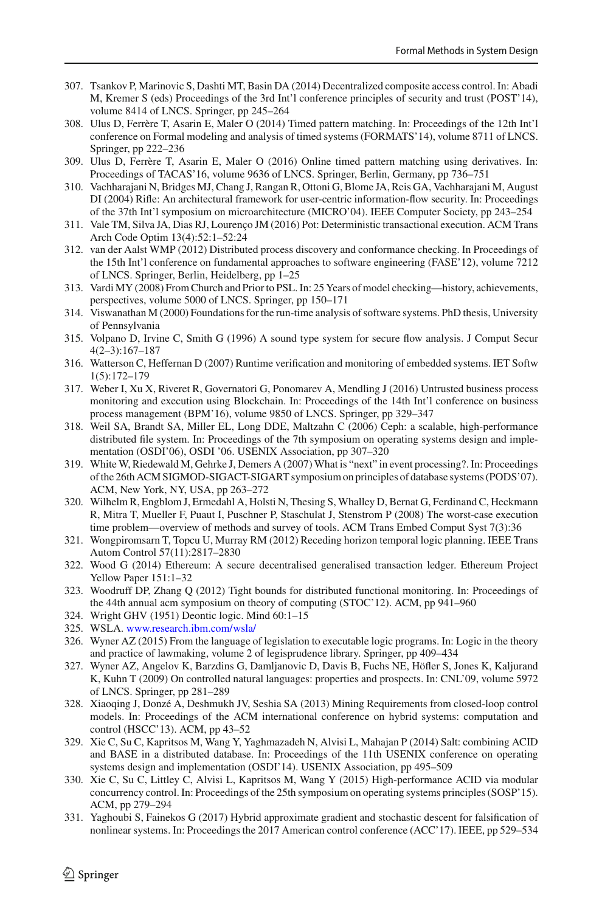307. Tsankov P, Marinovic S, Dashti MT, Basin DA (2014) Decentralized composite access control. In: Abadi M, Kremer S (eds) Proceedings of the 3rd Int'l conference principles of security and trust (POST'14), volume 8414 of LNCS. Springer, pp 245–264
308. Ulus D, Ferrère T, Asarin E, Maler O (2014) Timed pattern matching. In: Proceedings of the 12th Int'l conference on Formal modeling and analysis of timed systems (FORMATS'14), volume 8711 of LNCS. Springer, pp 222–236
309. Ulus D, Ferrère T, Asarin E, Maler O (2016) Online timed pattern matching using derivatives. In: Proceedings of TACAS'16, volume 9636 of LNCS. Springer, Berlin, Germany, pp 736–751
310. Vachharajani N, Bridges MJ, Chang J, Rangan R, Ottoni G, Blome JA, Reis GA, Vachharajani M, August DI (2004) Rifle: An architectural framework for user-centric information-flow security. In: Proceedings of the 37th Int'l symposium on microarchitecture (MICRO'04). IEEE Computer Society, pp 243–254
311. Vale TM, Silva JA, Dias RJ, Lourenço JM (2016) Pot: Deterministic transactional execution. ACM Trans Arch Code Optim 13(4):52:1–52:24
312. van der Aalst WMP (2012) Distributed process discovery and conformance checking. In Proceedings of the 15th Int'l conference on fundamental approaches to software engineering (FASE'12), volume 7212 of LNCS. Springer, Berlin, Heidelberg, pp 1–25
313. Vardi MY (2008) From Church and Prior to PSL. In: 25 Years of model checking—history, achievements, perspectives, volume 5000 of LNCS. Springer, pp 150–171
314. Viswanathan M (2000) Foundations for the run-time analysis of software systems. PhD thesis, University of Pennsylvania
315. Volpano D, Irvine C, Smith G (1996) A sound type system for secure flow analysis. J Comput Secur 4(2–3):167–187
316. Watterson C, Heffernan D (2007) Runtime verification and monitoring of embedded systems. IET Softw 1(5):172–179
317. Weber I, Xu X, Riveret R, Governatori G, Ponomarev A, Mendling J (2016) Untrusted business process monitoring and execution using Blockchain. In: Proceedings of the 14th Int'l conference on business process management (BPM'16), volume 9850 of LNCS. Springer, pp 329–347
318. Weil SA, Brandt SA, Miller EL, Long DDE, Maltzahn C (2006) Ceph: a scalable, high-performance distributed file system. In: Proceedings of the 7th symposium on operating systems design and implementation (OSDI'06), OSDI '06. USENIX Association, pp 307–320
319. White W, Riedewald M, Gehrke J, Demers A (2007) What is "next" in event processing?. In: Proceedings of the 26th ACM SIGMOD-SIGACT-SIGART symposium on principles of database systems (PODS'07). ACM, New York, NY, USA, pp 263–272
320. Wilhelm R, Engblom J, Ermedahl A, Holsti N, Thesing S, Whalley D, Bernat G, Ferdinand C, Heckmann R, Mitra T, Mueller F, Puaut I, Puschner P, Staschulat J, Stenstrom P (2008) The worst-case execution time problem—overview of methods and survey of tools. ACM Trans Embed Comput Syst 7(3):36
321. Wongpiromsarn T, Topcu U, Murray RM (2012) Receding horizon temporal logic planning. IEEE Trans Autom Control 57(11):2817–2830
322. Wood G (2014) Ethereum: A secure decentralised generalised transaction ledger. Ethereum Project Yellow Paper 151:1–32
323. Woodruff DP, Zhang Q (2012) Tight bounds for distributed functional monitoring. In: Proceedings of the 44th annual acm symposium on theory of computing (STOC'12). ACM, pp 941–960
324. Wright GHV (1951) Deontic logic. Mind 60:1–15
325. WSLA. www.research.ibm.com/wsla/
326. Wyner AZ (2015) From the language of legislation to executable logic programs. In: Logic in the theory and practice of lawmaking, volume 2 of legisprudence library. Springer, pp 409–434
327. Wyner AZ, Angelov K, Barzdins G, Damljanovic D, Davis B, Fuchs NE, Höfler S, Jones K, Kaljurand K, Kuhn T (2009) On controlled natural languages: properties and prospects. In: CNL'09, volume 5972 of LNCS. Springer, pp 281–289
328. Xiaoqing J, Donzé A, Deshmukh JV, Seshia SA (2013) Mining Requirements from closed-loop control models. In: Proceedings of the ACM international conference on hybrid systems: computation and control (HSCC'13). ACM, pp 43–52
329. Xie C, Su C, Kapritsos M, Wang Y, Yaghmazadeh N, Alvisi L, Mahajan P (2014) Salt: combining ACID and BASE in a distributed database. In: Proceedings of the 11th USENIX conference on operating systems design and implementation (OSDI'14). USENIX Association, pp 495–509
330. Xie C, Su C, Littley C, Alvisi L, Kapritsos M, Wang Y (2015) High-performance ACID via modular concurrency control. In: Proceedings of the 25th symposium on operating systems principles (SOSP'15). ACM, pp 279–294
331. Yaghoubi S, Fainekos G (2017) Hybrid approximate gradient and stochastic descent for falsification of nonlinear systems. In: Proceedings the 2017 American control conference (ACC'17). IEEE, pp 529–534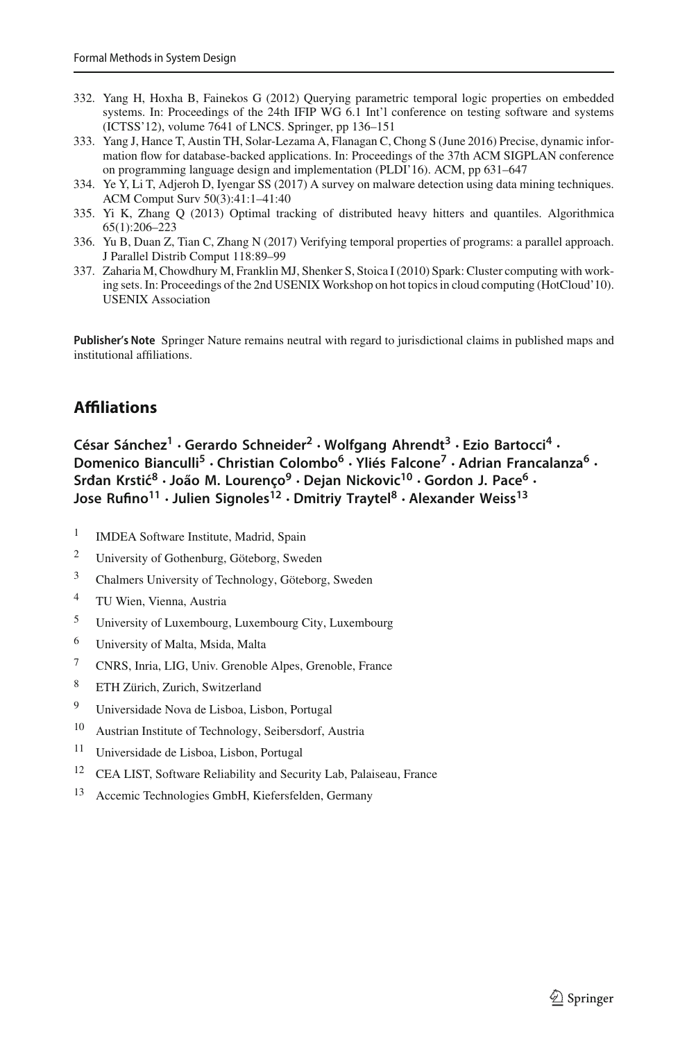332. Yang H, Hoxha B, Fainekos G (2012) Querying parametric temporal logic properties on embedded systems. In: Proceedings of the 24th IFIP WG 6.1 Int'l conference on testing software and systems (ICTSS'12), volume 7641 of LNCS. Springer, pp 136–151
333. Yang J, Hance T, Austin TH, Solar-Lezama A, Flanagan C, Chong S (June 2016) Precise, dynamic information flow for database-backed applications. In: Proceedings of the 37th ACM SIGPLAN conference on programming language design and implementation (PLDI'16). ACM, pp 631–647
334. Ye Y, Li T, Adjeroh D, Iyengar SS (2017) A survey on malware detection using data mining techniques. ACM Comput Surv 50(3):41:1–41:40
335. Yi K, Zhang Q (2013) Optimal tracking of distributed heavy hitters and quantiles. Algorithmica 65(1):206–223
336. Yu B, Duan Z, Tian C, Zhang N (2017) Verifying temporal properties of programs: a parallel approach. J Parallel Distrib Comput 118:89–99
337. Zaharia M, Chowdhury M, Franklin MJ, Shenker S, Stoica I (2010) Spark: Cluster computing with working sets. In: Proceedings of the 2nd USENIX Workshop on hot topics in cloud computing (HotCloud'10). USENIX Association

**Publisher's Note** Springer Nature remains neutral with regard to jurisdictional claims in published maps and institutional affiliations.

## Affiliations

**César Sánchez[1] · Gerardo Schneider[2] · Wolfgang Ahrendt[3] · Ezio Bartocci[4] · Domenico Bianculli[5] · Christian Colombo[6] · Yliés Falcone[7] · Adrian Francalanza[6] · Srđan Krstić[8] · João M. Lourenço[9] · Dejan Nickovic[10] · Gordon J. Pace[6] · Jose Rufino[11] · Julien Signoles[12] · Dmitriy Traytel[8] · Alexander Weiss[13]**

[1] IMDEA Software Institute, Madrid, Spain

[2] University of Gothenburg, Göteborg, Sweden

[3] Chalmers University of Technology, Göteborg, Sweden

[4] TU Wien, Vienna, Austria

[5] University of Luxembourg, Luxembourg City, Luxembourg

[6] University of Malta, Msida, Malta

[7] CNRS, Inria, LIG, Univ. Grenoble Alpes, Grenoble, France

[8] ETH Zürich, Zurich, Switzerland

[9] Universidade Nova de Lisboa, Lisbon, Portugal

[10] Austrian Institute of Technology, Seibersdorf, Austria

[11] Universidade de Lisboa, Lisbon, Portugal

[12] CEA LIST, Software Reliability and Security Lab, Palaiseau, France

[13] Accemic Technologies GmbH, Kiefersfelden, Germany